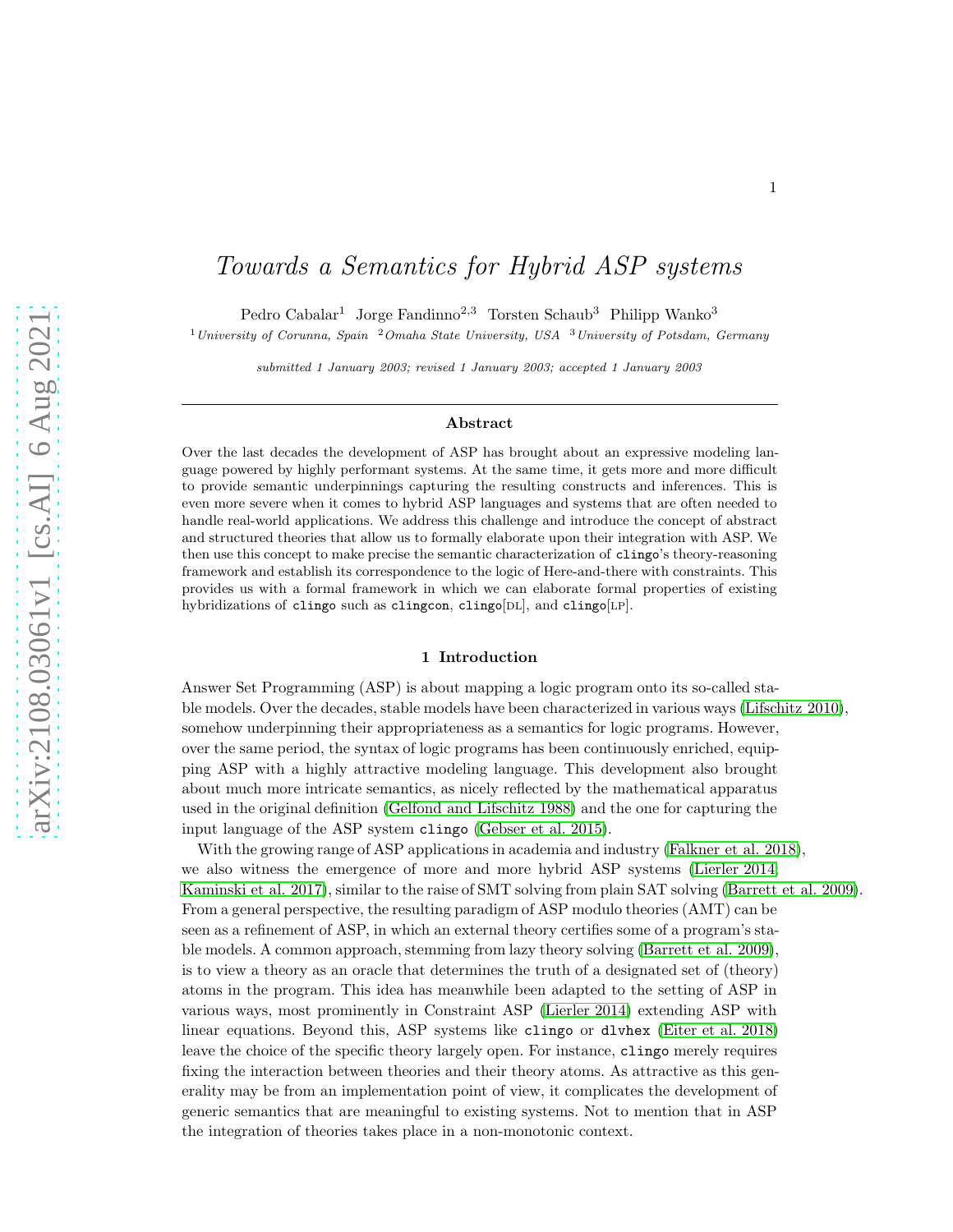# Towards a Semantics for Hybrid ASP systems

Pedro Cabalar[1] Jorge Fandinno[2,3] Torsten Schaub[3] Philipp Wanko[3]

[1] *University of Corunna, Spain* [2] *Omaha State University, USA* [3] *University of Potsdam, Germany*

*submitted 1 January 2003; revised 1 January 2003; accepted 1 January 2003*

## Abstract

Over the last decades the development of ASP has brought about an expressive modeling language powered by highly performant systems. At the same time, it gets more and more difficult to provide semantic underpinnings capturing the resulting constructs and inferences. This is even more severe when it comes to hybrid ASP languages and systems that are often needed to handle real-world applications. We address this challenge and introduce the concept of abstract and structured theories that allow us to formally elaborate upon their integration with ASP. We then use this concept to make precise the semantic characterization of `clingo`'s theory-reasoning framework and establish its correspondence to the logic of Here-and-there with constraints. This provides us with a formal framework in which we can elaborate formal properties of existing hybridizations of `clingo` such as `clingcon`, `clingo`[DL], and `clingo`[LP].

## 1 Introduction

Answer Set Programming (ASP) is about mapping a logic program onto its so-called stable models. Over the decades, stable models have been characterized in various ways (Lifschitz 2010), somehow underpinning their appropriateness as a semantics for logic programs. However, over the same period, the syntax of logic programs has been continuously enriched, equipping ASP with a highly attractive modeling language. This development also brought about much more intricate semantics, as nicely reflected by the mathematical apparatus used in the original definition (Gelfond and Lifschitz 1988) and the one for capturing the input language of the ASP system `clingo` (Gebser et al. 2015).

With the growing range of ASP applications in academia and industry (Falkner et al. 2018), we also witness the emergence of more and more hybrid ASP systems (Lierler 2014; Kaminski et al. 2017), similar to the raise of SMT solving from plain SAT solving (Barrett et al. 2009). From a general perspective, the resulting paradigm of ASP modulo theories (AMT) can be seen as a refinement of ASP, in which an external theory certifies some of a program's stable models. A common approach, stemming from lazy theory solving (Barrett et al. 2009), is to view a theory as an oracle that determines the truth of a designated set of (theory) atoms in the program. This idea has meanwhile been adapted to the setting of ASP in various ways, most prominently in Constraint ASP (Lierler 2014) extending ASP with linear equations. Beyond this, ASP systems like `clingo` or `dlvhex` (Eiter et al. 2018) leave the choice of the specific theory largely open. For instance, `clingo` merely requires fixing the interaction between theories and their theory atoms. As attractive as this generality may be from an implementation point of view, it complicates the development of generic semantics that are meaningful to existing systems. Not to mention that in ASP the integration of theories takes place in a non-monotonic context.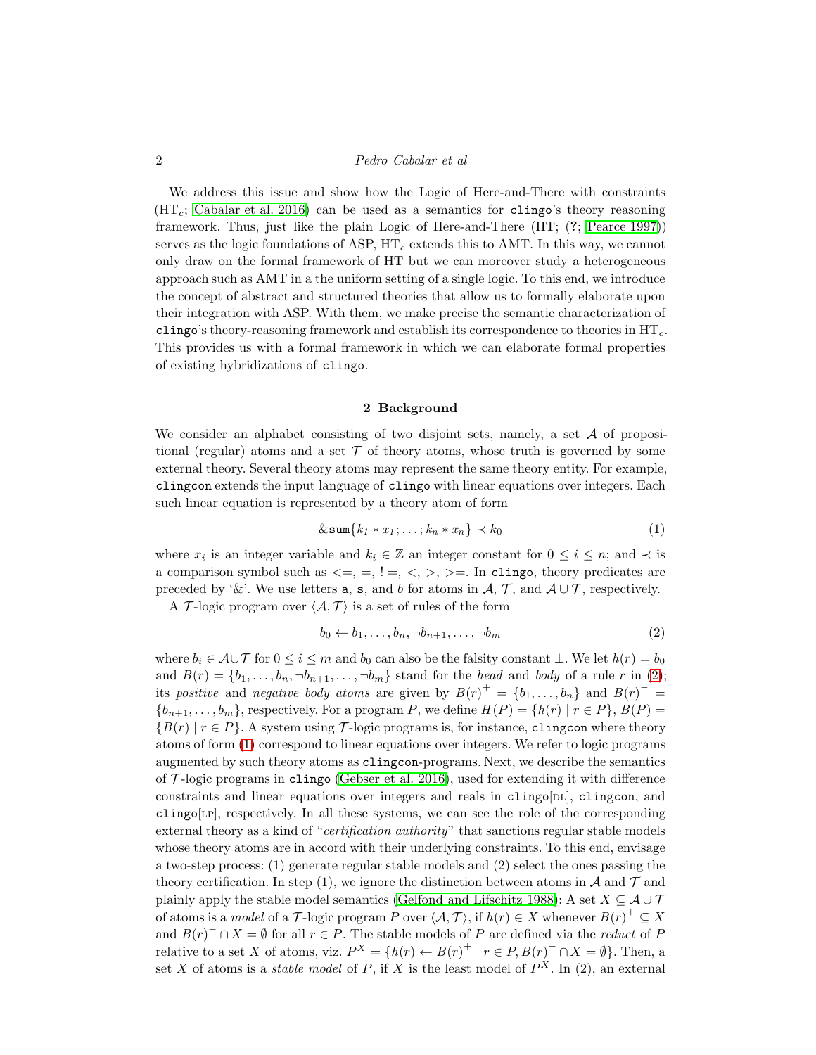We address this issue and show how the Logic of Here-and-There with constraints ($\mathrm{HT}_c$; Cabalar et al. 2016) can be used as a semantics for `clingo`'s theory reasoning framework. Thus, just like the plain Logic of Here-and-There (HT; (?; Pearce 1997)) serves as the logic foundations of ASP, $\mathrm{HT}_c$ extends this to AMT. In this way, we cannot only draw on the formal framework of HT but we can moreover study a heterogeneous approach such as AMT in a the uniform setting of a single logic. To this end, we introduce the concept of abstract and structured theories that allow us to formally elaborate upon their integration with ASP. With them, we make precise the semantic characterization of `clingo`'s theory-reasoning framework and establish its correspondence to theories in $\mathrm{HT}_c$. This provides us with a formal framework in which we can elaborate formal properties of existing hybridizations of `clingo`.

## 2 Background

We consider an alphabet consisting of two disjoint sets, namely, a set $\mathcal{A}$ of propositional (regular) atoms and a set $\mathcal{T}$ of theory atoms, whose truth is governed by some external theory. Several theory atoms may represent the same theory entity. For example, `clingcon` extends the input language of `clingo` with linear equations over integers. Each such linear equation is represented by a theory atom of form

$$\&\mathtt{sum}\{k_1 * x_1; \dots; k_n * x_n\} \prec k_0 \tag{1}$$

where $x_i$ is an integer variable and $k_i \in \mathbb{Z}$ an integer constant for $0 \leq i \leq n$; and $\prec$ is a comparison symbol such as $<=, =, !=, <, >, >=$. In `clingo`, theory predicates are preceded by '&'. We use letters $\mathtt{a}$, $\mathtt{s}$, and $b$ for atoms in $\mathcal{A}$, $\mathcal{T}$, and $\mathcal{A} \cup \mathcal{T}$, respectively.

A $\mathcal{T}$-logic program over $\langle \mathcal{A}, \mathcal{T} \rangle$ is a set of rules of the form

$$b_0 \leftarrow b_1, \dots, b_n, \neg b_{n+1}, \dots, \neg b_m \tag{2}$$

where $b_i \in \mathcal{A} \cup \mathcal{T}$ for $0 \leq i \leq m$ and $b_0$ can also be the falsity constant $\bot$. We let $h(r) = b_0$ and $B(r) = \{b_1, \dots, b_n, \neg b_{n+1}, \dots, \neg b_m\}$ stand for the *head* and *body* of a rule $r$ in (2); its *positive* and *negative body atoms* are given by $B(r)^+ = \{b_1, \dots, b_n\}$ and $B(r)^- = \{b_{n+1}, \dots, b_m\}$, respectively. For a program $P$, we define $H(P) = \{h(r) \mid r \in P\}$, $B(P) = \{B(r) \mid r \in P\}$. A system using $\mathcal{T}$-logic programs is, for instance, `clingcon` where theory atoms of form (1) correspond to linear equations over integers. We refer to logic programs augmented by such theory atoms as `clingcon`-programs. Next, we describe the semantics of $\mathcal{T}$-logic programs in `clingo` (Gebser et al. 2016), used for extending it with difference constraints and linear equations over integers and reals in `clingo`[DL], `clingcon`, and `clingo`[LP], respectively. In all these systems, we can see the role of the corresponding external theory as a kind of "*certification authority*" that sanctions regular stable models whose theory atoms are in accord with their underlying constraints. To this end, envisage a two-step process: (1) generate regular stable models and (2) select the ones passing the theory certification. In step (1), we ignore the distinction between atoms in $\mathcal{A}$ and $\mathcal{T}$ and plainly apply the stable model semantics (Gelfond and Lifschitz 1988): A set $X \subseteq \mathcal{A} \cup \mathcal{T}$ of atoms is a *model* of a $\mathcal{T}$-logic program $P$ over $\langle \mathcal{A}, \mathcal{T} \rangle$, if $h(r) \in X$ whenever $B(r)^+ \subseteq X$ and $B(r)^- \cap X = \emptyset$ for all $r \in P$. The stable models of $P$ are defined via the *reduct* of $P$ relative to a set $X$ of atoms, viz. $P^X = \{h(r) \leftarrow B(r)^+ \mid r \in P, B(r)^- \cap X = \emptyset\}$. Then, a set $X$ of atoms is a *stable model* of $P$, if $X$ is the least model of $P^X$. In (2), an external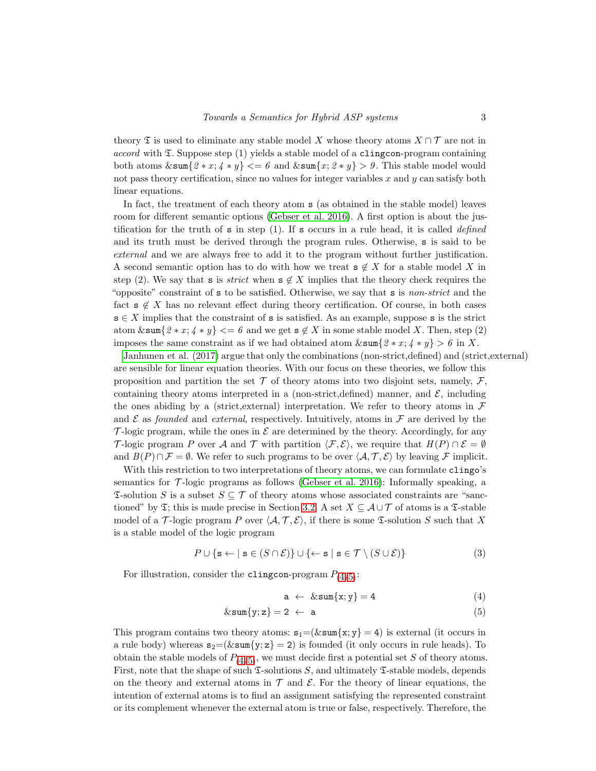theory $\mathfrak{T}$ is used to eliminate any stable model $X$ whose theory atoms $X \cap \mathcal{T}$ are not in *accord* with $\mathfrak{T}$. Suppose step (1) yields a stable model of a `clingcon`-program containing both atoms $\&\mathtt{sum}\{2*x; 4*y\} <= 6$ and $\&\mathtt{sum}\{x; 2*y\} > 9$. This stable model would not pass theory certification, since no values for integer variables $x$ and $y$ can satisfy both linear equations.

In fact, the treatment of each theory atom $\mathtt{s}$ (as obtained in the stable model) leaves room for different semantic options (Gebser et al. 2016). A first option is about the justification for the truth of $\mathtt{s}$ in step (1). If $\mathtt{s}$ occurs in a rule head, it is called *defined* and its truth must be derived through the program rules. Otherwise, $\mathtt{s}$ is said to be *external* and we are always free to add it to the program without further justification. A second semantic option has to do with how we treat $\mathtt{s} \notin X$ for a stable model $X$ in step (2). We say that $\mathtt{s}$ is *strict* when $\mathtt{s} \notin X$ implies that the theory check requires the "opposite" constraint of $\mathtt{s}$ to be satisfied. Otherwise, we say that $\mathtt{s}$ is *non-strict* and the fact $\mathtt{s} \notin X$ has no relevant effect during theory certification. Of course, in both cases $\mathtt{s} \in X$ implies that the constraint of $\mathtt{s}$ is satisfied. As an example, suppose $\mathtt{s}$ is the strict atom $\&\mathtt{sum}\{2*x; 4*y\} <= 6$ and we get $\mathtt{s} \notin X$ in some stable model $X$. Then, step (2) imposes the same constraint as if we had obtained atom $\&\mathtt{sum}\{2*x; 4*y\} > 6$ in $X$.

Janhunen et al. (2017) argue that only the combinations (non-strict,defined) and (strict,external) are sensible for linear equation theories. With our focus on these theories, we follow this proposition and partition the set $\mathcal{T}$ of theory atoms into two disjoint sets, namely, $\mathcal{F}$, containing theory atoms interpreted in a (non-strict,defined) manner, and $\mathcal{E}$, including the ones abiding by a (strict,external) interpretation. We refer to theory atoms in $\mathcal{F}$ and $\mathcal{E}$ as *founded* and *external*, respectively. Intuitively, atoms in $\mathcal{F}$ are derived by the $\mathcal{T}$-logic program, while the ones in $\mathcal{E}$ are determined by the theory. Accordingly, for any $\mathcal{T}$-logic program $P$ over $\mathcal{A}$ and $\mathcal{T}$ with partition $\langle \mathcal{F}, \mathcal{E} \rangle$, we require that $H(P) \cap \mathcal{E} = \emptyset$ and $B(P) \cap \mathcal{F} = \emptyset$. We refer to such programs to be over $\langle \mathcal{A}, \mathcal{T}, \mathcal{E} \rangle$ by leaving $\mathcal{F}$ implicit.

With this restriction to two interpretations of theory atoms, we can formulate `clingo`'s semantics for $\mathcal{T}$-logic programs as follows (Gebser et al. 2016): Informally speaking, a $\mathfrak{T}$-solution $S$ is a subset $S \subseteq \mathcal{T}$ of theory atoms whose associated constraints are "sanctioned" by $\mathfrak{T}$; this is made precise in Section 3.2. A set $X \subseteq \mathcal{A} \cup \mathcal{T}$ of atoms is a $\mathfrak{T}$-stable model of a $\mathcal{T}$-logic program $P$ over $\langle \mathcal{A}, \mathcal{T}, \mathcal{E} \rangle$, if there is some $\mathfrak{T}$-solution $S$ such that $X$ is a stable model of the logic program

$$P \cup \{\mathtt{s} \leftarrow \mid \mathtt{s} \in (S \cap \mathcal{E})\} \cup \{\leftarrow \mathtt{s} \mid \mathtt{s} \in \mathcal{T} \setminus (S \cup \mathcal{E})\} \tag{3}$$

For illustration, consider the `clingcon`-program $P_{(4,5)}$:

$$\mathtt{a} \leftarrow \&\mathtt{sum}\{\mathtt{x};\mathtt{y}\} = 4 \tag{4}$$

$$\&\mathtt{sum}\{\mathtt{y};\mathtt{z}\} = 2 \leftarrow \mathtt{a} \tag{5}$$

This program contains two theory atoms: $\mathtt{s}_1 = (\&\mathtt{sum}\{\mathtt{x};\mathtt{y}\} = 4)$ is external (it occurs in a rule body) whereas $\mathtt{s}_2 = (\&\mathtt{sum}\{\mathtt{y};\mathtt{z}\} = 2)$ is founded (it only occurs in rule heads). To obtain the stable models of $P_{(4,5)}$, we must decide first a potential set $S$ of theory atoms. First, note that the shape of such $\mathfrak{T}$-solutions $S$, and ultimately $\mathfrak{T}$-stable models, depends on the theory and external atoms in $\mathcal{T}$ and $\mathcal{E}$. For the theory of linear equations, the intention of external atoms is to find an assignment satisfying the represented constraint or its complement whenever the external atom is true or false, respectively. Therefore, the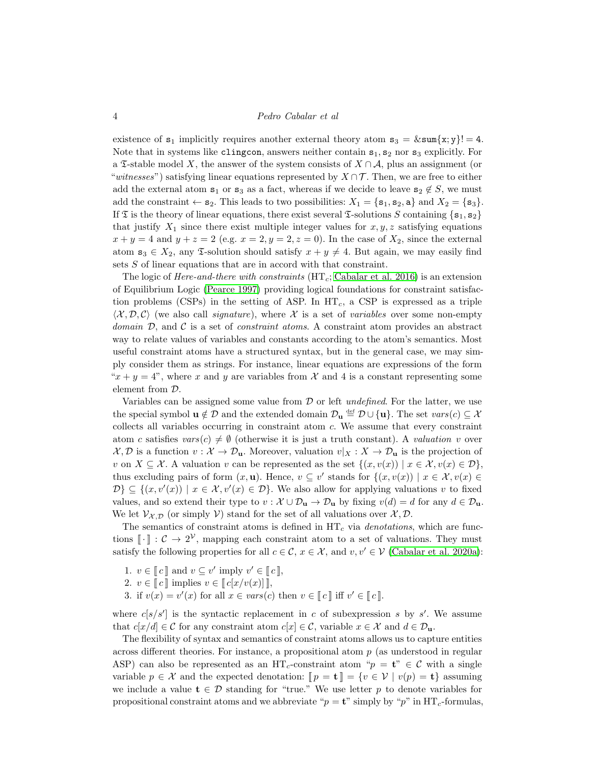existence of $\mathtt{s}_1$ implicitly requires another external theory atom $\mathtt{s}_3 = \&\mathtt{sum}\{\mathtt{x};\mathtt{y}\}!= 4$. Note that in systems like `clingcon`, answers neither contain $\mathtt{s}_1, \mathtt{s}_2$ nor $\mathtt{s}_3$ explicitly. For a $\mathfrak{T}$-stable model $X$, the answer of the system consists of $X \cap \mathcal{A}$, plus an assignment (or "*witnesses*") satisfying linear equations represented by $X \cap \mathcal{T}$. Then, we are free to either add the external atom $\mathtt{s}_1$ or $\mathtt{s}_3$ as a fact, whereas if we decide to leave $\mathtt{s}_2 \notin S$, we must add the constraint $\leftarrow \mathtt{s}_2$. This leads to two possibilities: $X_1 = \{\mathtt{s}_1, \mathtt{s}_2, \mathtt{a}\}$ and $X_2 = \{\mathtt{s}_3\}$. If $\mathfrak{T}$ is the theory of linear equations, there exist several $\mathfrak{T}$-solutions $S$ containing $\{\mathtt{s}_1, \mathtt{s}_2\}$ that justify $X_1$ since there exist multiple integer values for $x, y, z$ satisfying equations $x + y = 4$ and $y + z = 2$ (e.g. $x = 2, y = 2, z = 0$). In the case of $X_2$, since the external atom $\mathtt{s}_3 \in X_2$, any $\mathfrak{T}$-solution should satisfy $x + y \neq 4$. But again, we may easily find sets $S$ of linear equations that are in accord with that constraint.

The logic of *Here-and-there with constraints* ($\mathrm{HT}_c$; Cabalar et al. 2016) is an extension of Equilibrium Logic (Pearce 1997) providing logical foundations for constraint satisfaction problems (CSPs) in the setting of ASP. In $\mathrm{HT}_c$, a CSP is expressed as a triple $\langle \mathcal{X}, \mathcal{D}, \mathcal{C}\rangle$ (we also call *signature*), where $\mathcal{X}$ is a set of *variables* over some non-empty *domain* $\mathcal{D}$, and $\mathcal{C}$ is a set of *constraint atoms*. A constraint atom provides an abstract way to relate values of variables and constants according to the atom's semantics. Most useful constraint atoms have a structured syntax, but in the general case, we may simply consider them as strings. For instance, linear equations are expressions of the form "$x + y = 4$", where $x$ and $y$ are variables from $\mathcal{X}$ and 4 is a constant representing some element from $\mathcal{D}$.

Variables can be assigned some value from $\mathcal{D}$ or left *undefined*. For the latter, we use the special symbol $\mathbf{u} \notin \mathcal{D}$ and the extended domain $\mathcal{D}_{\mathbf{u}} \stackrel{\text{def}}{=} \mathcal{D} \cup \{\mathbf{u}\}$. The set $\mathit{vars}(c) \subseteq \mathcal{X}$ collects all variables occurring in constraint atom $c$. We assume that every constraint atom $c$ satisfies $\mathit{vars}(c) \neq \emptyset$ (otherwise it is just a truth constant). A *valuation* $v$ over $\mathcal{X}, \mathcal{D}$ is a function $v : \mathcal{X} \to \mathcal{D}_{\mathbf{u}}$. Moreover, valuation $v|_X : X \to \mathcal{D}_{\mathbf{u}}$ is the projection of $v$ on $X \subseteq \mathcal{X}$. A valuation $v$ can be represented as the set $\{(x, v(x)) \mid x \in \mathcal{X}, v(x) \in \mathcal{D}\}$, thus excluding pairs of form $(x, \mathbf{u})$. Hence, $v \subseteq v'$ stands for $\{(x, v(x)) \mid x \in \mathcal{X}, v(x) \in \mathcal{D}\} \subseteq \{(x, v'(x)) \mid x \in \mathcal{X}, v'(x) \in \mathcal{D}\}$. We also allow for applying valuations $v$ to fixed values, and so extend their type to $v : \mathcal{X} \cup \mathcal{D}_{\mathbf{u}} \to \mathcal{D}_{\mathbf{u}}$ by fixing $v(d) = d$ for any $d \in \mathcal{D}_{\mathbf{u}}$. We let $\mathcal{V}_{\mathcal{X},\mathcal{D}}$ (or simply $\mathcal{V}$) stand for the set of all valuations over $\mathcal{X}, \mathcal{D}$.

The semantics of constraint atoms is defined in $\mathrm{HT}_c$ via *denotations*, which are functions $[\![ \cdot ]\!] : \mathcal{C} \to 2^{\mathcal{V}}$, mapping each constraint atom to a set of valuations. They must satisfy the following properties for all $c \in \mathcal{C}$, $x \in \mathcal{X}$, and $v, v' \in \mathcal{V}$ (Cabalar et al. 2020a):

1. $v \in [\![ c ]\!]$ and $v \subseteq v'$ imply $v' \in [\![ c ]\!]$,
2. $v \in [\![ c ]\!]$ implies $v \in [\![ c[x/v(x)] ]\!]$,
3. if $v(x) = v'(x)$ for all $x \in \mathit{vars}(c)$ then $v \in [\![ c ]\!]$ iff $v' \in [\![ c ]\!]$.

where $c[s/s']$ is the syntactic replacement in $c$ of subexpression $s$ by $s'$. We assume that $c[x/d] \in \mathcal{C}$ for any constraint atom $c[x] \in \mathcal{C}$, variable $x \in \mathcal{X}$ and $d \in \mathcal{D}_{\mathbf{u}}$.

The flexibility of syntax and semantics of constraint atoms allows us to capture entities across different theories. For instance, a propositional atom $p$ (as understood in regular ASP) can also be represented as an $\mathrm{HT}_c$-constraint atom "$p = \mathbf{t}$" $\in \mathcal{C}$ with a single variable $p \in \mathcal{X}$ and the expected denotation: $[\![ p = \mathbf{t} ]\!] = \{v \in \mathcal{V} \mid v(p) = \mathbf{t}\}$ assuming we include a value $\mathbf{t} \in \mathcal{D}$ standing for "true." We use letter $p$ to denote variables for propositional constraint atoms and we abbreviate "$p = \mathbf{t}$" simply by "$p$" in $\mathrm{HT}_c$-formulas,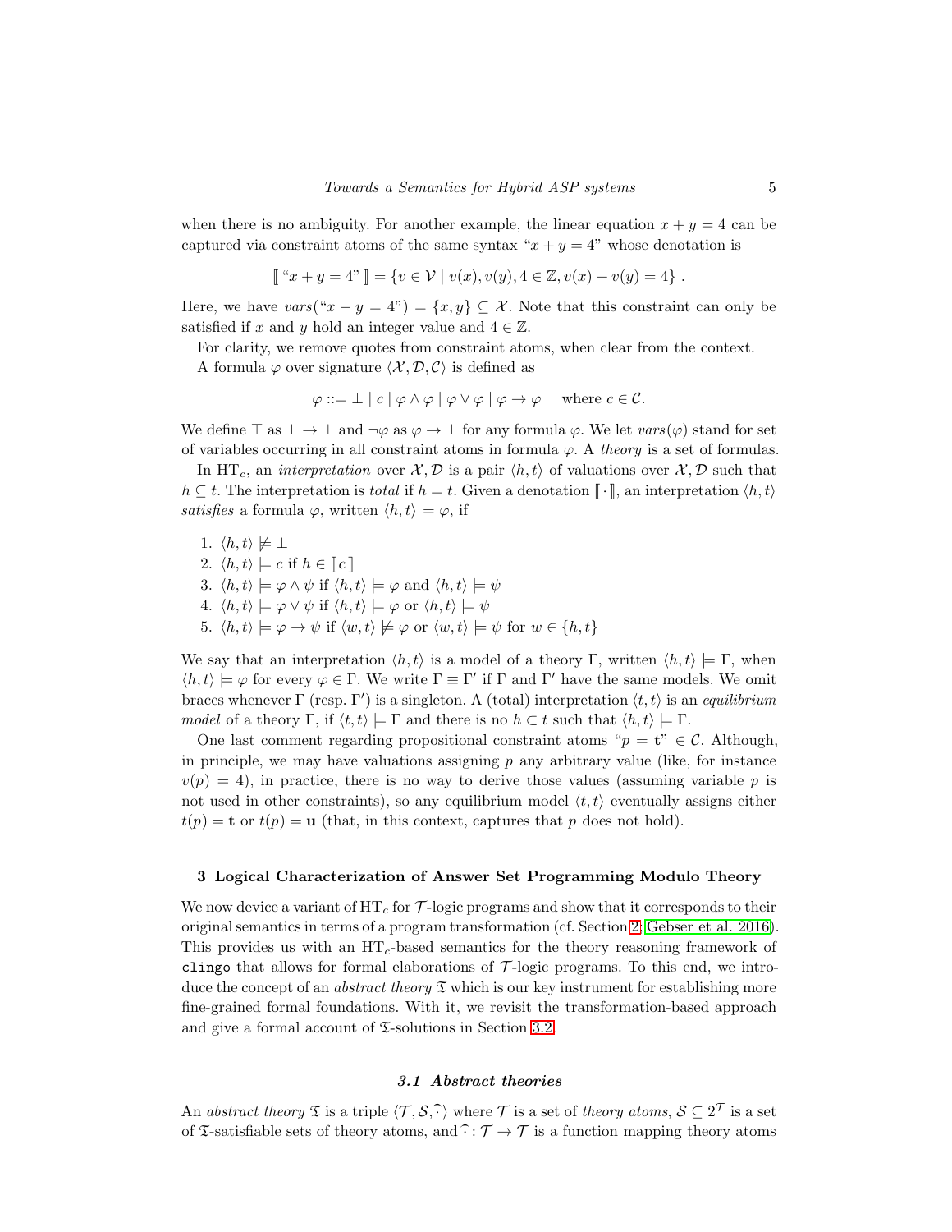when there is no ambiguity. For another example, the linear equation $x + y = 4$ can be captured via constraint atoms of the same syntax "$x + y = 4$" whose denotation is

$$\llbracket \text{“}x + y = 4\text{”} \rrbracket = \{v \in \mathcal{V} \mid v(x), v(y), 4 \in \mathbb{Z}, v(x) + v(y) = 4\} .$$

Here, we have $vars(\text{“}x - y = 4\text{”}) = \{x, y\} \subseteq \mathcal{X}$. Note that this constraint can only be satisfied if $x$ and $y$ hold an integer value and $4 \in \mathbb{Z}$.

For clarity, we remove quotes from constraint atoms, when clear from the context.

A formula $\varphi$ over signature $\langle \mathcal{X}, \mathcal{D}, \mathcal{C} \rangle$ is defined as

$$\varphi ::= \bot \mid c \mid \varphi \wedge \varphi \mid \varphi \vee \varphi \mid \varphi \to \varphi \quad \text{ where } c \in \mathcal{C}.$$

We define $\top$ as $\bot \to \bot$ and $\neg\varphi$ as $\varphi \to \bot$ for any formula $\varphi$. We let $vars(\varphi)$ stand for set of variables occurring in all constraint atoms in formula $\varphi$. A *theory* is a set of formulas.

In $\mathrm{HT}_c$, an *interpretation* over $\mathcal{X}, \mathcal{D}$ is a pair $\langle h, t \rangle$ of valuations over $\mathcal{X}, \mathcal{D}$ such that $h \subseteq t$. The interpretation is *total* if $h = t$. Given a denotation $\llbracket \cdot \rrbracket$, an interpretation $\langle h, t \rangle$ *satisfies* a formula $\varphi$, written $\langle h, t \rangle \models \varphi$, if

1. $\langle h, t \rangle \not\models \bot$
2. $\langle h, t \rangle \models c$ if $h \in \llbracket c \rrbracket$
3. $\langle h, t \rangle \models \varphi \wedge \psi$ if $\langle h, t \rangle \models \varphi$ and $\langle h, t \rangle \models \psi$
4. $\langle h, t \rangle \models \varphi \vee \psi$ if $\langle h, t \rangle \models \varphi$ or $\langle h, t \rangle \models \psi$
5. $\langle h, t \rangle \models \varphi \to \psi$ if $\langle w, t \rangle \not\models \varphi$ or $\langle w, t \rangle \models \psi$ for $w \in \{h, t\}$

We say that an interpretation $\langle h, t \rangle$ is a model of a theory $\Gamma$, written $\langle h, t \rangle \models \Gamma$, when $\langle h, t \rangle \models \varphi$ for every $\varphi \in \Gamma$. We write $\Gamma \equiv \Gamma'$ if $\Gamma$ and $\Gamma'$ have the same models. We omit braces whenever $\Gamma$ (resp. $\Gamma'$) is a singleton. A (total) interpretation $\langle t, t \rangle$ is an *equilibrium model* of a theory $\Gamma$, if $\langle t, t \rangle \models \Gamma$ and there is no $h \subset t$ such that $\langle h, t \rangle \models \Gamma$.

One last comment regarding propositional constraint atoms "$p = \mathbf{t}$" $\in \mathcal{C}$. Although, in principle, we may have valuations assigning $p$ any arbitrary value (like, for instance $v(p) = 4$), in practice, there is no way to derive those values (assuming variable $p$ is not used in other constraints), so any equilibrium model $\langle t, t \rangle$ eventually assigns either $t(p) = \mathbf{t}$ or $t(p) = \mathbf{u}$ (that, in this context, captures that $p$ does not hold).

## 3 Logical Characterization of Answer Set Programming Modulo Theory

We now device a variant of $\mathrm{HT}_c$ for $\mathcal{T}$-logic programs and show that it corresponds to their original semantics in terms of a program transformation (cf. Section 2; Gebser et al. 2016). This provides us with an $\mathrm{HT}_c$-based semantics for the theory reasoning framework of `clingo` that allows for formal elaborations of $\mathcal{T}$-logic programs. To this end, we introduce the concept of an *abstract theory* $\mathfrak{T}$ which is our key instrument for establishing more fine-grained formal foundations. With it, we revisit the transformation-based approach and give a formal account of $\mathfrak{T}$-solutions in Section 3.2.

### 3.1 Abstract theories

An *abstract theory* $\mathfrak{T}$ is a triple $\langle \mathcal{T}, \mathcal{S}, \widehat{\cdot} \rangle$ where $\mathcal{T}$ is a set of *theory atoms*, $\mathcal{S} \subseteq 2^{\mathcal{T}}$ is a set of $\mathfrak{T}$-satisfiable sets of theory atoms, and $\widehat{\cdot} : \mathcal{T} \to \mathcal{T}$ is a function mapping theory atoms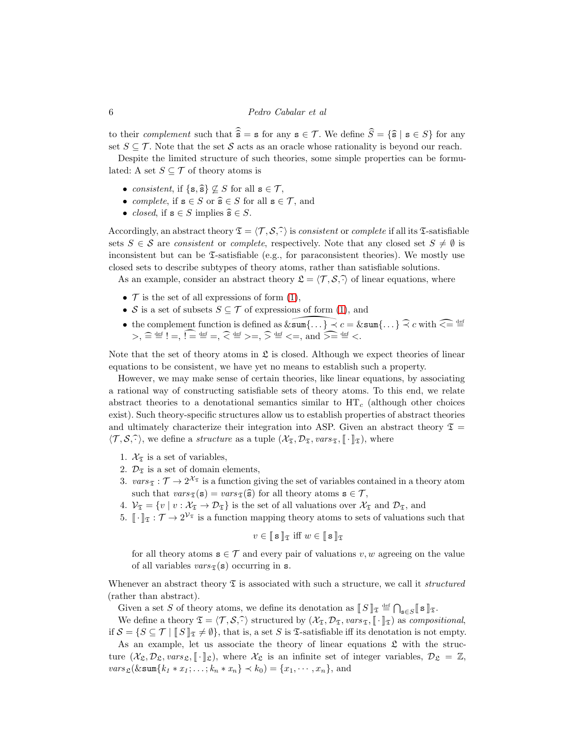to their *complement* such that $\widehat{\widehat{\mathtt{s}}} = \mathtt{s}$ for any $\mathtt{s} \in \mathcal{T}$. We define $\widehat{S} = \{\widehat{\mathtt{s}} \mid \mathtt{s} \in S\}$ for any set $S \subseteq \mathcal{T}$. Note that the set $\mathcal{S}$ acts as an oracle whose rationality is beyond our reach.

Despite the limited structure of such theories, some simple properties can be formulated: A set $S \subseteq \mathcal{T}$ of theory atoms is

- *consistent*, if $\{\mathtt{s}, \widehat{\mathtt{s}}\} \not\subseteq S$ for all $\mathtt{s} \in \mathcal{T}$,
- *complete*, if $\mathtt{s} \in S$ or $\widehat{\mathtt{s}} \in S$ for all $\mathtt{s} \in \mathcal{T}$, and
- *closed*, if $\mathtt{s} \in S$ implies $\widehat{\mathtt{s}} \in S$.

Accordingly, an abstract theory $\mathfrak{T} = \langle \mathcal{T}, \mathcal{S}, \widehat{\cdot} \rangle$ is *consistent* or *complete* if all its $\mathfrak{T}$-satisfiable sets $S \in \mathcal{S}$ are *consistent* or *complete*, respectively. Note that any closed set $S \neq \emptyset$ is inconsistent but can be $\mathfrak{T}$-satisfiable (e.g., for paraconsistent theories). We mostly use closed sets to describe subtypes of theory atoms, rather than satisfiable solutions.

As an example, consider an abstract theory $\mathfrak{L} = \langle \mathcal{T}, \mathcal{S}, \widehat{\cdot} \rangle$ of linear equations, where

- $\mathcal{T}$ is the set of all expressions of form (1),
- $\mathcal{S}$ is a set of subsets $S \subseteq \mathcal{T}$ of expressions of form (1), and
- the complement function is defined as $\widehat{\&\mathtt{sum}\{\dots\} \prec c} = \&\mathtt{sum}\{\dots\} \mathrel{\widehat{\prec}} c$ with $\widehat{<=} \stackrel{\text{def}}{=} >$, $\widehat{=} \stackrel{\text{def}}{=} !=$, $\widehat{!=} \stackrel{\text{def}}{=} =$, $\widehat{<} \stackrel{\text{def}}{=} >=$, $\widehat{>} \stackrel{\text{def}}{=} <=$, and $\widehat{>=} \stackrel{\text{def}}{=} <$.

Note that the set of theory atoms in $\mathfrak{L}$ is closed. Although we expect theories of linear equations to be consistent, we have yet no means to establish such a property.

However, we may make sense of certain theories, like linear equations, by associating a rational way of constructing satisfiable sets of theory atoms. To this end, we relate abstract theories to a denotational semantics similar to $\mathrm{HT}_c$ (although other choices exist). Such theory-specific structures allow us to establish properties of abstract theories and ultimately characterize their integration into ASP. Given an abstract theory $\mathfrak{T} = \langle \mathcal{T}, \mathcal{S}, \widehat{\cdot} \rangle$, we define a *structure* as a tuple $(\mathcal{X}_\mathfrak{T}, \mathcal{D}_\mathfrak{T}, \mathit{vars}_\mathfrak{T}, [\![\cdot]\!]_\mathfrak{T})$, where

1. $\mathcal{X}_\mathfrak{T}$ is a set of variables,
2. $\mathcal{D}_\mathfrak{T}$ is a set of domain elements,
3. $\mathit{vars}_\mathfrak{T} : \mathcal{T} \to 2^{\mathcal{X}_\mathfrak{T}}$ is a function giving the set of variables contained in a theory atom such that $\mathit{vars}_\mathfrak{T}(\mathtt{s}) = \mathit{vars}_\mathfrak{T}(\widehat{\mathtt{s}})$ for all theory atoms $\mathtt{s} \in \mathcal{T}$,
4. $\mathcal{V}_\mathfrak{T} = \{v \mid v : \mathcal{X}_\mathfrak{T} \to \mathcal{D}_\mathfrak{T}\}$ is the set of all valuations over $\mathcal{X}_\mathfrak{T}$ and $\mathcal{D}_\mathfrak{T}$, and
5. $[\![\cdot]\!]_\mathfrak{T} : \mathcal{T} \to 2^{\mathcal{V}_\mathfrak{T}}$ is a function mapping theory atoms to sets of valuations such that

$$v \in [\![\mathtt{s}]\!]_\mathfrak{T} \text{ iff } w \in [\![\mathtt{s}]\!]_\mathfrak{T}$$

   for all theory atoms $\mathtt{s} \in \mathcal{T}$ and every pair of valuations $v, w$ agreeing on the value of all variables $\mathit{vars}_\mathfrak{T}(\mathtt{s})$ occurring in $\mathtt{s}$.

Whenever an abstract theory $\mathfrak{T}$ is associated with such a structure, we call it *structured* (rather than abstract).

Given a set $S$ of theory atoms, we define its denotation as $[\![S]\!]_\mathfrak{T} \stackrel{\text{def}}{=} \bigcap_{\mathtt{s} \in S} [\![\mathtt{s}]\!]_\mathfrak{T}$.

We define a theory $\mathfrak{T} = \langle \mathcal{T}, \mathcal{S}, \widehat{\cdot} \rangle$ structured by $(\mathcal{X}_\mathfrak{T}, \mathcal{D}_\mathfrak{T}, \mathit{vars}_\mathfrak{T}, [\![\cdot]\!]_\mathfrak{T})$ as *compositional*, if $\mathcal{S} = \{S \subseteq \mathcal{T} \mid [\![S]\!]_\mathfrak{T} \neq \emptyset\}$, that is, a set $S$ is $\mathfrak{T}$-satisfiable iff its denotation is not empty.

As an example, let us associate the theory of linear equations $\mathfrak{L}$ with the structure $(\mathcal{X}_\mathfrak{L}, \mathcal{D}_\mathfrak{L}, \mathit{vars}_\mathfrak{L}, [\![\cdot]\!]_\mathfrak{L})$, where $\mathcal{X}_\mathfrak{L}$ is an infinite set of integer variables, $\mathcal{D}_\mathfrak{L} = \mathbb{Z}$, $\mathit{vars}_\mathfrak{L}(\&\mathtt{sum}\{k_1 * x_1; \dots; k_n * x_n\} \prec k_0) = \{x_1, \cdots, x_n\}$, and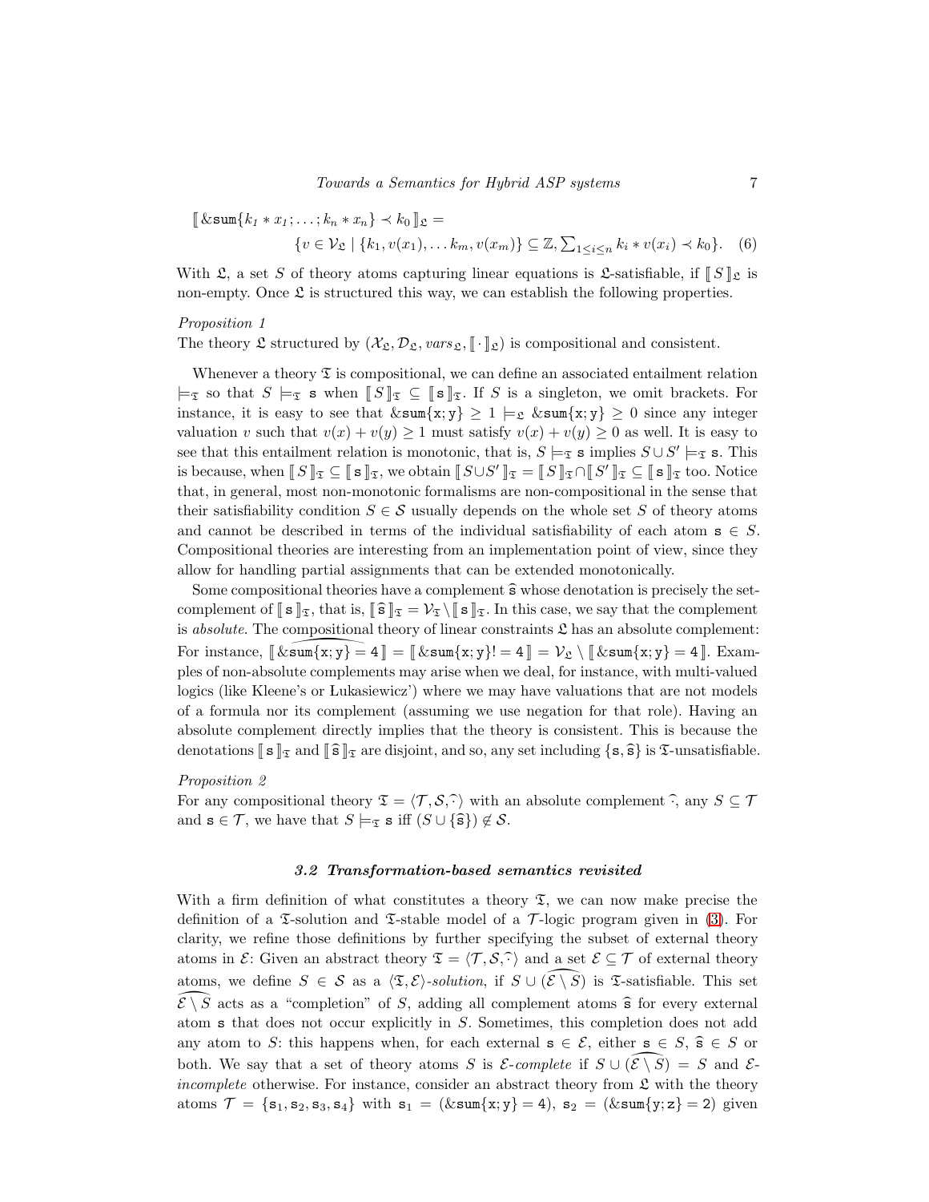$$\llbracket \&\mathtt{sum}\{k_1 * x_1; \dots; k_n * x_n\} \prec k_0 \rrbracket_{\mathfrak{L}} = \{v \in \mathcal{V}_{\mathfrak{L}} \mid \{k_1, v(x_1), \dots k_m, v(x_m)\} \subseteq \mathbb{Z}, \textstyle\sum_{1 \leq i \leq n} k_i * v(x_i) \prec k_0\}. \quad (6)$$

With $\mathfrak{L}$, a set $S$ of theory atoms capturing linear equations is $\mathfrak{L}$-satisfiable, if $\llbracket S \rrbracket_{\mathfrak{L}}$ is non-empty. Once $\mathfrak{L}$ is structured this way, we can establish the following properties.

*Proposition 1*
The theory $\mathfrak{L}$ structured by $(\mathcal{X}_{\mathfrak{L}}, \mathcal{D}_{\mathfrak{L}}, vars_{\mathfrak{L}}, \llbracket \cdot \rrbracket_{\mathfrak{L}})$ is compositional and consistent.

Whenever a theory $\mathfrak{T}$ is compositional, we can define an associated entailment relation $\models_{\mathfrak{T}}$ so that $S \models_{\mathfrak{T}} \mathtt{s}$ when $\llbracket S \rrbracket_{\mathfrak{T}} \subseteq \llbracket \mathtt{s} \rrbracket_{\mathfrak{T}}$. If $S$ is a singleton, we omit brackets. For instance, it is easy to see that $\&\mathtt{sum}\{\mathtt{x};\mathtt{y}\} \geq 1 \models_{\mathfrak{L}} \&\mathtt{sum}\{\mathtt{x};\mathtt{y}\} \geq 0$ since any integer valuation $v$ such that $v(x) + v(y) \geq 1$ must satisfy $v(x) + v(y) \geq 0$ as well. It is easy to see that this entailment relation is monotonic, that is, $S \models_{\mathfrak{T}} \mathtt{s}$ implies $S \cup S' \models_{\mathfrak{T}} \mathtt{s}$. This is because, when $\llbracket S \rrbracket_{\mathfrak{T}} \subseteq \llbracket \mathtt{s} \rrbracket_{\mathfrak{T}}$, we obtain $\llbracket S \cup S' \rrbracket_{\mathfrak{T}} = \llbracket S \rrbracket_{\mathfrak{T}} \cap \llbracket S' \rrbracket_{\mathfrak{T}} \subseteq \llbracket \mathtt{s} \rrbracket_{\mathfrak{T}}$ too. Notice that, in general, most non-monotonic formalisms are non-compositional in the sense that their satisfiability condition $S \in \mathcal{S}$ usually depends on the whole set $S$ of theory atoms and cannot be described in terms of the individual satisfiability of each atom $\mathtt{s} \in S$. Compositional theories are interesting from an implementation point of view, since they allow for handling partial assignments that can be extended monotonically.

Some compositional theories have a complement $\widehat{\mathtt{s}}$ whose denotation is precisely the set-complement of $\llbracket \mathtt{s} \rrbracket_{\mathfrak{T}}$, that is, $\llbracket \widehat{\mathtt{s}} \rrbracket_{\mathfrak{T}} = \mathcal{V}_{\mathfrak{T}} \setminus \llbracket \mathtt{s} \rrbracket_{\mathfrak{T}}$. In this case, we say that the complement is *absolute*. The compositional theory of linear constraints $\mathfrak{L}$ has an absolute complement: For instance, $\llbracket \widehat{\&\mathtt{sum}\{\mathtt{x};\mathtt{y}\} = 4} \rrbracket = \llbracket \&\mathtt{sum}\{\mathtt{x};\mathtt{y}\} != 4 \rrbracket = \mathcal{V}_{\mathfrak{L}} \setminus \llbracket \&\mathtt{sum}\{\mathtt{x};\mathtt{y}\} = 4 \rrbracket$. Examples of non-absolute complements may arise when we deal, for instance, with multi-valued logics (like Kleene's or Łukasiewicz') where we may have valuations that are not models of a formula nor its complement (assuming we use negation for that role). Having an absolute complement directly implies that the theory is consistent. This is because the denotations $\llbracket \mathtt{s} \rrbracket_{\mathfrak{T}}$ and $\llbracket \widehat{\mathtt{s}} \rrbracket_{\mathfrak{T}}$ are disjoint, and so, any set including $\{\mathtt{s}, \widehat{\mathtt{s}}\}$ is $\mathfrak{T}$-unsatisfiable.

*Proposition 2*
For any compositional theory $\mathfrak{T} = \langle \mathcal{T}, \mathcal{S}, \widehat{\cdot} \rangle$ with an absolute complement $\widehat{\cdot}$, any $S \subseteq \mathcal{T}$ and $\mathtt{s} \in \mathcal{T}$, we have that $S \models_{\mathfrak{T}} \mathtt{s}$ iff $(S \cup \{\widehat{\mathtt{s}}\}) \notin \mathcal{S}$.

### *3.2 Transformation-based semantics revisited*

With a firm definition of what constitutes a theory $\mathfrak{T}$, we can now make precise the definition of a $\mathfrak{T}$-solution and $\mathfrak{T}$-stable model of a $\mathcal{T}$-logic program given in (3). For clarity, we refine those definitions by further specifying the subset of external theory atoms in $\mathcal{E}$: Given an abstract theory $\mathfrak{T} = \langle \mathcal{T}, \mathcal{S}, \widehat{\cdot} \rangle$ and a set $\mathcal{E} \subseteq \mathcal{T}$ of external theory atoms, we define $S \in \mathcal{S}$ as a $\langle \mathfrak{T}, \mathcal{E} \rangle$-*solution*, if $S \cup (\widehat{\mathcal{E} \setminus S})$ is $\mathfrak{T}$-satisfiable. This set $\widehat{\mathcal{E} \setminus S}$ acts as a "completion" of $S$, adding all complement atoms $\widehat{\mathtt{s}}$ for every external atom $\mathtt{s}$ that does not occur explicitly in $S$. Sometimes, this completion does not add any atom to $S$: this happens when, for each external $\mathtt{s} \in \mathcal{E}$, either $\mathtt{s} \in S$, $\widehat{\mathtt{s}} \in S$ or both. We say that a set of theory atoms $S$ is $\mathcal{E}$-*complete* if $S \cup (\widehat{\mathcal{E} \setminus S}) = S$ and $\mathcal{E}$-*incomplete* otherwise. For instance, consider an abstract theory from $\mathfrak{L}$ with the theory atoms $\mathcal{T} = \{\mathtt{s}_1, \mathtt{s}_2, \mathtt{s}_3, \mathtt{s}_4\}$ with $\mathtt{s}_1 = (\&\mathtt{sum}\{\mathtt{x};\mathtt{y}\} = 4)$, $\mathtt{s}_2 = (\&\mathtt{sum}\{\mathtt{y};\mathtt{z}\} = 2)$ given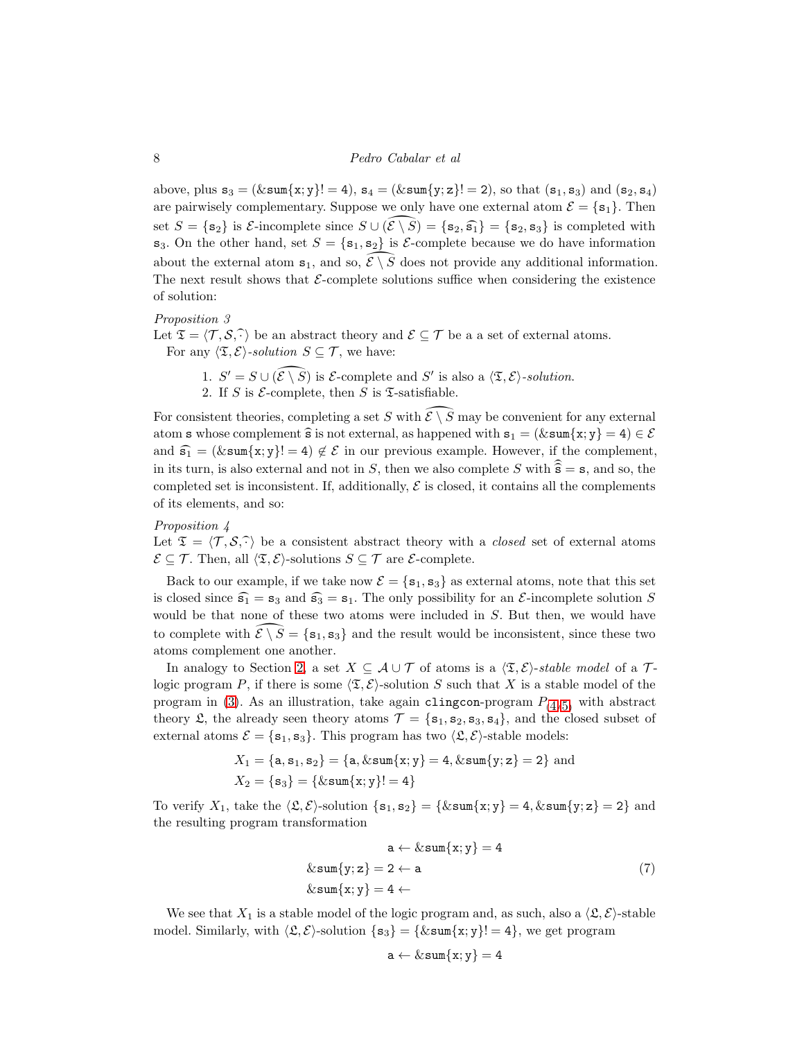above, plus $\mathtt{s}_3 = (\&\mathtt{sum}\{\mathtt{x};\mathtt{y}\} != 4)$, $\mathtt{s}_4 = (\&\mathtt{sum}\{\mathtt{y};\mathtt{z}\} != 2)$, so that $(\mathtt{s}_1, \mathtt{s}_3)$ and $(\mathtt{s}_2, \mathtt{s}_4)$ are pairwisely complementary. Suppose we only have one external atom $\mathcal{E} = \{\mathtt{s}_1\}$. Then set $S = \{\mathtt{s}_2\}$ is $\mathcal{E}$-incomplete since $S \cup (\widehat{\mathcal{E} \setminus S}) = \{\mathtt{s}_2, \widehat{\mathtt{s}_1}\} = \{\mathtt{s}_2, \mathtt{s}_3\}$ is completed with $\mathtt{s}_3$. On the other hand, set $S = \{\mathtt{s}_1, \mathtt{s}_2\}$ is $\mathcal{E}$-complete because we do have information about the external atom $\mathtt{s}_1$, and so, $\widehat{\mathcal{E} \setminus S}$ does not provide any additional information. The next result shows that $\mathcal{E}$-complete solutions suffice when considering the existence of solution:

*Proposition 3*
Let $\mathfrak{T} = \langle \mathcal{T}, \mathcal{S}, \widehat{\cdot} \rangle$ be an abstract theory and $\mathcal{E} \subseteq \mathcal{T}$ be a a set of external atoms. For any $\langle \mathfrak{T}, \mathcal{E} \rangle$-*solution* $S \subseteq \mathcal{T}$, we have:

1. $S' = S \cup (\widehat{\mathcal{E} \setminus S})$ is $\mathcal{E}$-complete and $S'$ is also a $\langle \mathfrak{T}, \mathcal{E} \rangle$-*solution*.
2. If $S$ is $\mathcal{E}$-complete, then $S$ is $\mathfrak{T}$-satisfiable.

For consistent theories, completing a set $S$ with $\widehat{\mathcal{E} \setminus S}$ may be convenient for any external atom $\mathtt{s}$ whose complement $\widehat{\mathtt{s}}$ is not external, as happened with $\mathtt{s}_1 = (\&\mathtt{sum}\{\mathtt{x};\mathtt{y}\} = 4) \in \mathcal{E}$ and $\widehat{\mathtt{s}_1} = (\&\mathtt{sum}\{\mathtt{x};\mathtt{y}\} != 4) \notin \mathcal{E}$ in our previous example. However, if the complement, in its turn, is also external and not in $S$, then we also complete $S$ with $\widehat{\widehat{\mathtt{s}}} = \mathtt{s}$, and so, the completed set is inconsistent. If, additionally, $\mathcal{E}$ is closed, it contains all the complements of its elements, and so:

*Proposition 4*
Let $\mathfrak{T} = \langle \mathcal{T}, \mathcal{S}, \widehat{\cdot} \rangle$ be a consistent abstract theory with a *closed* set of external atoms $\mathcal{E} \subseteq \mathcal{T}$. Then, all $\langle \mathfrak{T}, \mathcal{E} \rangle$-solutions $S \subseteq \mathcal{T}$ are $\mathcal{E}$-complete.

Back to our example, if we take now $\mathcal{E} = \{\mathtt{s}_1, \mathtt{s}_3\}$ as external atoms, note that this set is closed since $\widehat{\mathtt{s}_1} = \mathtt{s}_3$ and $\widehat{\mathtt{s}_3} = \mathtt{s}_1$. The only possibility for an $\mathcal{E}$-incomplete solution $S$ would be that none of these two atoms were included in $S$. But then, we would have to complete with $\widehat{\mathcal{E} \setminus S} = \{\mathtt{s}_1, \mathtt{s}_3\}$ and the result would be inconsistent, since these two atoms complement one another.

In analogy to Section 2, a set $X \subseteq \mathcal{A} \cup \mathcal{T}$ of atoms is a $\langle \mathfrak{T}, \mathcal{E} \rangle$-*stable model* of a $\mathcal{T}$-logic program $P$, if there is some $\langle \mathfrak{T}, \mathcal{E} \rangle$-solution $S$ such that $X$ is a stable model of the program in (3). As an illustration, take again `clingcon`-program $P_{(4,5)}$ with abstract theory $\mathfrak{L}$, the already seen theory atoms $\mathcal{T} = \{\mathtt{s}_1, \mathtt{s}_2, \mathtt{s}_3, \mathtt{s}_4\}$, and the closed subset of external atoms $\mathcal{E} = \{\mathtt{s}_1, \mathtt{s}_3\}$. This program has two $\langle \mathfrak{L}, \mathcal{E} \rangle$-stable models:

$$X_1 = \{\mathtt{a}, \mathtt{s}_1, \mathtt{s}_2\} = \{\mathtt{a}, \&\mathtt{sum}\{\mathtt{x};\mathtt{y}\} = 4, \&\mathtt{sum}\{\mathtt{y};\mathtt{z}\} = 2\} \text{ and}$$
$$X_2 = \{\mathtt{s}_3\} = \{\&\mathtt{sum}\{\mathtt{x};\mathtt{y}\} != 4\}$$

To verify $X_1$, take the $\langle \mathfrak{L}, \mathcal{E} \rangle$-solution $\{\mathtt{s}_1, \mathtt{s}_2\} = \{\&\mathtt{sum}\{\mathtt{x};\mathtt{y}\} = 4, \&\mathtt{sum}\{\mathtt{y};\mathtt{z}\} = 2\}$ and the resulting program transformation

$$
\begin{aligned}
\mathtt{a} &\leftarrow \&\mathtt{sum}\{\mathtt{x};\mathtt{y}\} = 4 \\
\&\mathtt{sum}\{\mathtt{y};\mathtt{z}\} = 2 &\leftarrow \mathtt{a} \\
\&\mathtt{sum}\{\mathtt{x};\mathtt{y}\} = 4 &\leftarrow
\end{aligned}
\tag{7}
$$

We see that $X_1$ is a stable model of the logic program and, as such, also a $\langle \mathfrak{L}, \mathcal{E} \rangle$-stable model. Similarly, with $\langle \mathfrak{L}, \mathcal{E} \rangle$-solution $\{\mathtt{s}_3\} = \{\&\mathtt{sum}\{\mathtt{x};\mathtt{y}\} != 4\}$, we get program

$$\mathtt{a} \leftarrow \&\mathtt{sum}\{\mathtt{x};\mathtt{y}\} = 4$$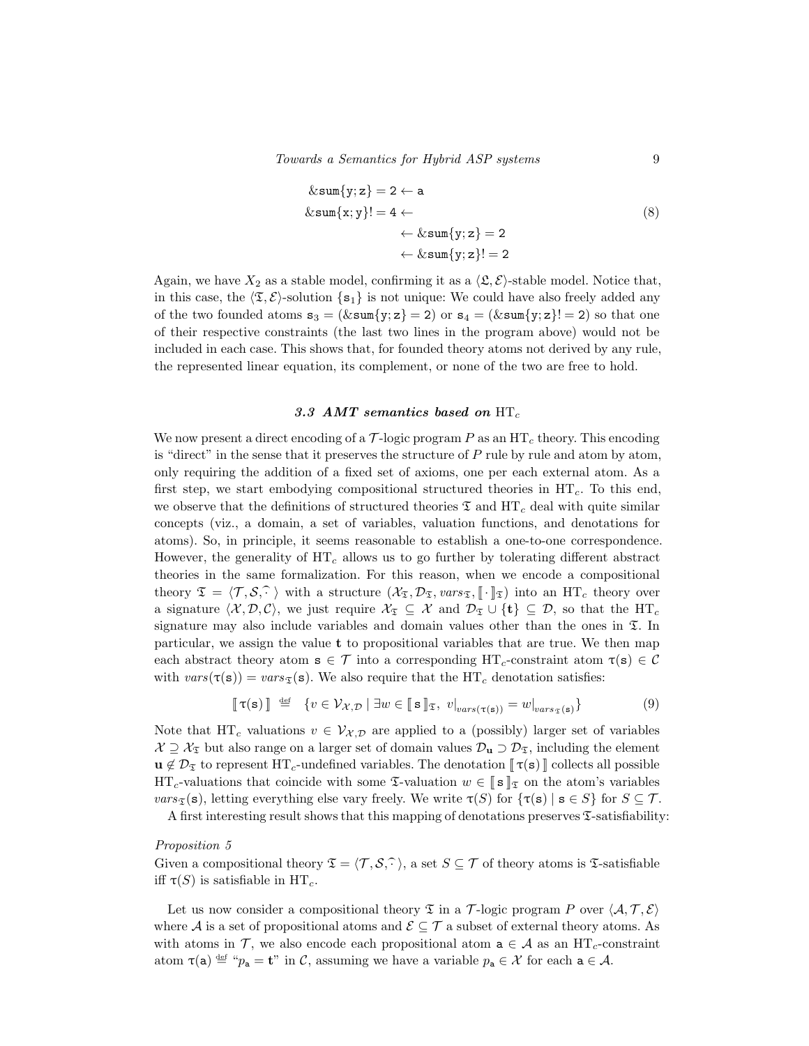$$
\begin{aligned}
\&\mathtt{sum}\{\mathtt{y};\mathtt{z}\} = 2 &\leftarrow \mathtt{a} \\
\&\mathtt{sum}\{\mathtt{x};\mathtt{y}\} != 4 &\leftarrow \\
&\leftarrow \&\mathtt{sum}\{\mathtt{y};\mathtt{z}\} = 2 \\
&\leftarrow \&\mathtt{sum}\{\mathtt{y};\mathtt{z}\} != 2
\end{aligned}
\tag{8}
$$

Again, we have $X_2$ as a stable model, confirming it as a $\langle \mathfrak{L}, \mathcal{E}\rangle$-stable model. Notice that, in this case, the $\langle \mathfrak{T}, \mathcal{E}\rangle$-solution $\{\mathtt{s}_1\}$ is not unique: We could have also freely added any of the two founded atoms $\mathtt{s}_3 = (\&\mathtt{sum}\{\mathtt{y};\mathtt{z}\} = 2)$ or $\mathtt{s}_4 = (\&\mathtt{sum}\{\mathtt{y};\mathtt{z}\} != 2)$ so that one of their respective constraints (the last two lines in the program above) would not be included in each case. This shows that, for founded theory atoms not derived by any rule, the represented linear equation, its complement, or none of the two are free to hold.

### 3.3 AMT semantics based on $\mathrm{HT}_c$

We now present a direct encoding of a $\mathcal{T}$-logic program $P$ as an $\mathrm{HT}_c$ theory. This encoding is "direct" in the sense that it preserves the structure of $P$ rule by rule and atom by atom, only requiring the addition of a fixed set of axioms, one per each external atom. As a first step, we start embodying compositional structured theories in $\mathrm{HT}_c$. To this end, we observe that the definitions of structured theories $\mathfrak{T}$ and $\mathrm{HT}_c$ deal with quite similar concepts (viz., a domain, a set of variables, valuation functions, and denotations for atoms). So, in principle, it seems reasonable to establish a one-to-one correspondence. However, the generality of $\mathrm{HT}_c$ allows us to go further by tolerating different abstract theories in the same formalization. For this reason, when we encode a compositional theory $\mathfrak{T} = \langle \mathcal{T}, \mathcal{S}, \widehat{\cdot}\, \rangle$ with a structure $(\mathcal{X}_\mathfrak{T}, \mathcal{D}_\mathfrak{T}, \mathit{vars}_\mathfrak{T}, [\![\cdot]\!]_\mathfrak{T})$ into an $\mathrm{HT}_c$ theory over a signature $\langle \mathcal{X}, \mathcal{D}, \mathcal{C}\rangle$, we just require $\mathcal{X}_\mathfrak{T} \subseteq \mathcal{X}$ and $\mathcal{D}_\mathfrak{T} \cup \{\mathbf{t}\} \subseteq \mathcal{D}$, so that the $\mathrm{HT}_c$ signature may also include variables and domain values other than the ones in $\mathfrak{T}$. In particular, we assign the value $\mathbf{t}$ to propositional variables that are true. We then map each abstract theory atom $\mathtt{s} \in \mathcal{T}$ into a corresponding $\mathrm{HT}_c$-constraint atom $\tau(\mathtt{s}) \in \mathcal{C}$ with $\mathit{vars}(\tau(\mathtt{s})) = \mathit{vars}_\mathfrak{T}(\mathtt{s})$. We also require that the $\mathrm{HT}_c$ denotation satisfies:

$$
[\![\, \tau(\mathtt{s}) \,]\!] \;\stackrel{\text{def}}{=}\; \{ v \in \mathcal{V}_{\mathcal{X},\mathcal{D}} \mid \exists w \in [\![\, \mathtt{s} \,]\!]_\mathfrak{T},\ v|_{\mathit{vars}(\tau(\mathtt{s}))} = w|_{\mathit{vars}_\mathfrak{T}(\mathtt{s})} \} \tag{9}
$$

Note that $\mathrm{HT}_c$ valuations $v \in \mathcal{V}_{\mathcal{X},\mathcal{D}}$ are applied to a (possibly) larger set of variables $\mathcal{X} \supseteq \mathcal{X}_\mathfrak{T}$ but also range on a larger set of domain values $\mathcal{D}_\mathbf{u} \supset \mathcal{D}_\mathfrak{T}$, including the element $\mathbf{u} \notin \mathcal{D}_\mathfrak{T}$ to represent $\mathrm{HT}_c$-undefined variables. The denotation $[\![\, \tau(\mathtt{s}) \,]\!]$ collects all possible $\mathrm{HT}_c$-valuations that coincide with some $\mathfrak{T}$-valuation $w \in [\![\, \mathtt{s} \,]\!]_\mathfrak{T}$ on the atom's variables $\mathit{vars}_\mathfrak{T}(\mathtt{s})$, letting everything else vary freely. We write $\tau(S)$ for $\{\tau(\mathtt{s}) \mid \mathtt{s} \in S\}$ for $S \subseteq \mathcal{T}$.

A first interesting result shows that this mapping of denotations preserves $\mathfrak{T}$-satisfiability:

*Proposition 5*

Given a compositional theory $\mathfrak{T} = \langle \mathcal{T}, \mathcal{S}, \widehat{\cdot}\, \rangle$, a set $S \subseteq \mathcal{T}$ of theory atoms is $\mathfrak{T}$-satisfiable iff $\tau(S)$ is satisfiable in $\mathrm{HT}_c$.

Let us now consider a compositional theory $\mathfrak{T}$ in a $\mathcal{T}$-logic program $P$ over $\langle \mathcal{A}, \mathcal{T}, \mathcal{E}\rangle$ where $\mathcal{A}$ is a set of propositional atoms and $\mathcal{E} \subseteq \mathcal{T}$ a subset of external theory atoms. As with atoms in $\mathcal{T}$, we also encode each propositional atom $\mathtt{a} \in \mathcal{A}$ as an $\mathrm{HT}_c$-constraint atom $\tau(\mathtt{a}) \stackrel{\text{def}}{=}$ "$p_\mathtt{a} = \mathbf{t}$" in $\mathcal{C}$, assuming we have a variable $p_\mathtt{a} \in \mathcal{X}$ for each $\mathtt{a} \in \mathcal{A}$.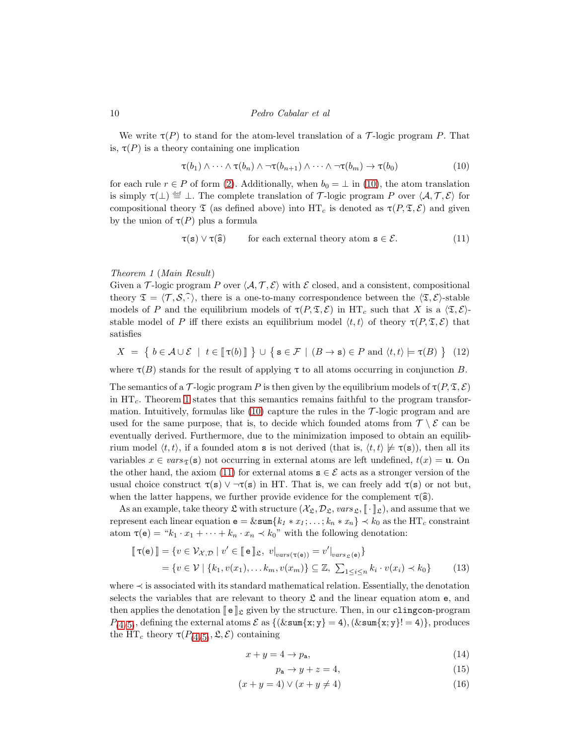We write $\tau(P)$ to stand for the atom-level translation of a $\mathcal{T}$-logic program $P$. That is, $\tau(P)$ is a theory containing one implication

$$\tau(b_1) \wedge \cdots \wedge \tau(b_n) \wedge \neg\tau(b_{n+1}) \wedge \cdots \wedge \neg\tau(b_m) \rightarrow \tau(b_0) \tag{10}$$

for each rule $r \in P$ of form (2). Additionally, when $b_0 = \bot$ in (10), the atom translation is simply $\tau(\bot) \stackrel{\text{def}}{=} \bot$. The complete translation of $\mathcal{T}$-logic program $P$ over $\langle \mathcal{A}, \mathcal{T}, \mathcal{E} \rangle$ for compositional theory $\mathfrak{T}$ (as defined above) into $\mathrm{HT}_c$ is denoted as $\tau(P, \mathfrak{T}, \mathcal{E})$ and given by the union of $\tau(P)$ plus a formula

$$\tau(\mathtt{s}) \vee \tau(\widehat{\mathtt{s}}) \qquad \text{for each external theory atom } \mathtt{s} \in \mathcal{E}. \tag{11}$$

*Theorem 1* (*Main Result*)
Given a $\mathcal{T}$-logic program $P$ over $\langle \mathcal{A}, \mathcal{T}, \mathcal{E} \rangle$ with $\mathcal{E}$ closed, and a consistent, compositional theory $\mathfrak{T} = \langle \mathcal{T}, \mathcal{S}, \widehat{\cdot} \rangle$, there is a one-to-many correspondence between the $\langle \mathfrak{T}, \mathcal{E} \rangle$-stable models of $P$ and the equilibrium models of $\tau(P, \mathfrak{T}, \mathcal{E})$ in $\mathrm{HT}_c$ such that $X$ is a $\langle \mathfrak{T}, \mathcal{E} \rangle$-stable model of $P$ iff there exists an equilibrium model $\langle t, t \rangle$ of theory $\tau(P, \mathfrak{T}, \mathcal{E})$ that satisfies

$$X \;=\; \{\; b \in \mathcal{A} \cup \mathcal{E} \;\mid\; t \in [\![\, \tau(b) \,]\!] \;\} \cup \{\; \mathtt{s} \in \mathcal{F} \mid (B \rightarrow \mathtt{s}) \in P \text{ and } \langle t, t \rangle \models \tau(B) \;\} \tag{12}$$

where $\tau(B)$ stands for the result of applying $\tau$ to all atoms occurring in conjunction $B$.

The semantics of a $\mathcal{T}$-logic program $P$ is then given by the equilibrium models of $\tau(P, \mathfrak{T}, \mathcal{E})$ in $\mathrm{HT}_c$. Theorem 1 states that this semantics remains faithful to the program transformation. Intuitively, formulas like (10) capture the rules in the $\mathcal{T}$-logic program and are used for the same purpose, that is, to decide which founded atoms from $\mathcal{T} \setminus \mathcal{E}$ can be eventually derived. Furthermore, due to the minimization imposed to obtain an equilibrium model $\langle t, t \rangle$, if a founded atom $\mathtt{s}$ is not derived (that is, $\langle t, t \rangle \not\models \tau(\mathtt{s})$), then all its variables $x \in vars_{\mathfrak{T}}(\mathtt{s})$ not occurring in external atoms are left undefined, $t(x) = \mathbf{u}$. On the other hand, the axiom (11) for external atoms $\mathtt{s} \in \mathcal{E}$ acts as a stronger version of the usual choice construct $\tau(\mathtt{s}) \vee \neg\tau(\mathtt{s})$ in HT. That is, we can freely add $\tau(\mathtt{s})$ or not but, when the latter happens, we further provide evidence for the complement $\tau(\widehat{\mathtt{s}})$.

As an example, take theory $\mathfrak{L}$ with structure $(\mathcal{X}_{\mathfrak{L}}, \mathcal{D}_{\mathfrak{L}}, vars_{\mathfrak{L}}, [\![\cdot]\!]_{\mathfrak{L}})$, and assume that we represent each linear equation $\mathtt{e} = \&\mathtt{sum}\{k_1 * x_1; \ldots; k_n * x_n\} \prec k_0$ as the $\mathrm{HT}_c$ constraint atom $\tau(\mathtt{e}) =$ "$k_1 \cdot x_1 + \cdots + k_n \cdot x_n \prec k_0$" with the following denotation:

$$\begin{aligned}
[\![\, \tau(\mathtt{e}) \,]\!] &= \{ v \in \mathcal{V}_{\mathcal{X},\mathcal{D}} \mid v' \in [\![\, \mathtt{e} \,]\!]_{\mathfrak{L}},\ v|_{vars(\tau(\mathtt{e}))} = v'|_{vars_{\mathfrak{L}}(\mathtt{e})} \} \\
&= \{ v \in \mathcal{V} \mid \{k_1, v(x_1), \ldots k_m, v(x_m)\} \subseteq \mathbb{Z},\ \textstyle\sum_{1 \leq i \leq n} k_i \cdot v(x_i) \prec k_0 \}
\end{aligned} \tag{13}$$

where $\prec$ is associated with its standard mathematical relation. Essentially, the denotation selects the variables that are relevant to theory $\mathfrak{L}$ and the linear equation atom $\mathtt{e}$, and then applies the denotation $[\![\, \mathtt{e} \,]\!]_{\mathfrak{L}}$ given by the structure. Then, in our `clingcon`-program $P_{(4,5)}$, defining the external atoms $\mathcal{E}$ as $\{(\&\mathtt{sum}\{\mathtt{x};\mathtt{y}\} = 4), (\&\mathtt{sum}\{\mathtt{x};\mathtt{y}\} != 4)\}$, produces the $\mathrm{HT}_c$ theory $\tau(P_{(4,5)}, \mathfrak{L}, \mathcal{E})$ containing

$$x + y = 4 \rightarrow p_{\mathtt{a}}, \tag{14}$$

$$p_{\mathtt{a}} \rightarrow y + z = 4, \tag{15}$$

$$(x + y = 4) \vee (x + y \neq 4) \tag{16}$$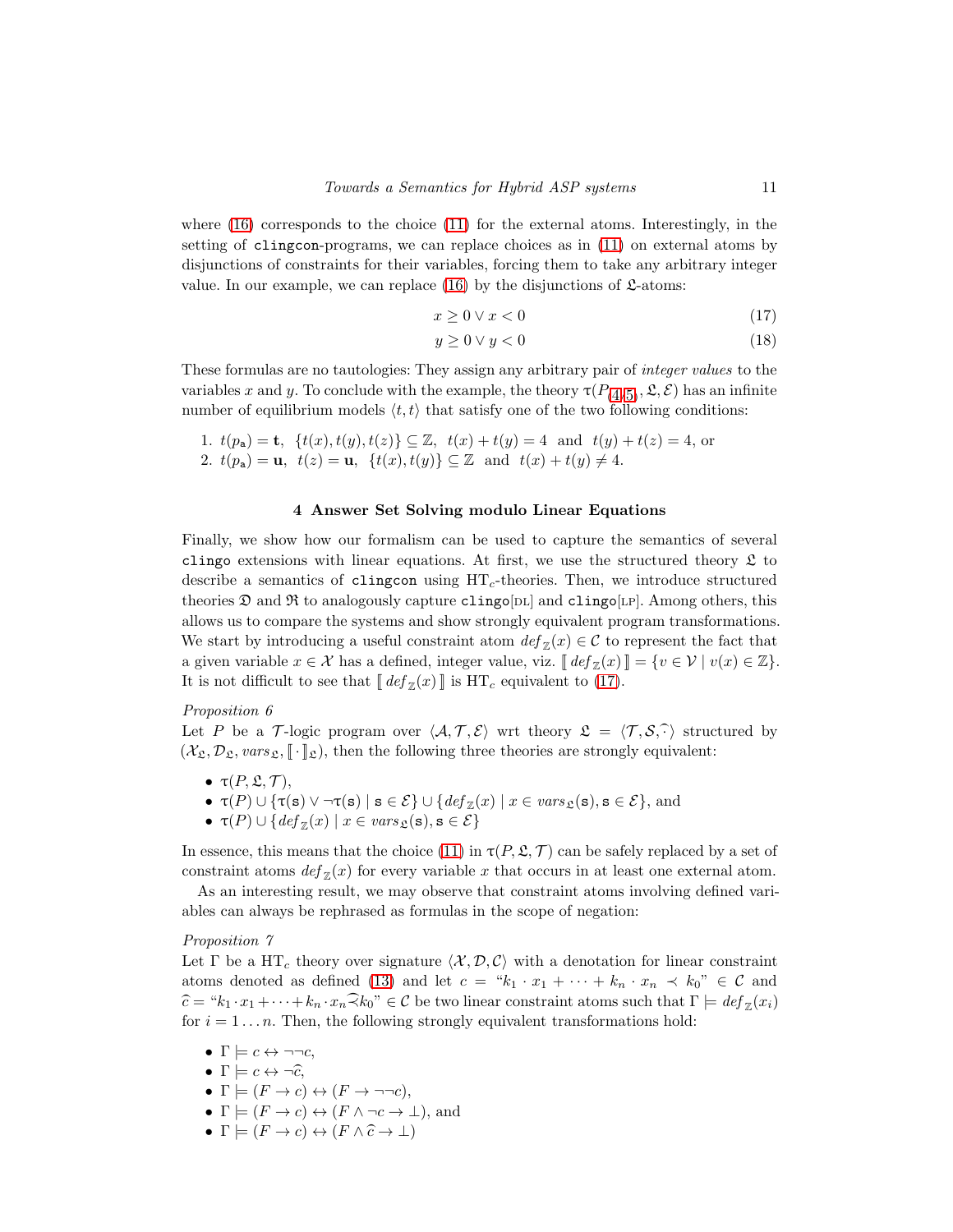where (16) corresponds to the choice (11) for the external atoms. Interestingly, in the setting of `clingcon`-programs, we can replace choices as in (11) on external atoms by disjunctions of constraints for their variables, forcing them to take any arbitrary integer value. In our example, we can replace (16) by the disjunctions of $\mathfrak{L}$-atoms:

$$x \geq 0 \vee x < 0 \tag{17}$$

$$y \geq 0 \vee y < 0 \tag{18}$$

These formulas are no tautologies: They assign any arbitrary pair of *integer values* to the variables $x$ and $y$. To conclude with the example, the theory $\tau(P_{4,5}, \mathfrak{L}, \mathcal{E})$ has an infinite number of equilibrium models $\langle t, t\rangle$ that satisfy one of the two following conditions:

1. $t(p_{\mathtt{a}}) = \mathbf{t}$, $\{t(x), t(y), t(z)\} \subseteq \mathbb{Z}$, $t(x) + t(y) = 4$ and $t(y) + t(z) = 4$, or
2. $t(p_{\mathtt{a}}) = \mathbf{u}$, $t(z) = \mathbf{u}$, $\{t(x), t(y)\} \subseteq \mathbb{Z}$ and $t(x) + t(y) \neq 4$.

## 4 Answer Set Solving modulo Linear Equations

Finally, we show how our formalism can be used to capture the semantics of several `clingo` extensions with linear equations. At first, we use the structured theory $\mathfrak{L}$ to describe a semantics of `clingcon` using $\mathrm{HT}_c$-theories. Then, we introduce structured theories $\mathfrak{D}$ and $\mathfrak{R}$ to analogously capture `clingo`[DL] and `clingo`[LP]. Among others, this allows us to compare the systems and show strongly equivalent program transformations. We start by introducing a useful constraint atom $\mathit{def}_{\mathbb{Z}}(x) \in \mathcal{C}$ to represent the fact that a given variable $x \in \mathcal{X}$ has a defined, integer value, viz. $\llbracket\, \mathit{def}_{\mathbb{Z}}(x)\,\rrbracket = \{v \in \mathcal{V} \mid v(x) \in \mathbb{Z}\}$. It is not difficult to see that $\llbracket\, \mathit{def}_{\mathbb{Z}}(x)\,\rrbracket$ is $\mathrm{HT}_c$ equivalent to (17).

*Proposition 6*

Let $P$ be a $\mathcal{T}$-logic program over $\langle \mathcal{A}, \mathcal{T}, \mathcal{E}\rangle$ wrt theory $\mathfrak{L} = \langle \mathcal{T}, \mathcal{S}, \widehat{\cdot}\rangle$ structured by $(\mathcal{X}_{\mathfrak{L}}, \mathcal{D}_{\mathfrak{L}}, \mathit{vars}_{\mathfrak{L}}, \llbracket \cdot \rrbracket_{\mathfrak{L}})$, then the following three theories are strongly equivalent:

- $\tau(P, \mathfrak{L}, \mathcal{T})$,
- $\tau(P) \cup \{\tau(\mathtt{s}) \vee \neg\tau(\mathtt{s}) \mid \mathtt{s} \in \mathcal{E}\} \cup \{\mathit{def}_{\mathbb{Z}}(x) \mid x \in \mathit{vars}_{\mathfrak{L}}(\mathtt{s}), \mathtt{s} \in \mathcal{E}\}$, and
- $\tau(P) \cup \{\mathit{def}_{\mathbb{Z}}(x) \mid x \in \mathit{vars}_{\mathfrak{L}}(\mathtt{s}), \mathtt{s} \in \mathcal{E}\}$

In essence, this means that the choice (11) in $\tau(P, \mathfrak{L}, \mathcal{T})$ can be safely replaced by a set of constraint atoms $\mathit{def}_{\mathbb{Z}}(x)$ for every variable $x$ that occurs in at least one external atom.

As an interesting result, we may observe that constraint atoms involving defined variables can always be rephrased as formulas in the scope of negation:

*Proposition 7*

Let $\Gamma$ be a $\mathrm{HT}_c$ theory over signature $\langle \mathcal{X}, \mathcal{D}, \mathcal{C}\rangle$ with a denotation for linear constraint atoms denoted as defined (13) and let $c =$ "$k_1 \cdot x_1 + \cdots + k_n \cdot x_n \prec k_0$" $\in \mathcal{C}$ and $\widehat{c} =$ "$k_1 \cdot x_1 + \cdots + k_n \cdot x_n \widehat{\prec} k_0$" $\in \mathcal{C}$ be two linear constraint atoms such that $\Gamma \models \mathit{def}_{\mathbb{Z}}(x_i)$ for $i = 1 \ldots n$. Then, the following strongly equivalent transformations hold:

- $\Gamma \models c \leftrightarrow \neg\neg c$,
- $\Gamma \models c \leftrightarrow \neg\widehat{c}$,
- $\Gamma \models (F \to c) \leftrightarrow (F \to \neg\neg c)$,
- $\Gamma \models (F \to c) \leftrightarrow (F \wedge \neg c \to \bot)$, and
- $\Gamma \models (F \to c) \leftrightarrow (F \wedge \widehat{c} \to \bot)$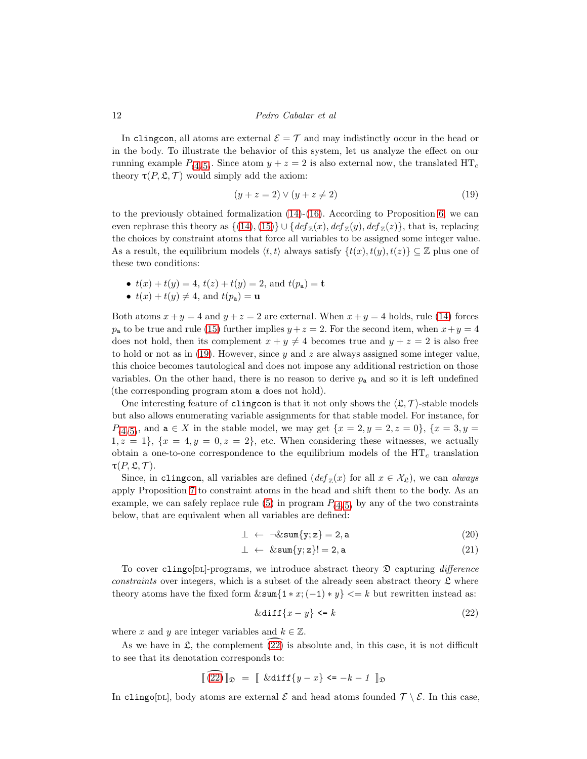In clingcon, all atoms are external $\mathcal{E} = \mathcal{T}$ and may indistinctly occur in the head or in the body. To illustrate the behavior of this system, let us analyze the effect on our running example $P_{(4,5)}$. Since atom $y + z = 2$ is also external now, the translated $\text{HT}_c$ theory $\tau(P, \mathfrak{L}, \mathcal{T})$ would simply add the axiom:

$$(y + z = 2) \vee (y + z \neq 2) \tag{19}$$

to the previously obtained formalization (14)-(16). According to Proposition 6, we can even rephrase this theory as $\{(14), (15)\} \cup \{\mathit{def}_{\mathbb{Z}}(x), \mathit{def}_{\mathbb{Z}}(y), \mathit{def}_{\mathbb{Z}}(z)\}$, that is, replacing the choices by constraint atoms that force all variables to be assigned some integer value. As a result, the equilibrium models $\langle t, t\rangle$ always satisfy $\{t(x), t(y), t(z)\} \subseteq \mathbb{Z}$ plus one of these two conditions:

- $t(x) + t(y) = 4$, $t(z) + t(y) = 2$, and $t(p_{\mathtt{a}}) = \mathbf{t}$
- $t(x) + t(y) \neq 4$, and $t(p_{\mathtt{a}}) = \mathbf{u}$

Both atoms $x + y = 4$ and $y + z = 2$ are external. When $x + y = 4$ holds, rule (14) forces $p_{\mathtt{a}}$ to be true and rule (15) further implies $y + z = 2$. For the second item, when $x + y = 4$ does not hold, then its complement $x + y \neq 4$ becomes true and $y + z = 2$ is also free to hold or not as in (19). However, since $y$ and $z$ are always assigned some integer value, this choice becomes tautological and does not impose any additional restriction on those variables. On the other hand, there is no reason to derive $p_{\mathtt{a}}$ and so it is left undefined (the corresponding program atom a does not hold).

One interesting feature of clingcon is that it not only shows the $\langle \mathfrak{L}, \mathcal{T}\rangle$-stable models but also allows enumerating variable assignments for that stable model. For instance, for $P_{(4,5)}$, and $\mathtt{a} \in X$ in the stable model, we may get $\{x = 2, y = 2, z = 0\}$, $\{x = 3, y = 1, z = 1\}$, $\{x = 4, y = 0, z = 2\}$, etc. When considering these witnesses, we actually obtain a one-to-one correspondence to the equilibrium models of the $\text{HT}_c$ translation $\tau(P, \mathfrak{L}, \mathcal{T})$.

Since, in clingcon, all variables are defined ($\mathit{def}_{\mathbb{Z}}(x)$ for all $x \in \mathcal{X}_{\mathfrak{L}}$), we can *always* apply Proposition 7 to constraint atoms in the head and shift them to the body. As an example, we can safely replace rule (5) in program $P_{(4,5)}$ by any of the two constraints below, that are equivalent when all variables are defined:

$$\bot \;\leftarrow\; \neg\&\mathtt{sum}\{\mathtt{y};\mathtt{z}\} = 2, \mathtt{a} \tag{20}$$

$$\bot \;\leftarrow\; \&\mathtt{sum}\{\mathtt{y};\mathtt{z}\}!= 2, \mathtt{a} \tag{21}$$

To cover clingo[DL]-programs, we introduce abstract theory $\mathfrak{D}$ capturing *difference constraints* over integers, which is a subset of the already seen abstract theory $\mathfrak{L}$ where theory atoms have the fixed form $\&\mathtt{sum}\{1 * x; (-1) * y\} <= k$ but rewritten instead as:

$$\&\mathtt{diff}\{x - y\} \texttt{ <= } k \tag{22}$$

where $x$ and $y$ are integer variables and $k \in \mathbb{Z}$.

As we have in $\mathfrak{L}$, the complement $\widehat{(22)}$ is absolute and, in this case, it is not difficult to see that its denotation corresponds to:

$$[\![\, \widehat{(22)} \,]\!]_{\mathfrak{D}} \;=\; [\![\; \&\mathtt{diff}\{y - x\} \texttt{ <= } -k - 1 \;]\!]_{\mathfrak{D}}$$

In clingo[DL], body atoms are external $\mathcal{E}$ and head atoms founded $\mathcal{T} \setminus \mathcal{E}$. In this case,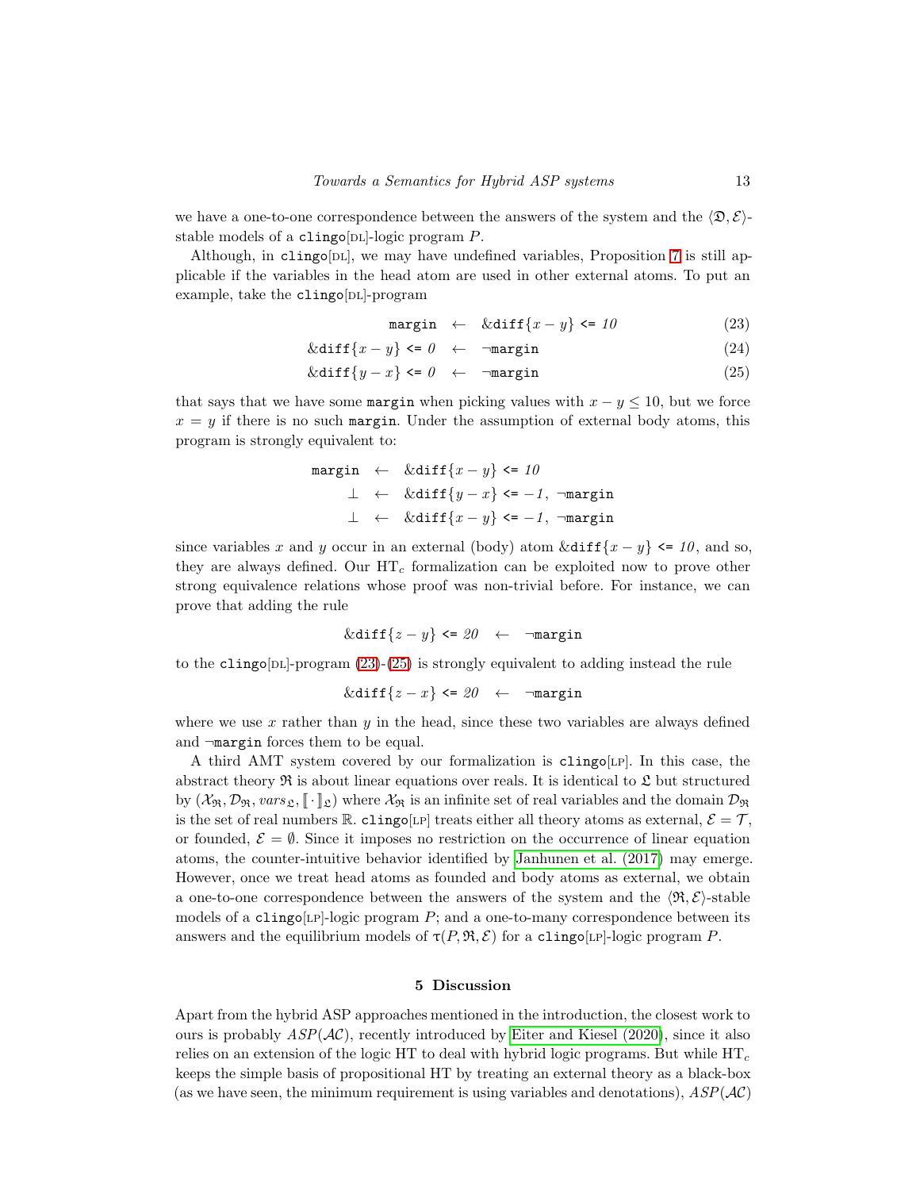we have a one-to-one correspondence between the answers of the system and the $\langle \mathfrak{D}, \mathcal{E} \rangle$-stable models of a `clingo`[DL]-logic program $P$.

Although, in `clingo`[DL], we may have undefined variables, Proposition 7 is still applicable if the variables in the head atom are used in other external atoms. To put an example, take the `clingo`[DL]-program

$$\texttt{margin} \;\leftarrow\; \&\texttt{diff}\{x - y\} \texttt{ <= } \mathit{10} \tag{23}$$

$$\&\texttt{diff}\{x - y\} \texttt{ <= } \mathit{0} \;\leftarrow\; \neg\texttt{margin} \tag{24}$$

$$\&\texttt{diff}\{y - x\} \texttt{ <= } \mathit{0} \;\leftarrow\; \neg\texttt{margin} \tag{25}$$

that says that we have some `margin` when picking values with $x - y \leq 10$, but we force $x = y$ if there is no such `margin`. Under the assumption of external body atoms, this program is strongly equivalent to:

$$\begin{aligned}
\texttt{margin} \;&\leftarrow\; \&\texttt{diff}\{x - y\} \texttt{ <= } \mathit{10}\\
\bot \;&\leftarrow\; \&\texttt{diff}\{y - x\} \texttt{ <= } \mathit{-1},\ \neg\texttt{margin}\\
\bot \;&\leftarrow\; \&\texttt{diff}\{x - y\} \texttt{ <= } \mathit{-1},\ \neg\texttt{margin}
\end{aligned}$$

since variables $x$ and $y$ occur in an external (body) atom $\&\texttt{diff}\{x - y\} \texttt{ <= } \mathit{10}$, and so, they are always defined. Our $\mathrm{HT}_c$ formalization can be exploited now to prove other strong equivalence relations whose proof was non-trivial before. For instance, we can prove that adding the rule

$$\&\texttt{diff}\{z - y\} \texttt{ <= } \mathit{20} \;\leftarrow\; \neg\texttt{margin}$$

to the `clingo`[DL]-program (23)-(25) is strongly equivalent to adding instead the rule

$$\&\texttt{diff}\{z - x\} \texttt{ <= } \mathit{20} \;\leftarrow\; \neg\texttt{margin}$$

where we use $x$ rather than $y$ in the head, since these two variables are always defined and $\neg$`margin` forces them to be equal.

A third AMT system covered by our formalization is `clingo`[LP]. In this case, the abstract theory $\mathfrak{R}$ is about linear equations over reals. It is identical to $\mathfrak{L}$ but structured by $(\mathcal{X}_{\mathfrak{R}}, \mathcal{D}_{\mathfrak{R}}, vars_{\mathfrak{L}}, [\![\cdot]\!]_{\mathfrak{L}})$ where $\mathcal{X}_{\mathfrak{R}}$ is an infinite set of real variables and the domain $\mathcal{D}_{\mathfrak{R}}$ is the set of real numbers $\mathbb{R}$. `clingo`[LP] treats either all theory atoms as external, $\mathcal{E} = \mathcal{T}$, or founded, $\mathcal{E} = \emptyset$. Since it imposes no restriction on the occurrence of linear equation atoms, the counter-intuitive behavior identified by Janhunen et al. (2017) may emerge. However, once we treat head atoms as founded and body atoms as external, we obtain a one-to-one correspondence between the answers of the system and the $\langle \mathfrak{R}, \mathcal{E} \rangle$-stable models of a `clingo`[LP]-logic program $P$; and a one-to-many correspondence between its answers and the equilibrium models of $\tau(P, \mathfrak{R}, \mathcal{E})$ for a `clingo`[LP]-logic program $P$.

## 5 Discussion

Apart from the hybrid ASP approaches mentioned in the introduction, the closest work to ours is probably $ASP(\mathcal{AC})$, recently introduced by Eiter and Kiesel (2020), since it also relies on an extension of the logic HT to deal with hybrid logic programs. But while $\mathrm{HT}_c$ keeps the simple basis of propositional HT by treating an external theory as a black-box (as we have seen, the minimum requirement is using variables and denotations), $ASP(\mathcal{AC})$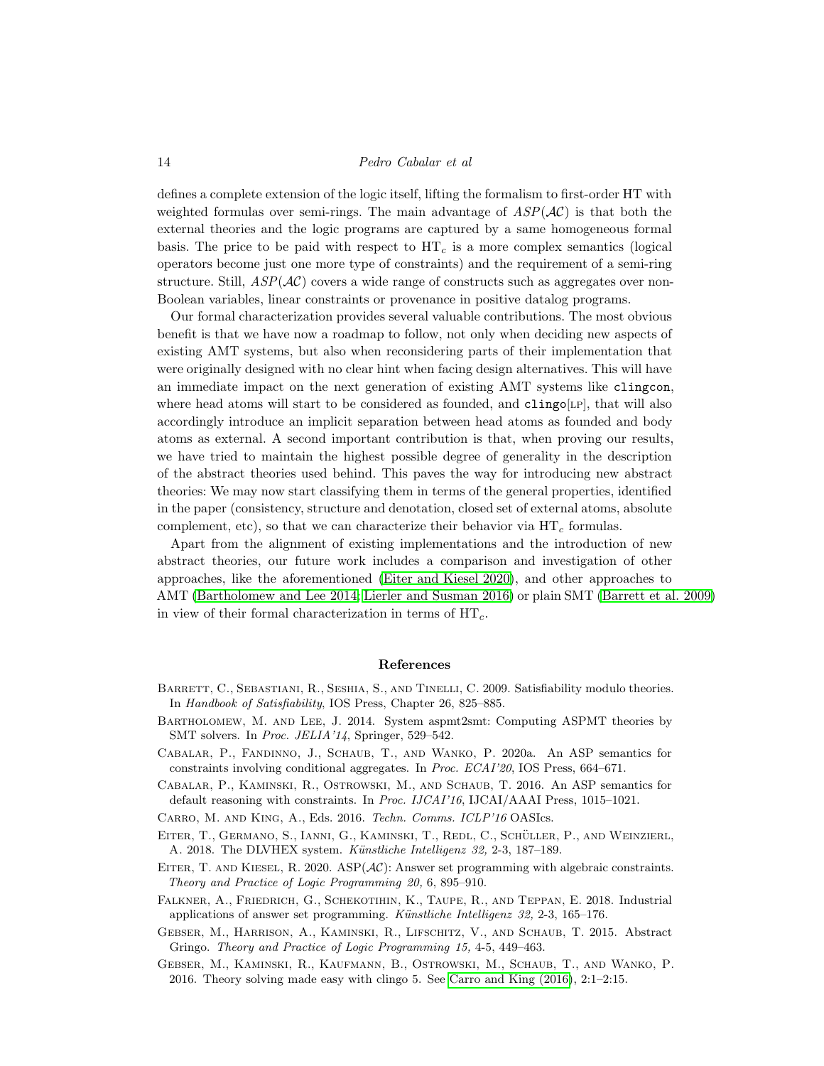defines a complete extension of the logic itself, lifting the formalism to first-order HT with weighted formulas over semi-rings. The main advantage of $ASP(\mathcal{AC})$ is that both the external theories and the logic programs are captured by a same homogeneous formal basis. The price to be paid with respect to $\text{HT}_c$ is a more complex semantics (logical operators become just one more type of constraints) and the requirement of a semi-ring structure. Still, $ASP(\mathcal{AC})$ covers a wide range of constructs such as aggregates over non-Boolean variables, linear constraints or provenance in positive datalog programs.

Our formal characterization provides several valuable contributions. The most obvious benefit is that we have now a roadmap to follow, not only when deciding new aspects of existing AMT systems, but also when reconsidering parts of their implementation that were originally designed with no clear hint when facing design alternatives. This will have an immediate impact on the next generation of existing AMT systems like `clingcon`, where head atoms will start to be considered as founded, and `clingo`[LP], that will also accordingly introduce an implicit separation between head atoms as founded and body atoms as external. A second important contribution is that, when proving our results, we have tried to maintain the highest possible degree of generality in the description of the abstract theories used behind. This paves the way for introducing new abstract theories: We may now start classifying them in terms of the general properties, identified in the paper (consistency, structure and denotation, closed set of external atoms, absolute complement, etc), so that we can characterize their behavior via $\text{HT}_c$ formulas.

Apart from the alignment of existing implementations and the introduction of new abstract theories, our future work includes a comparison and investigation of other approaches, like the aforementioned (Eiter and Kiesel 2020), and other approaches to AMT (Bartholomew and Lee 2014; Lierler and Susman 2016) or plain SMT (Barrett et al. 2009) in view of their formal characterization in terms of $\text{HT}_c$.

## References

Barrett, C., Sebastiani, R., Seshia, S., and Tinelli, C. 2009. Satisfiability modulo theories. In *Handbook of Satisfiability*, IOS Press, Chapter 26, 825–885.

Bartholomew, M. and Lee, J. 2014. System aspmt2smt: Computing ASPMT theories by SMT solvers. In *Proc. JELIA'14*, Springer, 529–542.

Cabalar, P., Fandinno, J., Schaub, T., and Wanko, P. 2020a. An ASP semantics for constraints involving conditional aggregates. In *Proc. ECAI'20*, IOS Press, 664–671.

Cabalar, P., Kaminski, R., Ostrowski, M., and Schaub, T. 2016. An ASP semantics for default reasoning with constraints. In *Proc. IJCAI'16*, IJCAI/AAAI Press, 1015–1021.

Carro, M. and King, A., Eds. 2016. *Techn. Comms. ICLP'16* OASIcs.

Eiter, T., Germano, S., Ianni, G., Kaminski, T., Redl, C., Schüller, P., and Weinzierl, A. 2018. The DLVHEX system. *Künstliche Intelligenz 32,* 2-3, 187–189.

Eiter, T. and Kiesel, R. 2020. ASP($\mathcal{AC}$): Answer set programming with algebraic constraints. *Theory and Practice of Logic Programming 20,* 6, 895–910.

Falkner, A., Friedrich, G., Schekotihin, K., Taupe, R., and Teppan, E. 2018. Industrial applications of answer set programming. *Künstliche Intelligenz 32,* 2-3, 165–176.

Gebser, M., Harrison, A., Kaminski, R., Lifschitz, V., and Schaub, T. 2015. Abstract Gringo. *Theory and Practice of Logic Programming 15,* 4-5, 449–463.

Gebser, M., Kaminski, R., Kaufmann, B., Ostrowski, M., Schaub, T., and Wanko, P. 2016. Theory solving made easy with clingo 5. See Carro and King (2016), 2:1–2:15.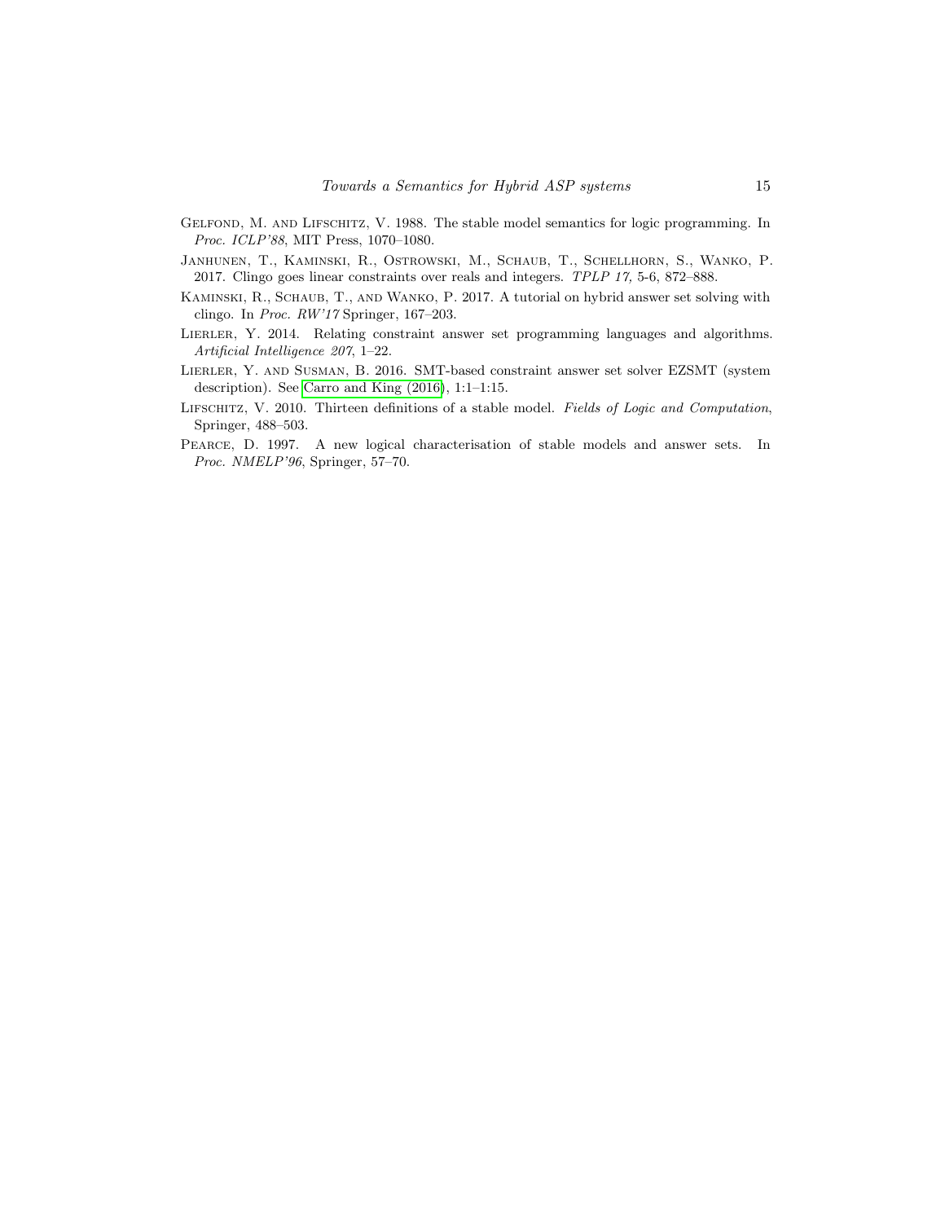Gelfond, M. and Lifschitz, V. 1988. The stable model semantics for logic programming. In *Proc. ICLP'88*, MIT Press, 1070–1080.

Janhunen, T., Kaminski, R., Ostrowski, M., Schaub, T., Schellhorn, S., Wanko, P. 2017. Clingo goes linear constraints over reals and integers. *TPLP 17,* 5-6, 872–888.

Kaminski, R., Schaub, T., and Wanko, P. 2017. A tutorial on hybrid answer set solving with clingo. In *Proc. RW'17* Springer, 167–203.

Lierler, Y. 2014. Relating constraint answer set programming languages and algorithms. *Artificial Intelligence 207*, 1–22.

Lierler, Y. and Susman, B. 2016. SMT-based constraint answer set solver EZSMT (system description). See Carro and King (2016), 1:1–1:15.

Lifschitz, V. 2010. Thirteen definitions of a stable model. *Fields of Logic and Computation*, Springer, 488–503.

Pearce, D. 1997. A new logical characterisation of stable models and answer sets. In *Proc. NMELP'96*, Springer, 57–70.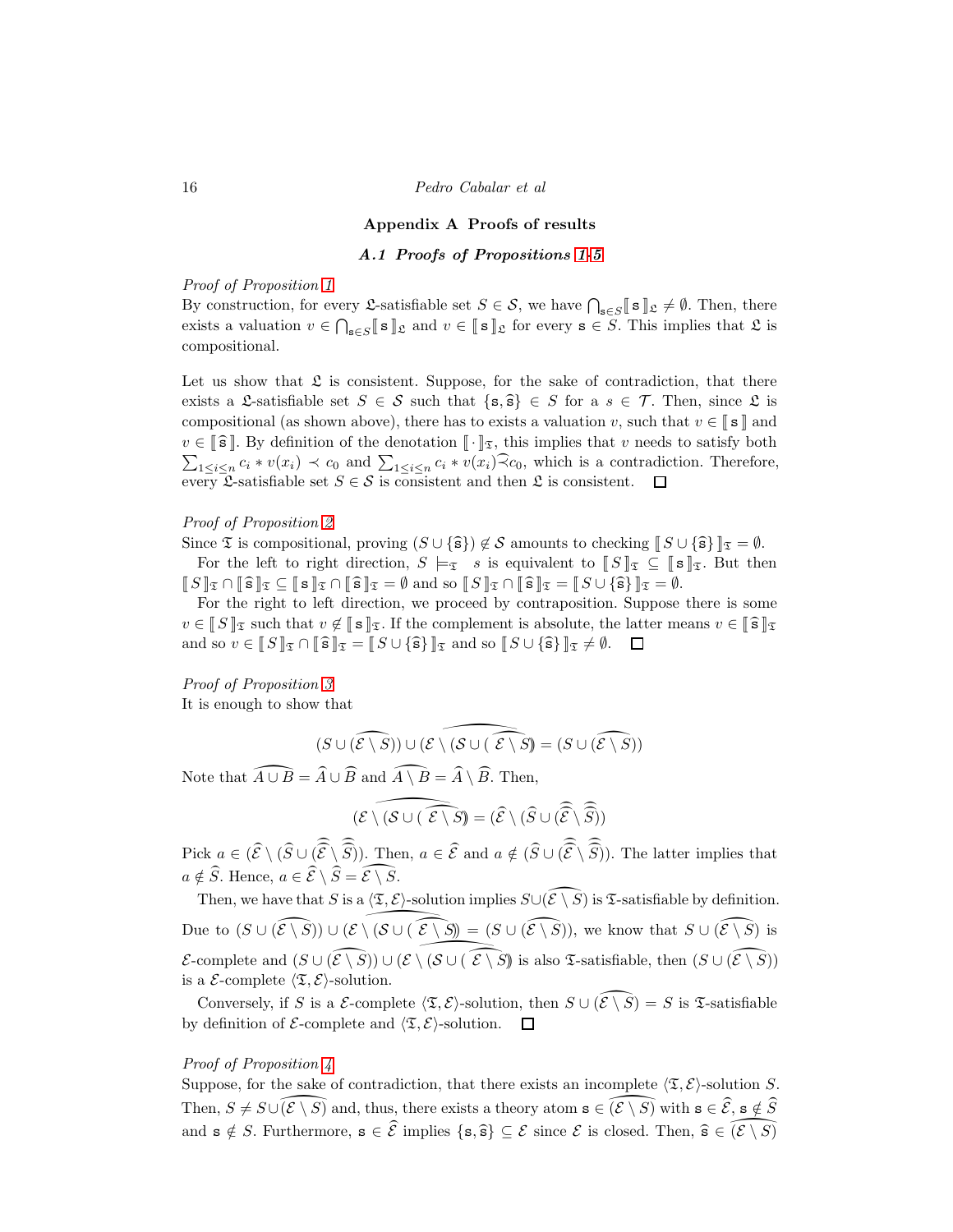## Appendix A Proofs of results

### A.1 Proofs of Propositions 1–5

*Proof of Proposition 1*

By construction, for every $\mathfrak{L}$-satisfiable set $S \in \mathcal{S}$, we have $\bigcap_{\mathtt{s} \in S} [\![\, \mathtt{s} \,]\!]_{\mathfrak{L}} \neq \emptyset$. Then, there exists a valuation $v \in \bigcap_{\mathtt{s} \in S} [\![\, \mathtt{s} \,]\!]_{\mathfrak{L}}$ and $v \in [\![\, \mathtt{s} \,]\!]_{\mathfrak{L}}$ for every $\mathtt{s} \in S$. This implies that $\mathfrak{L}$ is compositional.

Let us show that $\mathfrak{L}$ is consistent. Suppose, for the sake of contradiction, that there exists a $\mathfrak{L}$-satisfiable set $S \in \mathcal{S}$ such that $\{\mathtt{s}, \widehat{\mathtt{s}}\} \in S$ for a $s \in \mathcal{T}$. Then, since $\mathfrak{L}$ is compositional (as shown above), there has to exists a valuation $v$, such that $v \in [\![\, \mathtt{s} \,]\!]$ and $v \in [\![\, \widehat{\mathtt{s}} \,]\!]$. By definition of the denotation $[\![\, \cdot \,]\!]_{\mathfrak{T}}$, this implies that $v$ needs to satisfy both $\sum_{1 \leq i \leq n} c_i * v(x_i) \prec c_0$ and $\sum_{1 \leq i \leq n} c_i * v(x_i) \widehat{\prec} c_0$, which is a contradiction. Therefore, every $\mathfrak{L}$-satisfiable set $S \in \mathcal{S}$ is consistent and then $\mathfrak{L}$ is consistent. $\square$

*Proof of Proposition 2*

Since $\mathfrak{T}$ is compositional, proving $(S \cup \{\widehat{\mathtt{s}}\}) \notin \mathcal{S}$ amounts to checking $[\![\, S \cup \{\widehat{\mathtt{s}}\} \,]\!]_{\mathfrak{T}} = \emptyset$.

For the left to right direction, $S \models_{\mathfrak{T}} \ s$ is equivalent to $[\![\, S \,]\!]_{\mathfrak{T}} \subseteq [\![\, \mathtt{s} \,]\!]_{\mathfrak{T}}$. But then $[\![\, S \,]\!]_{\mathfrak{T}} \cap [\![\, \widehat{\mathtt{s}} \,]\!]_{\mathfrak{T}} \subseteq [\![\, \mathtt{s} \,]\!]_{\mathfrak{T}} \cap [\![\, \widehat{\mathtt{s}} \,]\!]_{\mathfrak{T}} = \emptyset$ and so $[\![\, S \,]\!]_{\mathfrak{T}} \cap [\![\, \widehat{\mathtt{s}} \,]\!]_{\mathfrak{T}} = [\![\, S \cup \{\widehat{\mathtt{s}}\} \,]\!]_{\mathfrak{T}} = \emptyset$.

For the right to left direction, we proceed by contraposition. Suppose there is some $v \in [\![\, S \,]\!]_{\mathfrak{T}}$ such that $v \notin [\![\, \mathtt{s} \,]\!]_{\mathfrak{T}}$. If the complement is absolute, the latter means $v \in [\![\, \widehat{\mathtt{s}} \,]\!]_{\mathfrak{T}}$ and so $v \in [\![\, S \,]\!]_{\mathfrak{T}} \cap [\![\, \widehat{\mathtt{s}} \,]\!]_{\mathfrak{T}} = [\![\, S \cup \{\widehat{\mathtt{s}}\} \,]\!]_{\mathfrak{T}}$ and so $[\![\, S \cup \{\widehat{\mathtt{s}}\} \,]\!]_{\mathfrak{T}} \neq \emptyset$. $\square$

*Proof of Proposition 3*

It is enough to show that

$$(S \cup \widehat{(\mathcal{E} \setminus S)}) \cup (\mathcal{E} \setminus \widehat{(S \cup \widehat{(\mathcal{E} \setminus S)})}) = (S \cup \widehat{(\mathcal{E} \setminus S)})$$

Note that $\widehat{A \cup B} = \widehat{A} \cup \widehat{B}$ and $\widehat{A \setminus B} = \widehat{A} \setminus \widehat{B}$. Then,

$$(\mathcal{E} \setminus \widehat{(S \cup \widehat{(\mathcal{E} \setminus S)})}) = (\widehat{\mathcal{E}} \setminus (\widehat{S} \cup (\widehat{\widehat{\mathcal{E}}} \setminus \widehat{\widehat{S}}))$$

Pick $a \in (\widehat{\mathcal{E}} \setminus (\widehat{S} \cup (\widehat{\widehat{\mathcal{E}}} \setminus \widehat{\widehat{S}}))$. Then, $a \in \widehat{\mathcal{E}}$ and $a \notin (\widehat{S} \cup (\widehat{\widehat{\mathcal{E}}} \setminus \widehat{\widehat{S}}))$. The latter implies that $a \notin \widehat{S}$. Hence, $a \in \widehat{\mathcal{E}} \setminus \widehat{S} = \widehat{\mathcal{E} \setminus S}$.

Then, we have that $S$ is a $\langle \mathfrak{T}, \mathcal{E} \rangle$-solution implies $S \cup \widehat{(\mathcal{E} \setminus S)}$ is $\mathfrak{T}$-satisfiable by definition. Due to $(S \cup \widehat{(\mathcal{E} \setminus S)}) \cup (\mathcal{E} \setminus \widehat{(S \cup \widehat{(\mathcal{E} \setminus S)})}) = (S \cup \widehat{(\mathcal{E} \setminus S)})$, we know that $S \cup \widehat{(\mathcal{E} \setminus S)}$ is $\mathcal{E}$-complete and $(S \cup \widehat{(\mathcal{E} \setminus S)}) \cup (\mathcal{E} \setminus \widehat{(S \cup \widehat{(\mathcal{E} \setminus S)})}$ is also $\mathfrak{T}$-satisfiable, then $(S \cup \widehat{(\mathcal{E} \setminus S)})$ is a $\mathcal{E}$-complete $\langle \mathfrak{T}, \mathcal{E} \rangle$-solution.

Conversely, if $S$ is a $\mathcal{E}$-complete $\langle \mathfrak{T}, \mathcal{E} \rangle$-solution, then $S \cup \widehat{(\mathcal{E} \setminus S)} = S$ is $\mathfrak{T}$-satisfiable by definition of $\mathcal{E}$-complete and $\langle \mathfrak{T}, \mathcal{E} \rangle$-solution. $\square$

*Proof of Proposition 4*

Suppose, for the sake of contradiction, that there exists an incomplete $\langle \mathfrak{T}, \mathcal{E} \rangle$-solution $S$. Then, $S \neq S \cup \widehat{(\mathcal{E} \setminus S)}$ and, thus, there exists a theory atom $\mathtt{s} \in \widehat{(\mathcal{E} \setminus S)}$ with $\mathtt{s} \in \widehat{\mathcal{E}}$, $\mathtt{s} \notin \widehat{S}$ and $\mathtt{s} \notin S$. Furthermore, $\mathtt{s} \in \widehat{\mathcal{E}}$ implies $\{\mathtt{s}, \widehat{\mathtt{s}}\} \subseteq \mathcal{E}$ since $\mathcal{E}$ is closed. Then, $\widehat{\mathtt{s}} \in \widehat{(\mathcal{E} \setminus S)}$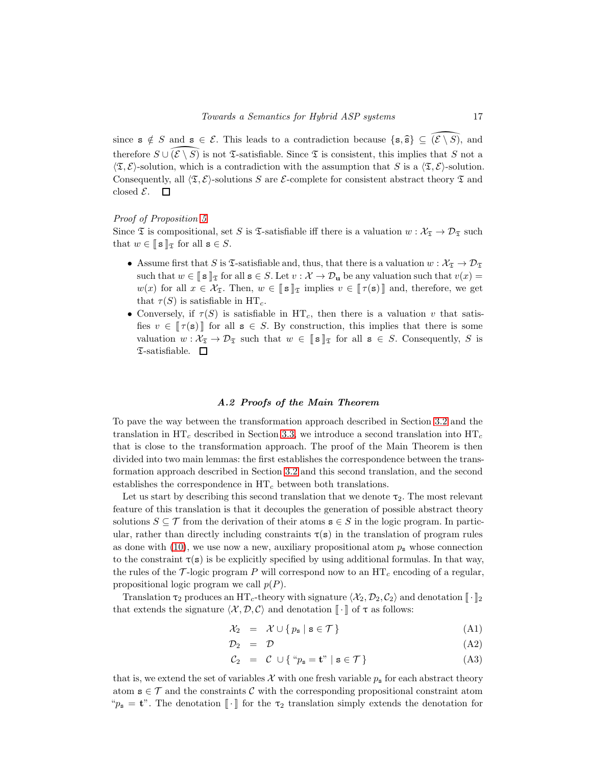since $\mathtt{s} \notin S$ and $\mathtt{s} \in \mathcal{E}$. This leads to a contradiction because $\{\mathtt{s}, \widehat{\mathtt{s}}\} \subseteq \widehat{(\mathcal{E} \setminus S)}$, and therefore $S \cup \widehat{(\mathcal{E} \setminus S)}$ is not $\mathfrak{T}$-satisfiable. Since $\mathfrak{T}$ is consistent, this implies that $S$ not a $\langle \mathfrak{T}, \mathcal{E} \rangle$-solution, which is a contradiction with the assumption that $S$ is a $\langle \mathfrak{T}, \mathcal{E} \rangle$-solution. Consequently, all $\langle \mathfrak{T}, \mathcal{E} \rangle$-solutions $S$ are $\mathcal{E}$-complete for consistent abstract theory $\mathfrak{T}$ and closed $\mathcal{E}$. □

*Proof of Proposition 5*

Since $\mathfrak{T}$ is compositional, set $S$ is $\mathfrak{T}$-satisfiable iff there is a valuation $w : \mathcal{X}_{\mathfrak{T}} \to \mathcal{D}_{\mathfrak{T}}$ such that $w \in [\![\, \mathtt{s} \,]\!]_{\mathfrak{T}}$ for all $\mathtt{s} \in S$.

- Assume first that $S$ is $\mathfrak{T}$-satisfiable and, thus, that there is a valuation $w : \mathcal{X}_{\mathfrak{T}} \to \mathcal{D}_{\mathfrak{T}}$ such that $w \in [\![\, \mathtt{s} \,]\!]_{\mathfrak{T}}$ for all $\mathtt{s} \in S$. Let $v : \mathcal{X} \to \mathcal{D}_{\mathbf{u}}$ be any valuation such that $v(x) = w(x)$ for all $x \in \mathcal{X}_{\mathfrak{T}}$. Then, $w \in [\![\, \mathtt{s} \,]\!]_{\mathfrak{T}}$ implies $v \in [\![\, \tau(\mathtt{s}) \,]\!]$ and, therefore, we get that $\tau(S)$ is satisfiable in $\mathrm{HT}_c$.
- Conversely, if $\tau(S)$ is satisfiable in $\mathrm{HT}_c$, then there is a valuation $v$ that satisfies $v \in [\![\, \tau(\mathtt{s}) \,]\!]$ for all $\mathtt{s} \in S$. By construction, this implies that there is some valuation $w : \mathcal{X}_{\mathfrak{T}} \to \mathcal{D}_{\mathfrak{T}}$ such that $w \in [\![\, \mathtt{s} \,]\!]_{\mathfrak{T}}$ for all $\mathtt{s} \in S$. Consequently, $S$ is $\mathfrak{T}$-satisfiable. □

### *A.2 Proofs of the Main Theorem*

To pave the way between the transformation approach described in Section 3.2 and the translation in $\mathrm{HT}_c$ described in Section 3.3, we introduce a second translation into $\mathrm{HT}_c$ that is close to the transformation approach. The proof of the Main Theorem is then divided into two main lemmas: the first establishes the correspondence between the transformation approach described in Section 3.2 and this second translation, and the second establishes the correspondence in $\mathrm{HT}_c$ between both translations.

Let us start by describing this second translation that we denote $\tau_2$. The most relevant feature of this translation is that it decouples the generation of possible abstract theory solutions $S \subseteq \mathcal{T}$ from the derivation of their atoms $\mathtt{s} \in S$ in the logic program. In particular, rather than directly including constraints $\tau(\mathtt{s})$ in the translation of program rules as done with (10), we use now a new, auxiliary propositional atom $p_{\mathtt{s}}$ whose connection to the constraint $\tau(\mathtt{s})$ is be explicitly specified by using additional formulas. In that way, the rules of the $\mathcal{T}$-logic program $P$ will correspond now to an $\mathrm{HT}_c$ encoding of a regular, propositional logic program we call $p(P)$.

Translation $\tau_2$ produces an $\mathrm{HT}_c$-theory with signature $\langle \mathcal{X}_2, \mathcal{D}_2, \mathcal{C}_2 \rangle$ and denotation $[\![ \cdot ]\!]_2$ that extends the signature $\langle \mathcal{X}, \mathcal{D}, \mathcal{C} \rangle$ and denotation $[\![ \cdot ]\!]$ of $\tau$ as follows:

$$\mathcal{X}_2 \;=\; \mathcal{X} \cup \{\, p_{\mathtt{s}} \mid \mathtt{s} \in \mathcal{T} \,\} \tag{A1}$$

$$\mathcal{D}_2 \;=\; \mathcal{D} \tag{A2}$$

$$\mathcal{C}_2 \;=\; \mathcal{C} \,\cup \{\, \text{“}p_{\mathtt{s}} = \mathbf{t}\text{”} \mid \mathtt{s} \in \mathcal{T} \,\} \tag{A3}$$

that is, we extend the set of variables $\mathcal{X}$ with one fresh variable $p_{\mathtt{s}}$ for each abstract theory atom $\mathtt{s} \in \mathcal{T}$ and the constraints $\mathcal{C}$ with the corresponding propositional constraint atom “$p_{\mathtt{s}} = \mathbf{t}$”. The denotation $[\![ \cdot ]\!]$ for the $\tau_2$ translation simply extends the denotation for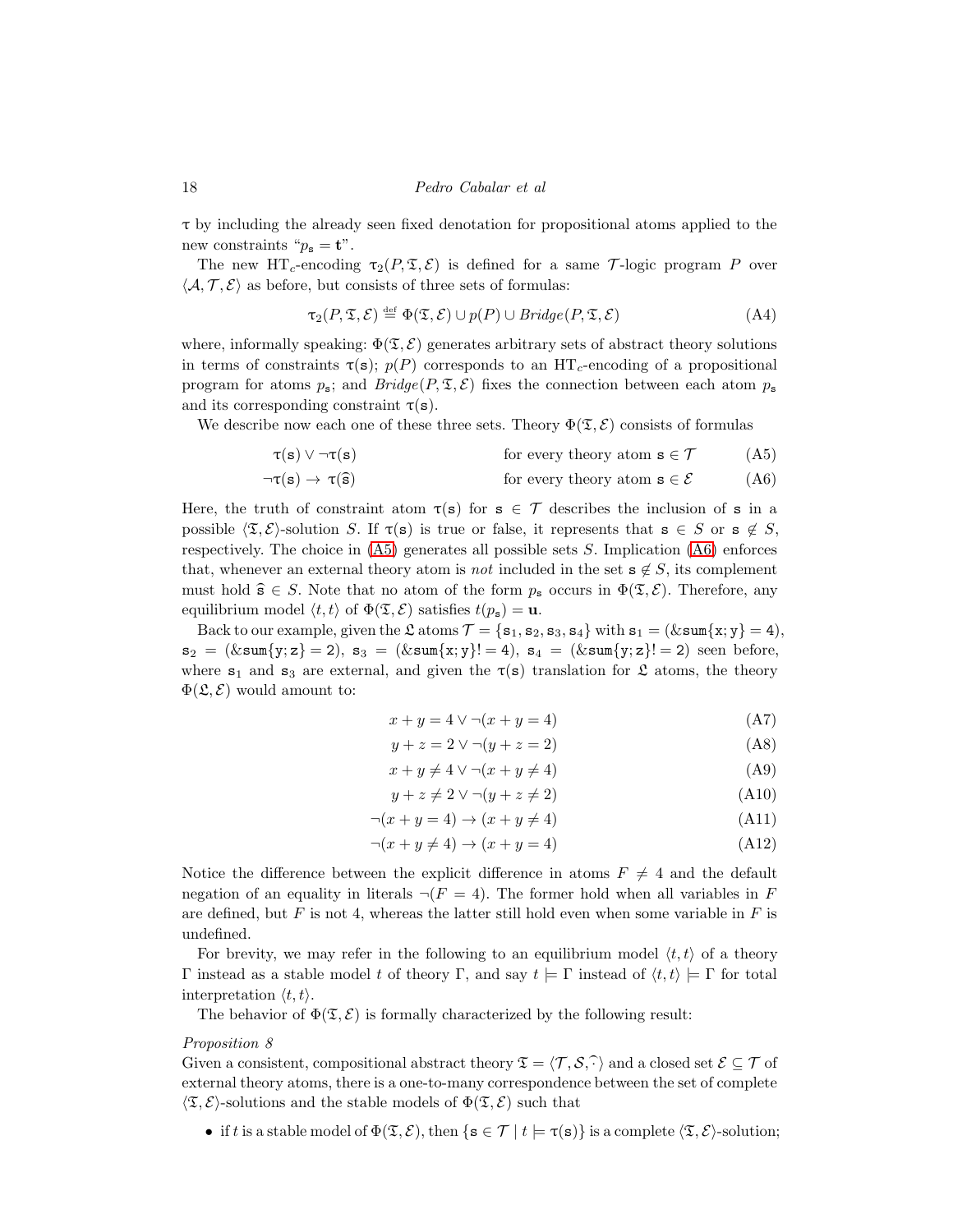$\tau$ by including the already seen fixed denotation for propositional atoms applied to the new constraints "$p_{\mathtt{s}} = \mathbf{t}$".

The new $\mathrm{HT}_c$-encoding $\tau_2(P, \mathfrak{T}, \mathcal{E})$ is defined for a same $\mathcal{T}$-logic program $P$ over $\langle \mathcal{A}, \mathcal{T}, \mathcal{E} \rangle$ as before, but consists of three sets of formulas:

$$\tau_2(P, \mathfrak{T}, \mathcal{E}) \stackrel{\text{def}}{=} \Phi(\mathfrak{T}, \mathcal{E}) \cup p(P) \cup \mathit{Bridge}(P, \mathfrak{T}, \mathcal{E}) \tag{A4}$$

where, informally speaking: $\Phi(\mathfrak{T}, \mathcal{E})$ generates arbitrary sets of abstract theory solutions in terms of constraints $\tau(\mathtt{s})$; $p(P)$ corresponds to an $\mathrm{HT}_c$-encoding of a propositional program for atoms $p_{\mathtt{s}}$; and $\mathit{Bridge}(P, \mathfrak{T}, \mathcal{E})$ fixes the connection between each atom $p_{\mathtt{s}}$ and its corresponding constraint $\tau(\mathtt{s})$.

We describe now each one of these three sets. Theory $\Phi(\mathfrak{T}, \mathcal{E})$ consists of formulas

$$\tau(\mathtt{s}) \vee \neg\tau(\mathtt{s}) \qquad \text{for every theory atom } \mathtt{s} \in \mathcal{T} \tag{A5}$$

$$\neg\tau(\mathtt{s}) \rightarrow \tau(\widehat{\mathtt{s}}) \qquad \text{for every theory atom } \mathtt{s} \in \mathcal{E} \tag{A6}$$

Here, the truth of constraint atom $\tau(\mathtt{s})$ for $\mathtt{s} \in \mathcal{T}$ describes the inclusion of $\mathtt{s}$ in a possible $\langle \mathfrak{T}, \mathcal{E} \rangle$-solution $S$. If $\tau(\mathtt{s})$ is true or false, it represents that $\mathtt{s} \in S$ or $\mathtt{s} \notin S$, respectively. The choice in (A5) generates all possible sets $S$. Implication (A6) enforces that, whenever an external theory atom is *not* included in the set $\mathtt{s} \notin S$, its complement must hold $\widehat{\mathtt{s}} \in S$. Note that no atom of the form $p_{\mathtt{s}}$ occurs in $\Phi(\mathfrak{T}, \mathcal{E})$. Therefore, any equilibrium model $\langle t, t \rangle$ of $\Phi(\mathfrak{T}, \mathcal{E})$ satisfies $t(p_{\mathtt{s}}) = \mathbf{u}$.

Back to our example, given the $\mathfrak{L}$ atoms $\mathcal{T} = \{\mathtt{s}_1, \mathtt{s}_2, \mathtt{s}_3, \mathtt{s}_4\}$ with $\mathtt{s}_1 = (\&\mathtt{sum}\{\mathtt{x};\mathtt{y}\} = 4)$, $\mathtt{s}_2 = (\&\mathtt{sum}\{\mathtt{y};\mathtt{z}\} = 2)$, $\mathtt{s}_3 = (\&\mathtt{sum}\{\mathtt{x};\mathtt{y}\}!= 4)$, $\mathtt{s}_4 = (\&\mathtt{sum}\{\mathtt{y};\mathtt{z}\}!= 2)$ seen before, where $\mathtt{s}_1$ and $\mathtt{s}_3$ are external, and given the $\tau(\mathtt{s})$ translation for $\mathfrak{L}$ atoms, the theory $\Phi(\mathfrak{L}, \mathcal{E})$ would amount to:

$$x + y = 4 \vee \neg(x + y = 4) \tag{A7}$$

$$y + z = 2 \vee \neg(y + z = 2) \tag{A8}$$

$$x + y \neq 4 \vee \neg(x + y \neq 4) \tag{A9}$$

$$y + z \neq 2 \vee \neg(y + z \neq 2) \tag{A10}$$

$$\neg(x + y = 4) \rightarrow (x + y \neq 4) \tag{A11}$$

$$\neg(x + y \neq 4) \rightarrow (x + y = 4) \tag{A12}$$

Notice the difference between the explicit difference in atoms $F \neq 4$ and the default negation of an equality in literals $\neg(F = 4)$. The former hold when all variables in $F$ are defined, but $F$ is not 4, whereas the latter still hold even when some variable in $F$ is undefined.

For brevity, we may refer in the following to an equilibrium model $\langle t, t \rangle$ of a theory $\Gamma$ instead as a stable model $t$ of theory $\Gamma$, and say $t \models \Gamma$ instead of $\langle t, t \rangle \models \Gamma$ for total interpretation $\langle t, t \rangle$.

The behavior of $\Phi(\mathfrak{T}, \mathcal{E})$ is formally characterized by the following result:

*Proposition 8*

Given a consistent, compositional abstract theory $\mathfrak{T} = \langle \mathcal{T}, \mathcal{S}, \widehat{\cdot} \rangle$ and a closed set $\mathcal{E} \subseteq \mathcal{T}$ of external theory atoms, there is a one-to-many correspondence between the set of complete $\langle \mathfrak{T}, \mathcal{E} \rangle$-solutions and the stable models of $\Phi(\mathfrak{T}, \mathcal{E})$ such that

- if $t$ is a stable model of $\Phi(\mathfrak{T}, \mathcal{E})$, then $\{\mathtt{s} \in \mathcal{T} \mid t \models \tau(\mathtt{s})\}$ is a complete $\langle \mathfrak{T}, \mathcal{E} \rangle$-solution;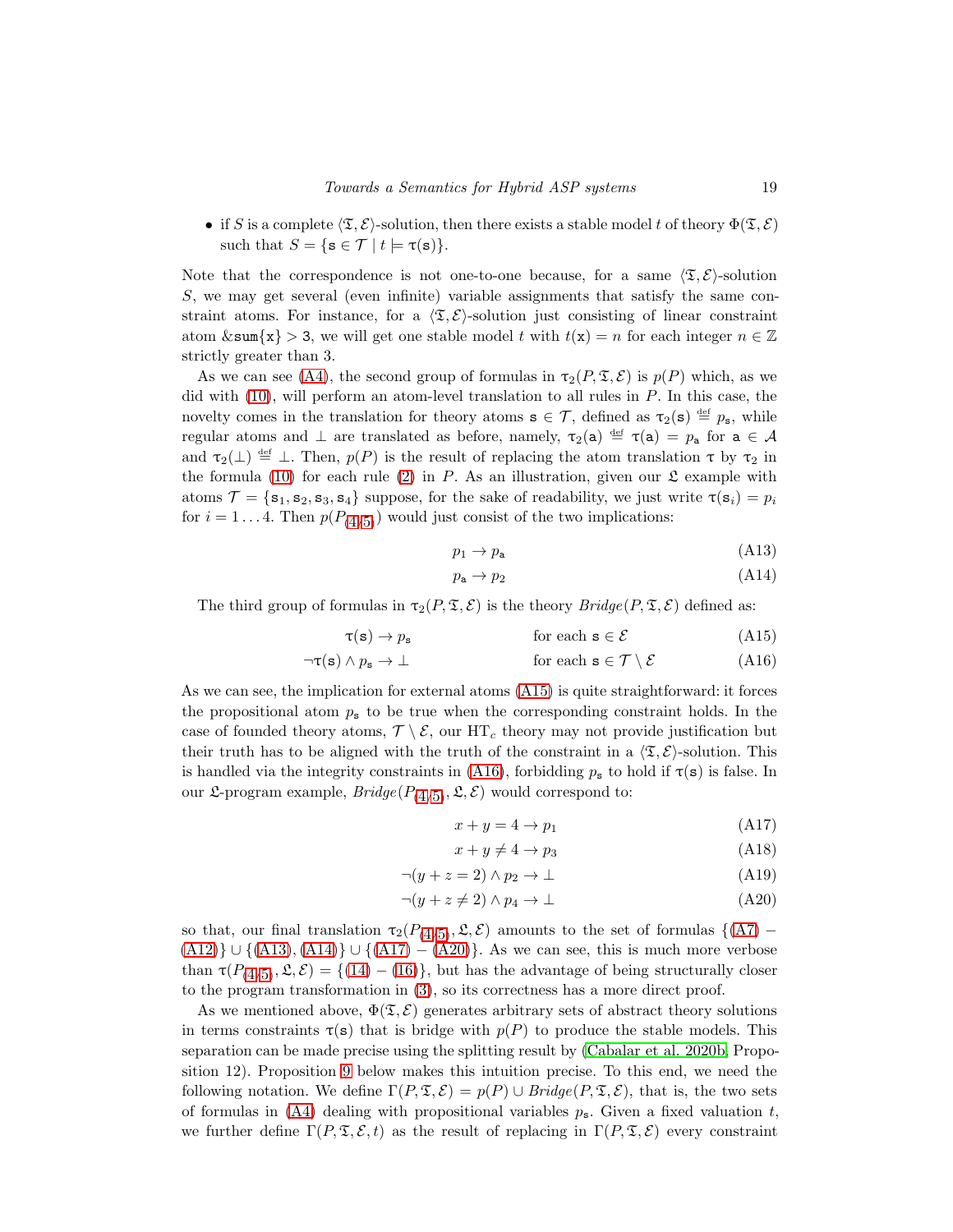- if $S$ is a complete $\langle \mathfrak{T}, \mathcal{E} \rangle$-solution, then there exists a stable model $t$ of theory $\Phi(\mathfrak{T}, \mathcal{E})$ such that $S = \{\mathtt{s} \in \mathcal{T} \mid t \models \tau(\mathtt{s})\}$.

Note that the correspondence is not one-to-one because, for a same $\langle \mathfrak{T}, \mathcal{E} \rangle$-solution $S$, we may get several (even infinite) variable assignments that satisfy the same constraint atoms. For instance, for a $\langle \mathfrak{T}, \mathcal{E} \rangle$-solution just consisting of linear constraint atom $\&\mathtt{sum}\{\mathtt{x}\} > \mathtt{3}$, we will get one stable model $t$ with $t(\mathtt{x}) = n$ for each integer $n \in \mathbb{Z}$ strictly greater than 3.

As we can see (A4), the second group of formulas in $\tau_2(P, \mathfrak{T}, \mathcal{E})$ is $p(P)$ which, as we did with (10), will perform an atom-level translation to all rules in $P$. In this case, the novelty comes in the translation for theory atoms $\mathtt{s} \in \mathcal{T}$, defined as $\tau_2(\mathtt{s}) \stackrel{\text{def}}{=} p_{\mathtt{s}}$, while regular atoms and $\bot$ are translated as before, namely, $\tau_2(\mathtt{a}) \stackrel{\text{def}}{=} \tau(\mathtt{a}) = p_{\mathtt{a}}$ for $\mathtt{a} \in \mathcal{A}$ and $\tau_2(\bot) \stackrel{\text{def}}{=} \bot$. Then, $p(P)$ is the result of replacing the atom translation $\tau$ by $\tau_2$ in the formula (10) for each rule (2) in $P$. As an illustration, given our $\mathfrak{L}$ example with atoms $\mathcal{T} = \{\mathtt{s}_1, \mathtt{s}_2, \mathtt{s}_3, \mathtt{s}_4\}$ suppose, for the sake of readability, we just write $\tau(\mathtt{s}_i) = p_i$ for $i = 1 \dots 4$. Then $p(P_{(4/5)})$ would just consist of the two implications:

$$p_1 \rightarrow p_{\mathtt{a}} \tag{A13}$$

$$p_{\mathtt{a}} \rightarrow p_2 \tag{A14}$$

The third group of formulas in $\tau_2(P, \mathfrak{T}, \mathcal{E})$ is the theory $\mathit{Bridge}(P, \mathfrak{T}, \mathcal{E})$ defined as:

$$\tau(\mathtt{s}) \rightarrow p_{\mathtt{s}} \qquad \text{for each } \mathtt{s} \in \mathcal{E} \tag{A15}$$

$$\neg\tau(\mathtt{s}) \wedge p_{\mathtt{s}} \rightarrow \bot \qquad \text{for each } \mathtt{s} \in \mathcal{T} \setminus \mathcal{E} \tag{A16}$$

As we can see, the implication for external atoms (A15) is quite straightforward: it forces the propositional atom $p_{\mathtt{s}}$ to be true when the corresponding constraint holds. In the case of founded theory atoms, $\mathcal{T} \setminus \mathcal{E}$, our $\mathrm{HT}_c$ theory may not provide justification but their truth has to be aligned with the truth of the constraint in a $\langle \mathfrak{T}, \mathcal{E} \rangle$-solution. This is handled via the integrity constraints in (A16), forbidding $p_{\mathtt{s}}$ to hold if $\tau(\mathtt{s})$ is false. In our $\mathfrak{L}$-program example, $\mathit{Bridge}(P_{(4/5)}, \mathfrak{L}, \mathcal{E})$ would correspond to:

$$x + y = 4 \rightarrow p_1 \tag{A17}$$

$$x + y \neq 4 \rightarrow p_3 \tag{A18}$$

$$\neg(y + z = 2) \wedge p_2 \rightarrow \bot \tag{A19}$$

$$\neg(y + z \neq 2) \wedge p_4 \rightarrow \bot \tag{A20}$$

so that, our final translation $\tau_2(P_{(4/5)}, \mathfrak{L}, \mathcal{E})$ amounts to the set of formulas $\{(\text{A7}) - (\text{A12})\} \cup \{(\text{A13}), (\text{A14})\} \cup \{(\text{A17}) - (\text{A20})\}$. As we can see, this is much more verbose than $\tau(P_{(4/5)}, \mathfrak{L}, \mathcal{E}) = \{(14) - (16)\}$, but has the advantage of being structurally closer to the program transformation in (3), so its correctness has a more direct proof.

As we mentioned above, $\Phi(\mathfrak{T}, \mathcal{E})$ generates arbitrary sets of abstract theory solutions in terms constraints $\tau(\mathtt{s})$ that is bridge with $p(P)$ to produce the stable models. This separation can be made precise using the splitting result by (Cabalar et al. 2020b, Proposition 12). Proposition 9 below makes this intuition precise. To this end, we need the following notation. We define $\Gamma(P, \mathfrak{T}, \mathcal{E}) = p(P) \cup \mathit{Bridge}(P, \mathfrak{T}, \mathcal{E})$, that is, the two sets of formulas in (A4) dealing with propositional variables $p_{\mathtt{s}}$. Given a fixed valuation $t$, we further define $\Gamma(P, \mathfrak{T}, \mathcal{E}, t)$ as the result of replacing in $\Gamma(P, \mathfrak{T}, \mathcal{E})$ every constraint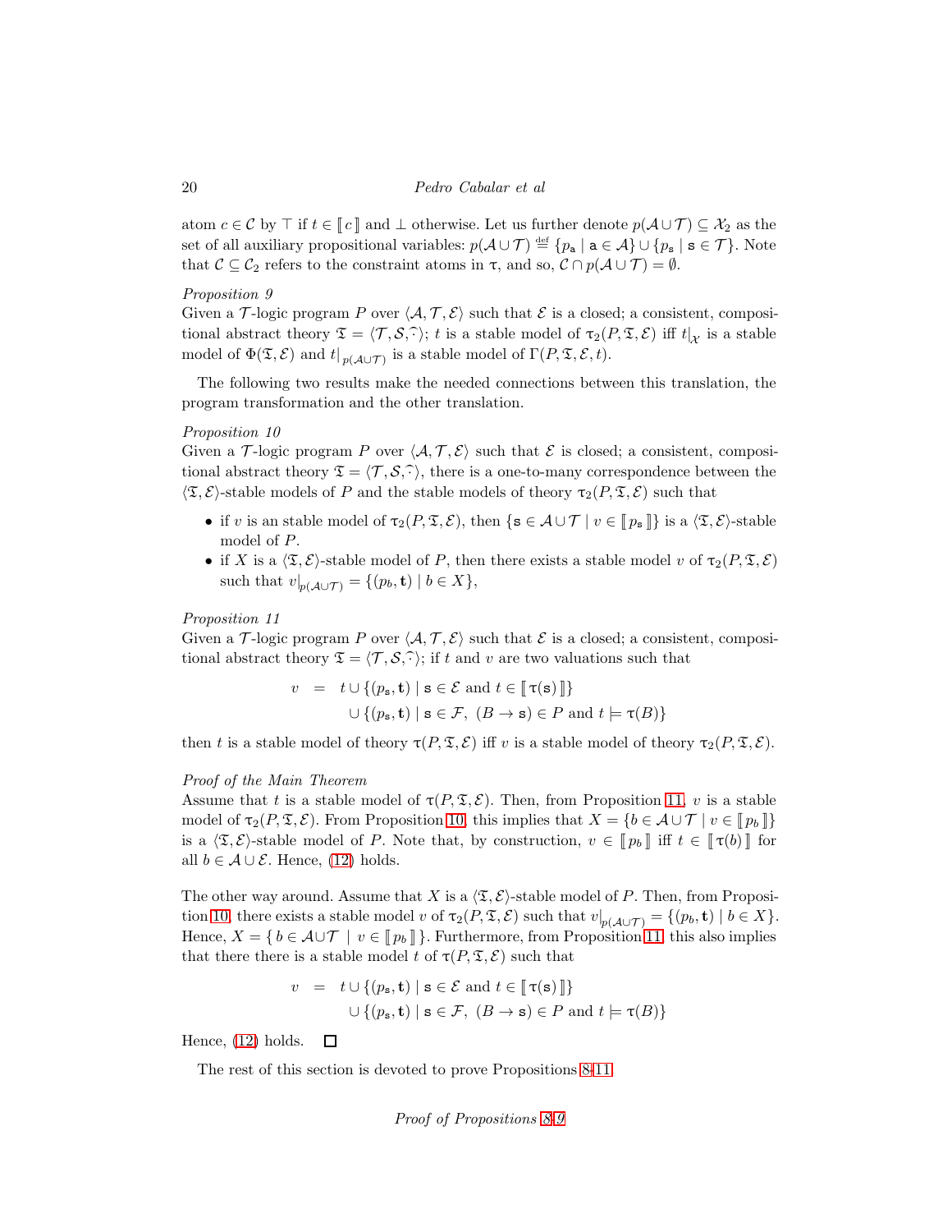atom $c \in \mathcal{C}$ by $\top$ if $t \in [\![\, c \,]\!]$ and $\bot$ otherwise. Let us further denote $p(\mathcal{A} \cup \mathcal{T}) \subseteq \mathcal{X}_2$ as the set of all auxiliary propositional variables: $p(\mathcal{A} \cup \mathcal{T}) \stackrel{\text{def}}{=} \{p_{\mathtt{a}} \mid \mathtt{a} \in \mathcal{A}\} \cup \{p_{\mathtt{s}} \mid \mathtt{s} \in \mathcal{T}\}$. Note that $\mathcal{C} \subseteq \mathcal{C}_2$ refers to the constraint atoms in $\tau$, and so, $\mathcal{C} \cap p(\mathcal{A} \cup \mathcal{T}) = \emptyset$.

*Proposition 9*
Given a $\mathcal{T}$-logic program $P$ over $\langle \mathcal{A}, \mathcal{T}, \mathcal{E} \rangle$ such that $\mathcal{E}$ is a closed; a consistent, compositional abstract theory $\mathfrak{T} = \langle \mathcal{T}, \mathcal{S}, \widehat{\cdot} \rangle$; $t$ is a stable model of $\tau_2(P, \mathfrak{T}, \mathcal{E})$ iff $t|_{\mathcal{X}}$ is a stable model of $\Phi(\mathfrak{T}, \mathcal{E})$ and $t|_{p(\mathcal{A} \cup \mathcal{T})}$ is a stable model of $\Gamma(P, \mathfrak{T}, \mathcal{E}, t)$.

The following two results make the needed connections between this translation, the program transformation and the other translation.

*Proposition 10*
Given a $\mathcal{T}$-logic program $P$ over $\langle \mathcal{A}, \mathcal{T}, \mathcal{E} \rangle$ such that $\mathcal{E}$ is closed; a consistent, compositional abstract theory $\mathfrak{T} = \langle \mathcal{T}, \mathcal{S}, \widehat{\cdot} \rangle$, there is a one-to-many correspondence between the $\langle \mathfrak{T}, \mathcal{E} \rangle$-stable models of $P$ and the stable models of theory $\tau_2(P, \mathfrak{T}, \mathcal{E})$ such that

- if $v$ is an stable model of $\tau_2(P, \mathfrak{T}, \mathcal{E})$, then $\{\mathtt{s} \in \mathcal{A} \cup \mathcal{T} \mid v \in [\![\, p_{\mathtt{s}} \,]\!]\}$ is a $\langle \mathfrak{T}, \mathcal{E} \rangle$-stable model of $P$.
- if $X$ is a $\langle \mathfrak{T}, \mathcal{E} \rangle$-stable model of $P$, then there exists a stable model $v$ of $\tau_2(P, \mathfrak{T}, \mathcal{E})$ such that $v|_{p(\mathcal{A} \cup \mathcal{T})} = \{(p_b, \mathbf{t}) \mid b \in X\}$,

*Proposition 11*
Given a $\mathcal{T}$-logic program $P$ over $\langle \mathcal{A}, \mathcal{T}, \mathcal{E} \rangle$ such that $\mathcal{E}$ is a closed; a consistent, compositional abstract theory $\mathfrak{T} = \langle \mathcal{T}, \mathcal{S}, \widehat{\cdot} \rangle$; if $t$ and $v$ are two valuations such that

$$
\begin{aligned}
v \;\; = \;\; & t \cup \{(p_{\mathtt{s}}, \mathbf{t}) \mid \mathtt{s} \in \mathcal{E} \text{ and } t \in [\![\, \tau(\mathtt{s}) \,]\!]\} \\
& \cup \{(p_{\mathtt{s}}, \mathbf{t}) \mid \mathtt{s} \in \mathcal{F},\ (B \to \mathtt{s}) \in P \text{ and } t \models \tau(B)\}
\end{aligned}
$$

then $t$ is a stable model of theory $\tau(P, \mathfrak{T}, \mathcal{E})$ iff $v$ is a stable model of theory $\tau_2(P, \mathfrak{T}, \mathcal{E})$.

*Proof of the Main Theorem*
Assume that $t$ is a stable model of $\tau(P, \mathfrak{T}, \mathcal{E})$. Then, from Proposition 11, $v$ is a stable model of $\tau_2(P, \mathfrak{T}, \mathcal{E})$. From Proposition 10, this implies that $X = \{b \in \mathcal{A} \cup \mathcal{T} \mid v \in [\![\, p_b \,]\!]\}$ is a $\langle \mathfrak{T}, \mathcal{E} \rangle$-stable model of $P$. Note that, by construction, $v \in [\![\, p_b \,]\!]$ iff $t \in [\![\, \tau(b) \,]\!]$ for all $b \in \mathcal{A} \cup \mathcal{E}$. Hence, (12) holds.

The other way around. Assume that $X$ is a $\langle \mathfrak{T}, \mathcal{E} \rangle$-stable model of $P$. Then, from Proposition 10, there exists a stable model $v$ of $\tau_2(P, \mathfrak{T}, \mathcal{E})$ such that $v|_{p(\mathcal{A} \cup \mathcal{T})} = \{(p_b, \mathbf{t}) \mid b \in X\}$. Hence, $X = \{\, b \in \mathcal{A} \cup \mathcal{T} \mid v \in [\![\, p_b \,]\!] \,\}$. Furthermore, from Proposition 11, this also implies that there there is a stable model $t$ of $\tau(P, \mathfrak{T}, \mathcal{E})$ such that

$$
\begin{aligned}
v \;\; = \;\; & t \cup \{(p_{\mathtt{s}}, \mathbf{t}) \mid \mathtt{s} \in \mathcal{E} \text{ and } t \in [\![\, \tau(\mathtt{s}) \,]\!]\} \\
& \cup \{(p_{\mathtt{s}}, \mathbf{t}) \mid \mathtt{s} \in \mathcal{F},\ (B \to \mathtt{s}) \in P \text{ and } t \models \tau(B)\}
\end{aligned}
$$

Hence, (12) holds. □

The rest of this section is devoted to prove Propositions 8-11.

*Proof of Propositions 8-9*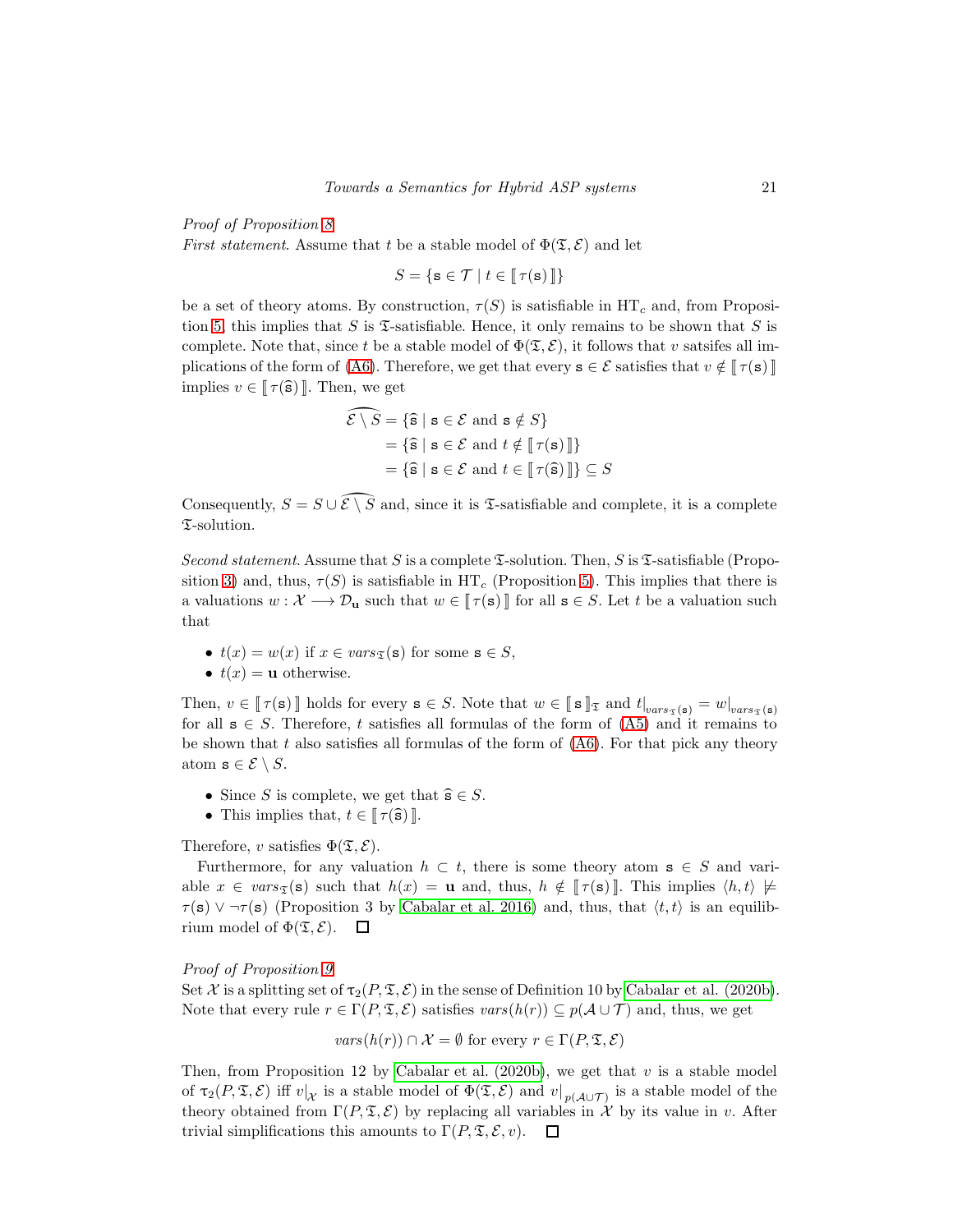*Proof of Proposition 8*
*First statement*. Assume that $t$ be a stable model of $\Phi(\mathfrak{T},\mathcal{E})$ and let

$$S = \{\mathtt{s} \in \mathcal{T} \mid t \in [\![\, \tau(\mathtt{s}) \,]\!]\}$$

be a set of theory atoms. By construction, $\tau(S)$ is satisfiable in $\mathrm{HT}_c$ and, from Proposition 5, this implies that $S$ is $\mathfrak{T}$-satisfiable. Hence, it only remains to be shown that $S$ is complete. Note that, since $t$ be a stable model of $\Phi(\mathfrak{T},\mathcal{E})$, it follows that $v$ satsifes all implications of the form of (A6). Therefore, we get that every $\mathtt{s} \in \mathcal{E}$ satisfies that $v \notin [\![\, \tau(\mathtt{s}) \,]\!]$ implies $v \in [\![\, \tau(\widehat{\mathtt{s}}) \,]\!]$. Then, we get

$$\begin{aligned}
\widehat{\mathcal{E} \setminus S} &= \{\widehat{\mathtt{s}} \mid \mathtt{s} \in \mathcal{E} \text{ and } \mathtt{s} \notin S\} \\
&= \{\widehat{\mathtt{s}} \mid \mathtt{s} \in \mathcal{E} \text{ and } t \notin [\![\, \tau(\mathtt{s}) \,]\!]\} \\
&= \{\widehat{\mathtt{s}} \mid \mathtt{s} \in \mathcal{E} \text{ and } t \in [\![\, \tau(\widehat{\mathtt{s}}) \,]\!]\} \subseteq S
\end{aligned}$$

Consequently, $S = S \cup \widehat{\mathcal{E} \setminus S}$ and, since it is $\mathfrak{T}$-satisfiable and complete, it is a complete $\mathfrak{T}$-solution.

*Second statement*. Assume that $S$ is a complete $\mathfrak{T}$-solution. Then, $S$ is $\mathfrak{T}$-satisfiable (Proposition 3) and, thus, $\tau(S)$ is satisfiable in $\mathrm{HT}_c$ (Proposition 5). This implies that there is a valuations $w : \mathcal{X} \longrightarrow \mathcal{D}_{\mathbf{u}}$ such that $w \in [\![\, \tau(\mathtt{s}) \,]\!]$ for all $\mathtt{s} \in S$. Let $t$ be a valuation such that

- $t(x) = w(x)$ if $x \in \mathit{vars}_{\mathfrak{T}}(\mathtt{s})$ for some $\mathtt{s} \in S$,
- $t(x) = \mathbf{u}$ otherwise.

Then, $v \in [\![\, \tau(\mathtt{s}) \,]\!]$ holds for every $\mathtt{s} \in S$. Note that $w \in [\![\, \mathtt{s} \,]\!]_{\mathfrak{T}}$ and $t|_{\mathit{vars}_{\mathfrak{T}}(\mathtt{s})} = w|_{\mathit{vars}_{\mathfrak{T}}(\mathtt{s})}$ for all $\mathtt{s} \in S$. Therefore, $t$ satisfies all formulas of the form of (A5) and it remains to be shown that $t$ also satisfies all formulas of the form of (A6). For that pick any theory atom $\mathtt{s} \in \mathcal{E} \setminus S$.

- Since $S$ is complete, we get that $\widehat{\mathtt{s}} \in S$.
- This implies that, $t \in [\![\, \tau(\widehat{\mathtt{s}}) \,]\!]$.

Therefore, $v$ satisfies $\Phi(\mathfrak{T},\mathcal{E})$.

Furthermore, for any valuation $h \subset t$, there is some theory atom $\mathtt{s} \in S$ and variable $x \in \mathit{vars}_{\mathfrak{T}}(\mathtt{s})$ such that $h(x) = \mathbf{u}$ and, thus, $h \notin [\![\, \tau(\mathtt{s}) \,]\!]$. This implies $\langle h, t\rangle \not\models \tau(\mathtt{s}) \vee \neg\tau(\mathtt{s})$ (Proposition 3 by Cabalar et al. 2016) and, thus, that $\langle t, t\rangle$ is an equilibrium model of $\Phi(\mathfrak{T},\mathcal{E})$. □

*Proof of Proposition 9*
Set $\mathcal{X}$ is a splitting set of $\tau_2(P,\mathfrak{T},\mathcal{E})$ in the sense of Definition 10 by Cabalar et al. (2020b). Note that every rule $r \in \Gamma(P,\mathfrak{T},\mathcal{E})$ satisfies $\mathit{vars}(h(r)) \subseteq p(\mathcal{A} \cup \mathcal{T})$ and, thus, we get

$$\mathit{vars}(h(r)) \cap \mathcal{X} = \emptyset \text{ for every } r \in \Gamma(P,\mathfrak{T},\mathcal{E})$$

Then, from Proposition 12 by Cabalar et al. (2020b), we get that $v$ is a stable model of $\tau_2(P,\mathfrak{T},\mathcal{E})$ iff $v|_{\mathcal{X}}$ is a stable model of $\Phi(\mathfrak{T},\mathcal{E})$ and $v|_{p(\mathcal{A}\cup\mathcal{T})}$ is a stable model of the theory obtained from $\Gamma(P,\mathfrak{T},\mathcal{E})$ by replacing all variables in $\mathcal{X}$ by its value in $v$. After trivial simplifications this amounts to $\Gamma(P,\mathfrak{T},\mathcal{E},v)$. □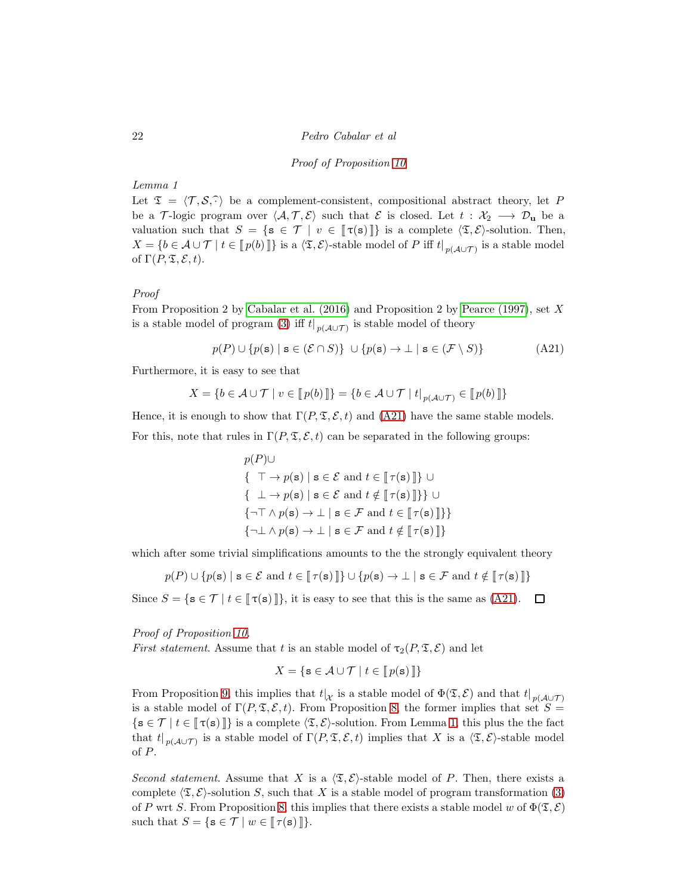*Proof of Proposition 10*

*Lemma 1*
Let $\mathfrak{T} = \langle \mathcal{T}, \mathcal{S}, \widehat{\cdot} \rangle$ be a complement-consistent, compositional abstract theory, let $P$ be a $\mathcal{T}$-logic program over $\langle \mathcal{A}, \mathcal{T}, \mathcal{E} \rangle$ such that $\mathcal{E}$ is closed. Let $t : \mathcal{X}_2 \longrightarrow \mathcal{D}_{\mathbf{u}}$ be a valuation such that $S = \{ \mathtt{s} \in \mathcal{T} \mid v \in [\![\, \tau(\mathtt{s}) \,]\!] \}$ is a complete $\langle \mathfrak{T}, \mathcal{E} \rangle$-solution. Then, $X = \{ b \in \mathcal{A} \cup \mathcal{T} \mid t \in [\![\, p(b) \,]\!] \}$ is a $\langle \mathfrak{T}, \mathcal{E} \rangle$-stable model of $P$ iff $t|_{p(\mathcal{A} \cup \mathcal{T})}$ is a stable model of $\Gamma(P, \mathfrak{T}, \mathcal{E}, t)$.

*Proof*
From Proposition 2 by Cabalar et al. (2016) and Proposition 2 by Pearce (1997), set $X$ is a stable model of program (3) iff $t|_{p(\mathcal{A} \cup \mathcal{T})}$ is stable model of theory

$$p(P) \cup \{ p(\mathtt{s}) \mid \mathtt{s} \in (\mathcal{E} \cap S) \} \ \cup \{ p(\mathtt{s}) \to \bot \mid \mathtt{s} \in (\mathcal{F} \setminus S) \} \tag{A21}$$

Furthermore, it is easy to see that

$$X = \{ b \in \mathcal{A} \cup \mathcal{T} \mid v \in [\![\, p(b) \,]\!] \} = \{ b \in \mathcal{A} \cup \mathcal{T} \mid t|_{p(\mathcal{A} \cup \mathcal{T})} \in [\![\, p(b) \,]\!] \}$$

Hence, it is enough to show that $\Gamma(P, \mathfrak{T}, \mathcal{E}, t)$ and (A21) have the same stable models.

For this, note that rules in $\Gamma(P, \mathfrak{T}, \mathcal{E}, t)$ can be separated in the following groups:

$$\begin{array}{l}
p(P) \cup \\
\{ \ \ \top \to p(\mathtt{s}) \mid \mathtt{s} \in \mathcal{E} \text{ and } t \in [\![\, \tau(\mathtt{s}) \,]\!] \} \cup \\
\{ \ \ \bot \to p(\mathtt{s}) \mid \mathtt{s} \in \mathcal{E} \text{ and } t \notin [\![\, \tau(\mathtt{s}) \,]\!] \} \} \cup \\
\{ \neg \top \wedge p(\mathtt{s}) \to \bot \mid \mathtt{s} \in \mathcal{F} \text{ and } t \in [\![\, \tau(\mathtt{s}) \,]\!] \} \} \\
\{ \neg \bot \wedge p(\mathtt{s}) \to \bot \mid \mathtt{s} \in \mathcal{F} \text{ and } t \notin [\![\, \tau(\mathtt{s}) \,]\!] \}
\end{array}$$

which after some trivial simplifications amounts to the the strongly equivalent theory

$$p(P) \cup \{ p(\mathtt{s}) \mid \mathtt{s} \in \mathcal{E} \text{ and } t \in [\![\, \tau(\mathtt{s}) \,]\!] \} \cup \{ p(\mathtt{s}) \to \bot \mid \mathtt{s} \in \mathcal{F} \text{ and } t \notin [\![\, \tau(\mathtt{s}) \,]\!] \}$$

Since $S = \{ \mathtt{s} \in \mathcal{T} \mid t \in [\![\, \tau(\mathtt{s}) \,]\!] \}$, it is easy to see that this is the same as (A21). □

*Proof of Proposition 10.*
*First statement.* Assume that $t$ is an stable model of $\tau_2(P, \mathfrak{T}, \mathcal{E})$ and let

$$X = \{ \mathtt{s} \in \mathcal{A} \cup \mathcal{T} \mid t \in [\![\, p(\mathtt{s}) \,]\!] \}$$

From Proposition 9, this implies that $t|_{\mathcal{X}}$ is a stable model of $\Phi(\mathfrak{T}, \mathcal{E})$ and that $t|_{p(\mathcal{A} \cup \mathcal{T})}$ is a stable model of $\Gamma(P, \mathfrak{T}, \mathcal{E}, t)$. From Proposition 8, the former implies that set $S = \{ \mathtt{s} \in \mathcal{T} \mid t \in [\![\, \tau(\mathtt{s}) \,]\!] \}$ is a complete $\langle \mathfrak{T}, \mathcal{E} \rangle$-solution. From Lemma 1, this plus the the fact that $t|_{p(\mathcal{A} \cup \mathcal{T})}$ is a stable model of $\Gamma(P, \mathfrak{T}, \mathcal{E}, t)$ implies that $X$ is a $\langle \mathfrak{T}, \mathcal{E} \rangle$-stable model of $P$.

*Second statement.* Assume that $X$ is a $\langle \mathfrak{T}, \mathcal{E} \rangle$-stable model of $P$. Then, there exists a complete $\langle \mathfrak{T}, \mathcal{E} \rangle$-solution $S$, such that $X$ is a stable model of program transformation (3) of $P$ wrt $S$. From Proposition 8, this implies that there exists a stable model $w$ of $\Phi(\mathfrak{T}, \mathcal{E})$ such that $S = \{ \mathtt{s} \in \mathcal{T} \mid w \in [\![\, \tau(\mathtt{s}) \,]\!] \}$.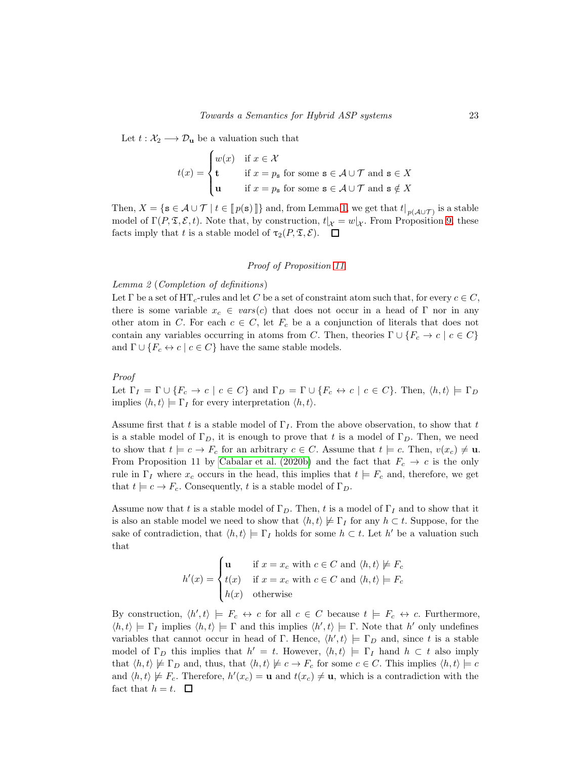Let $t : \mathcal{X}_2 \longrightarrow \mathcal{D}_{\mathbf{u}}$ be a valuation such that

$$t(x) = \begin{cases} w(x) & \text{if } x \in \mathcal{X} \\ \mathbf{t} & \text{if } x = p_{\mathtt{s}} \text{ for some } \mathtt{s} \in \mathcal{A} \cup \mathcal{T} \text{ and } \mathtt{s} \in X \\ \mathbf{u} & \text{if } x = p_{\mathtt{s}} \text{ for some } \mathtt{s} \in \mathcal{A} \cup \mathcal{T} \text{ and } \mathtt{s} \notin X \end{cases}$$

Then, $X = \{\mathtt{s} \in \mathcal{A} \cup \mathcal{T} \mid t \in [\![\, p(\mathtt{s})\,]\!]\}$ and, from Lemma 1, we get that $t|_{p(\mathcal{A} \cup \mathcal{T})}$ is a stable model of $\Gamma(P, \mathfrak{T}, \mathcal{E}, t)$. Note that, by construction, $t|_{\mathcal{X}} = w|_{\mathcal{X}}$. From Proposition 9, these facts imply that $t$ is a stable model of $\tau_2(P, \mathfrak{T}, \mathcal{E})$. $\square$

*Proof of Proposition 11*

*Lemma 2* (*Completion of definitions*)
Let $\Gamma$ be a set of $\mathrm{HT}_c$-rules and let $C$ be a set of constraint atom such that, for every $c \in C$, there is some variable $x_c \in vars(c)$ that does not occur in a head of $\Gamma$ nor in any other atom in $C$. For each $c \in C$, let $F_c$ be a a conjunction of literals that does not contain any variables occurring in atoms from $C$. Then, theories $\Gamma \cup \{F_c \to c \mid c \in C\}$ and $\Gamma \cup \{F_c \leftrightarrow c \mid c \in C\}$ have the same stable models.

*Proof*
Let $\Gamma_I = \Gamma \cup \{F_c \to c \mid c \in C\}$ and $\Gamma_D = \Gamma \cup \{F_c \leftrightarrow c \mid c \in C\}$. Then, $\langle h, t\rangle \models \Gamma_D$ implies $\langle h, t\rangle \models \Gamma_I$ for every interpretation $\langle h, t\rangle$.

Assume first that $t$ is a stable model of $\Gamma_I$. From the above observation, to show that $t$ is a stable model of $\Gamma_D$, it is enough to prove that $t$ is a model of $\Gamma_D$. Then, we need to show that $t \models c \to F_c$ for an arbitrary $c \in C$. Assume that $t \models c$. Then, $v(x_c) \neq \mathbf{u}$. From Proposition 11 by Cabalar et al. (2020b) and the fact that $F_c \to c$ is the only rule in $\Gamma_I$ where $x_c$ occurs in the head, this implies that $t \models F_c$ and, therefore, we get that $t \models c \to F_c$. Consequently, $t$ is a stable model of $\Gamma_D$.

Assume now that $t$ is a stable model of $\Gamma_D$. Then, $t$ is a model of $\Gamma_I$ and to show that it is also an stable model we need to show that $\langle h, t\rangle \not\models \Gamma_I$ for any $h \subset t$. Suppose, for the sake of contradiction, that $\langle h, t\rangle \models \Gamma_I$ holds for some $h \subset t$. Let $h'$ be a valuation such that

$$h'(x) = \begin{cases} \mathbf{u} & \text{if } x = x_c \text{ with } c \in C \text{ and } \langle h, t\rangle \not\models F_c \\ t(x) & \text{if } x = x_c \text{ with } c \in C \text{ and } \langle h, t\rangle \models F_c \\ h(x) & \text{otherwise} \end{cases}$$

By construction, $\langle h', t\rangle \models F_c \leftrightarrow c$ for all $c \in C$ because $t \models F_c \leftrightarrow c$. Furthermore, $\langle h, t\rangle \models \Gamma_I$ implies $\langle h, t\rangle \models \Gamma$ and this implies $\langle h', t\rangle \models \Gamma$. Note that $h'$ only undefines variables that cannot occur in head of $\Gamma$. Hence, $\langle h', t\rangle \models \Gamma_D$ and, since $t$ is a stable model of $\Gamma_D$ this implies that $h' = t$. However, $\langle h, t\rangle \models \Gamma_I$ hand $h \subset t$ also imply that $\langle h, t\rangle \not\models \Gamma_D$ and, thus, that $\langle h, t\rangle \not\models c \to F_c$ for some $c \in C$. This implies $\langle h, t\rangle \models c$ and $\langle h, t\rangle \not\models F_c$. Therefore, $h'(x_c) = \mathbf{u}$ and $t(x_c) \neq \mathbf{u}$, which is a contradiction with the fact that $h = t$. $\square$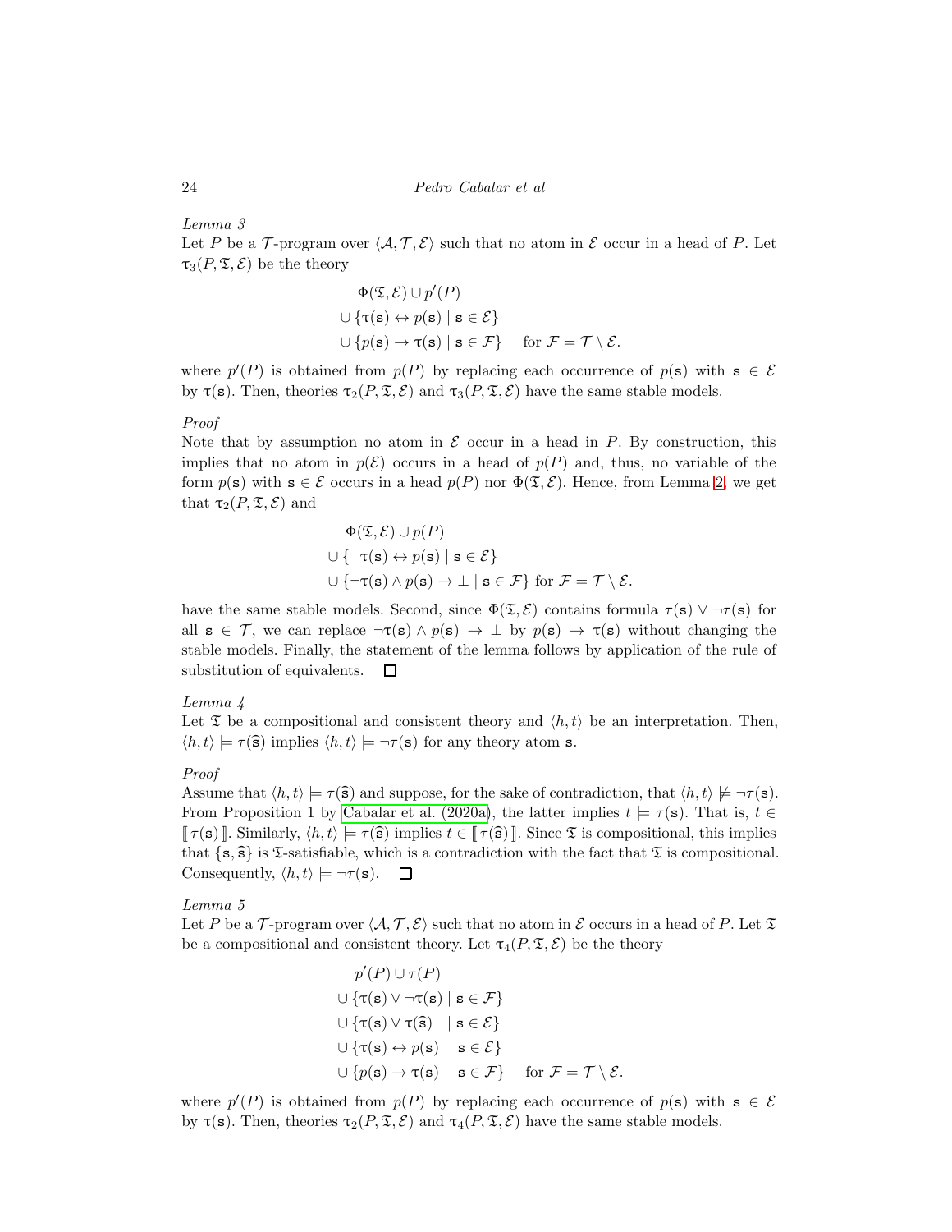*Lemma 3*

Let $P$ be a $\mathcal{T}$-program over $\langle \mathcal{A}, \mathcal{T}, \mathcal{E} \rangle$ such that no atom in $\mathcal{E}$ occur in a head of $P$. Let $\tau_3(P, \mathfrak{T}, \mathcal{E})$ be the theory

$$
\begin{aligned}
&\Phi(\mathfrak{T}, \mathcal{E}) \cup p'(P) \\
&\cup \{\tau(\mathtt{s}) \leftrightarrow p(\mathtt{s}) \mid \mathtt{s} \in \mathcal{E}\} \\
&\cup \{p(\mathtt{s}) \rightarrow \tau(\mathtt{s}) \mid \mathtt{s} \in \mathcal{F}\} \quad \text{for } \mathcal{F} = \mathcal{T} \setminus \mathcal{E}.
\end{aligned}
$$

where $p'(P)$ is obtained from $p(P)$ by replacing each occurrence of $p(\mathtt{s})$ with $\mathtt{s} \in \mathcal{E}$ by $\tau(\mathtt{s})$. Then, theories $\tau_2(P, \mathfrak{T}, \mathcal{E})$ and $\tau_3(P, \mathfrak{T}, \mathcal{E})$ have the same stable models.

*Proof*

Note that by assumption no atom in $\mathcal{E}$ occur in a head in $P$. By construction, this implies that no atom in $p(\mathcal{E})$ occurs in a head of $p(P)$ and, thus, no variable of the form $p(\mathtt{s})$ with $\mathtt{s} \in \mathcal{E}$ occurs in a head $p(P)$ nor $\Phi(\mathfrak{T}, \mathcal{E})$. Hence, from Lemma 2, we get that $\tau_2(P, \mathfrak{T}, \mathcal{E})$ and

$$
\begin{aligned}
&\Phi(\mathfrak{T}, \mathcal{E}) \cup p(P) \\
&\cup \{\ \ \tau(\mathtt{s}) \leftrightarrow p(\mathtt{s}) \mid \mathtt{s} \in \mathcal{E}\} \\
&\cup \{\neg\tau(\mathtt{s}) \wedge p(\mathtt{s}) \rightarrow \bot \mid \mathtt{s} \in \mathcal{F}\} \text{ for } \mathcal{F} = \mathcal{T} \setminus \mathcal{E}.
\end{aligned}
$$

have the same stable models. Second, since $\Phi(\mathfrak{T}, \mathcal{E})$ contains formula $\tau(\mathtt{s}) \vee \neg\tau(\mathtt{s})$ for all $\mathtt{s} \in \mathcal{T}$, we can replace $\neg\tau(\mathtt{s}) \wedge p(\mathtt{s}) \rightarrow \bot$ by $p(\mathtt{s}) \rightarrow \tau(\mathtt{s})$ without changing the stable models. Finally, the statement of the lemma follows by application of the rule of substitution of equivalents. $\square$

*Lemma 4*

Let $\mathfrak{T}$ be a compositional and consistent theory and $\langle h, t \rangle$ be an interpretation. Then, $\langle h, t \rangle \models \tau(\widehat{\mathtt{s}})$ implies $\langle h, t \rangle \models \neg\tau(\mathtt{s})$ for any theory atom $\mathtt{s}$.

*Proof*

Assume that $\langle h, t \rangle \models \tau(\widehat{\mathtt{s}})$ and suppose, for the sake of contradiction, that $\langle h, t \rangle \not\models \neg\tau(\mathtt{s})$. From Proposition 1 by Cabalar et al. (2020a), the latter implies $t \models \tau(\mathtt{s})$. That is, $t \in [\![\, \tau(\mathtt{s}) \,]\!]$. Similarly, $\langle h, t \rangle \models \tau(\widehat{\mathtt{s}})$ implies $t \in [\![\, \tau(\widehat{\mathtt{s}}) \,]\!]$. Since $\mathfrak{T}$ is compositional, this implies that $\{\mathtt{s}, \widehat{\mathtt{s}}\}$ is $\mathfrak{T}$-satisfiable, which is a contradiction with the fact that $\mathfrak{T}$ is compositional. Consequently, $\langle h, t \rangle \models \neg\tau(\mathtt{s})$. $\square$

*Lemma 5*

Let $P$ be a $\mathcal{T}$-program over $\langle \mathcal{A}, \mathcal{T}, \mathcal{E} \rangle$ such that no atom in $\mathcal{E}$ occurs in a head of $P$. Let $\mathfrak{T}$ be a compositional and consistent theory. Let $\tau_4(P, \mathfrak{T}, \mathcal{E})$ be the theory

$$
\begin{aligned}
&p'(P) \cup \tau(P) \\
&\cup \{\tau(\mathtt{s}) \vee \neg\tau(\mathtt{s}) \mid \mathtt{s} \in \mathcal{F}\} \\
&\cup \{\tau(\mathtt{s}) \vee \tau(\widehat{\mathtt{s}}) \quad \mid \mathtt{s} \in \mathcal{E}\} \\
&\cup \{\tau(\mathtt{s}) \leftrightarrow p(\mathtt{s}) \ \mid \mathtt{s} \in \mathcal{E}\} \\
&\cup \{p(\mathtt{s}) \rightarrow \tau(\mathtt{s}) \ \mid \mathtt{s} \in \mathcal{F}\} \quad \text{for } \mathcal{F} = \mathcal{T} \setminus \mathcal{E}.
\end{aligned}
$$

where $p'(P)$ is obtained from $p(P)$ by replacing each occurrence of $p(\mathtt{s})$ with $\mathtt{s} \in \mathcal{E}$ by $\tau(\mathtt{s})$. Then, theories $\tau_2(P, \mathfrak{T}, \mathcal{E})$ and $\tau_4(P, \mathfrak{T}, \mathcal{E})$ have the same stable models.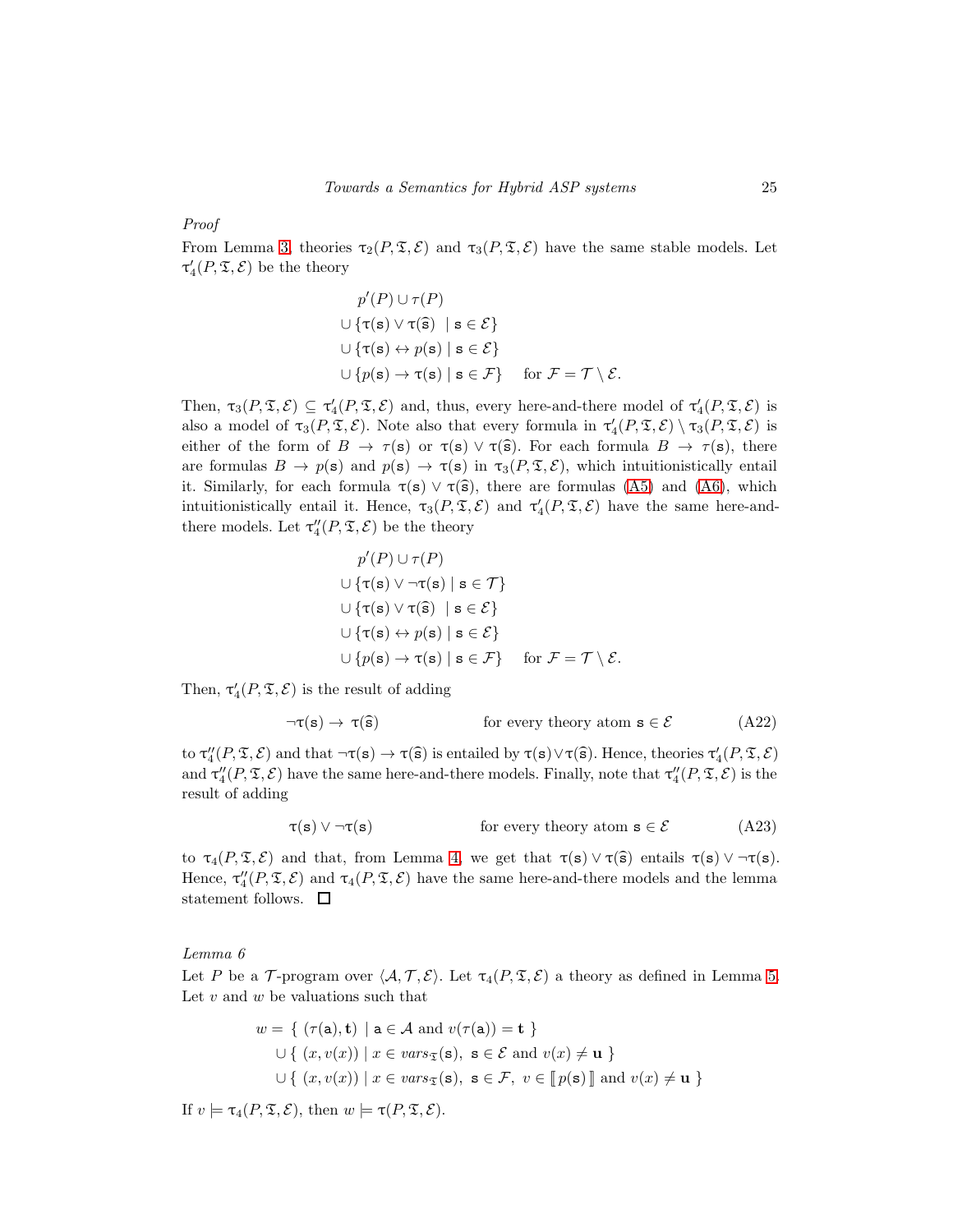*Proof*

From Lemma 3, theories $\tau_2(P, \mathfrak{T}, \mathcal{E})$ and $\tau_3(P, \mathfrak{T}, \mathcal{E})$ have the same stable models. Let $\tau_4'(P, \mathfrak{T}, \mathcal{E})$ be the theory

$$
\begin{aligned}
&p'(P) \cup \tau(P) \\
&\cup \{ \tau(\mathtt{s}) \vee \tau(\widehat{\mathtt{s}}) \;\mid \mathtt{s} \in \mathcal{E} \} \\
&\cup \{ \tau(\mathtt{s}) \leftrightarrow p(\mathtt{s}) \mid \mathtt{s} \in \mathcal{E} \} \\
&\cup \{ p(\mathtt{s}) \to \tau(\mathtt{s}) \mid \mathtt{s} \in \mathcal{F} \} \quad \text{ for } \mathcal{F} = \mathcal{T} \setminus \mathcal{E}.
\end{aligned}
$$

Then, $\tau_3(P, \mathfrak{T}, \mathcal{E}) \subseteq \tau_4'(P, \mathfrak{T}, \mathcal{E})$ and, thus, every here-and-there model of $\tau_4'(P, \mathfrak{T}, \mathcal{E})$ is also a model of $\tau_3(P, \mathfrak{T}, \mathcal{E})$. Note also that every formula in $\tau_4'(P, \mathfrak{T}, \mathcal{E}) \setminus \tau_3(P, \mathfrak{T}, \mathcal{E})$ is either of the form of $B \to \tau(\mathtt{s})$ or $\tau(\mathtt{s}) \vee \tau(\widehat{\mathtt{s}})$. For each formula $B \to \tau(\mathtt{s})$, there are formulas $B \to p(\mathtt{s})$ and $p(\mathtt{s}) \to \tau(\mathtt{s})$ in $\tau_3(P, \mathfrak{T}, \mathcal{E})$, which intuitionistically entail it. Similarly, for each formula $\tau(\mathtt{s}) \vee \tau(\widehat{\mathtt{s}})$, there are formulas (A5) and (A6), which intuitionistically entail it. Hence, $\tau_3(P, \mathfrak{T}, \mathcal{E})$ and $\tau_4'(P, \mathfrak{T}, \mathcal{E})$ have the same here-and-there models. Let $\tau_4''(P, \mathfrak{T}, \mathcal{E})$ be the theory

$$
\begin{aligned}
&p'(P) \cup \tau(P) \\
&\cup \{ \tau(\mathtt{s}) \vee \neg\tau(\mathtt{s}) \mid \mathtt{s} \in \mathcal{T} \} \\
&\cup \{ \tau(\mathtt{s}) \vee \tau(\widehat{\mathtt{s}}) \;\mid \mathtt{s} \in \mathcal{E} \} \\
&\cup \{ \tau(\mathtt{s}) \leftrightarrow p(\mathtt{s}) \mid \mathtt{s} \in \mathcal{E} \} \\
&\cup \{ p(\mathtt{s}) \to \tau(\mathtt{s}) \mid \mathtt{s} \in \mathcal{F} \} \quad \text{ for } \mathcal{F} = \mathcal{T} \setminus \mathcal{E}.
\end{aligned}
$$

Then, $\tau_4'(P, \mathfrak{T}, \mathcal{E})$ is the result of adding

$$
\neg\tau(\mathtt{s}) \to \tau(\widehat{\mathtt{s}}) \qquad\qquad \text{for every theory atom } \mathtt{s} \in \mathcal{E} \tag{A22}
$$

to $\tau_4''(P, \mathfrak{T}, \mathcal{E})$ and that $\neg\tau(\mathtt{s}) \to \tau(\widehat{\mathtt{s}})$ is entailed by $\tau(\mathtt{s}) \vee \tau(\widehat{\mathtt{s}})$. Hence, theories $\tau_4'(P, \mathfrak{T}, \mathcal{E})$ and $\tau_4''(P, \mathfrak{T}, \mathcal{E})$ have the same here-and-there models. Finally, note that $\tau_4''(P, \mathfrak{T}, \mathcal{E})$ is the result of adding

$$
\tau(\mathtt{s}) \vee \neg\tau(\mathtt{s}) \qquad\qquad \text{for every theory atom } \mathtt{s} \in \mathcal{E} \tag{A23}
$$

to $\tau_4(P, \mathfrak{T}, \mathcal{E})$ and that, from Lemma 4, we get that $\tau(\mathtt{s}) \vee \tau(\widehat{\mathtt{s}})$ entails $\tau(\mathtt{s}) \vee \neg\tau(\mathtt{s})$. Hence, $\tau_4''(P, \mathfrak{T}, \mathcal{E})$ and $\tau_4(P, \mathfrak{T}, \mathcal{E})$ have the same here-and-there models and the lemma statement follows. $\square$

*Lemma 6*

Let $P$ be a $\mathcal{T}$-program over $\langle \mathcal{A}, \mathcal{T}, \mathcal{E} \rangle$. Let $\tau_4(P, \mathfrak{T}, \mathcal{E})$ a theory as defined in Lemma 5. Let $v$ and $w$ be valuations such that

$$
\begin{aligned}
w = \; &\{ \; (\tau(\mathtt{a}), \mathbf{t}) \;\mid \mathtt{a} \in \mathcal{A} \text{ and } v(\tau(\mathtt{a})) = \mathbf{t} \; \} \\
&\cup \{ \; (x, v(x)) \mid x \in \mathit{vars}_{\mathfrak{T}}(\mathtt{s}), \; \mathtt{s} \in \mathcal{E} \text{ and } v(x) \neq \mathbf{u} \; \} \\
&\cup \{ \; (x, v(x)) \mid x \in \mathit{vars}_{\mathfrak{T}}(\mathtt{s}), \; \mathtt{s} \in \mathcal{F}, \; v \in [\![\, p(\mathtt{s}) \,]\!] \text{ and } v(x) \neq \mathbf{u} \; \}
\end{aligned}
$$

If $v \models \tau_4(P, \mathfrak{T}, \mathcal{E})$, then $w \models \tau(P, \mathfrak{T}, \mathcal{E})$.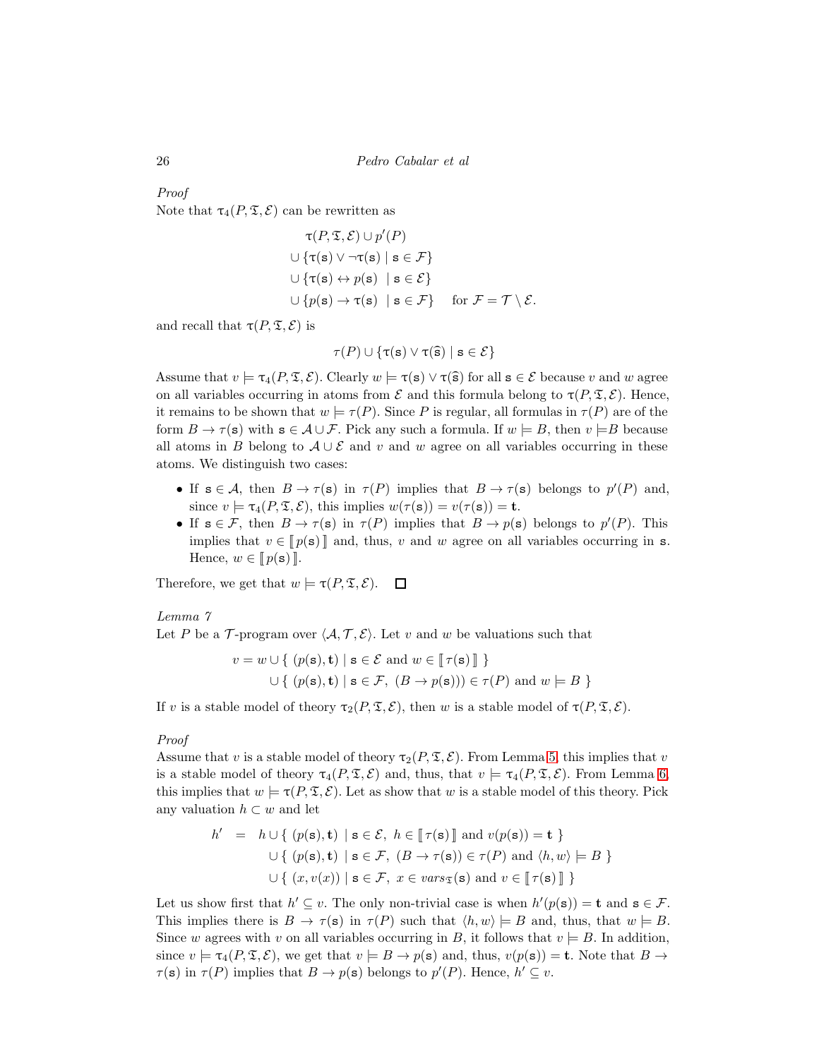*Proof*

Note that $\tau_4(P, \mathfrak{T}, \mathcal{E})$ can be rewritten as

$$
\begin{aligned}
&\tau(P, \mathfrak{T}, \mathcal{E}) \cup p'(P) \\
&\cup \{\tau(\mathtt{s}) \vee \neg\tau(\mathtt{s}) \mid \mathtt{s} \in \mathcal{F}\} \\
&\cup \{\tau(\mathtt{s}) \leftrightarrow p(\mathtt{s}) \ \mid \mathtt{s} \in \mathcal{E}\} \\
&\cup \{p(\mathtt{s}) \to \tau(\mathtt{s}) \ \mid \mathtt{s} \in \mathcal{F}\} \quad \text{for } \mathcal{F} = \mathcal{T} \setminus \mathcal{E}.
\end{aligned}
$$

and recall that $\tau(P, \mathfrak{T}, \mathcal{E})$ is

$$
\tau(P) \cup \{\tau(\mathtt{s}) \vee \tau(\widehat{\mathtt{s}}) \mid \mathtt{s} \in \mathcal{E}\}
$$

Assume that $v \models \tau_4(P, \mathfrak{T}, \mathcal{E})$. Clearly $w \models \tau(\mathtt{s}) \vee \tau(\widehat{\mathtt{s}})$ for all $\mathtt{s} \in \mathcal{E}$ because $v$ and $w$ agree on all variables occurring in atoms from $\mathcal{E}$ and this formula belong to $\tau(P, \mathfrak{T}, \mathcal{E})$. Hence, it remains to be shown that $w \models \tau(P)$. Since $P$ is regular, all formulas in $\tau(P)$ are of the form $B \to \tau(\mathtt{s})$ with $\mathtt{s} \in \mathcal{A} \cup \mathcal{F}$. Pick any such a formula. If $w \models B$, then $v \models B$ because all atoms in $B$ belong to $\mathcal{A} \cup \mathcal{E}$ and $v$ and $w$ agree on all variables occurring in these atoms. We distinguish two cases:

- If $\mathtt{s} \in \mathcal{A}$, then $B \to \tau(\mathtt{s})$ in $\tau(P)$ implies that $B \to \tau(\mathtt{s})$ belongs to $p'(P)$ and, since $v \models \tau_4(P, \mathfrak{T}, \mathcal{E})$, this implies $w(\tau(\mathtt{s})) = v(\tau(\mathtt{s})) = \mathbf{t}$.
- If $\mathtt{s} \in \mathcal{F}$, then $B \to \tau(\mathtt{s})$ in $\tau(P)$ implies that $B \to p(\mathtt{s})$ belongs to $p'(P)$. This implies that $v \in [\![\, p(\mathtt{s}) \,]\!]$ and, thus, $v$ and $w$ agree on all variables occurring in $\mathtt{s}$. Hence, $w \in [\![\, p(\mathtt{s}) \,]\!]$.

Therefore, we get that $w \models \tau(P, \mathfrak{T}, \mathcal{E})$. $\square$

*Lemma 7*

Let $P$ be a $\mathcal{T}$-program over $\langle \mathcal{A}, \mathcal{T}, \mathcal{E} \rangle$. Let $v$ and $w$ be valuations such that

$$
\begin{aligned}
v = w &\cup \{\ (p(\mathtt{s}), \mathbf{t}) \mid \mathtt{s} \in \mathcal{E} \text{ and } w \in [\![\, \tau(\mathtt{s}) \,]\!]\ \} \\
&\cup \{\ (p(\mathtt{s}), \mathbf{t}) \mid \mathtt{s} \in \mathcal{F},\ (B \to p(\mathtt{s}))) \in \tau(P) \text{ and } w \models B\ \}
\end{aligned}
$$

If $v$ is a stable model of theory $\tau_2(P, \mathfrak{T}, \mathcal{E})$, then $w$ is a stable model of $\tau(P, \mathfrak{T}, \mathcal{E})$.

*Proof*

Assume that $v$ is a stable model of theory $\tau_2(P, \mathfrak{T}, \mathcal{E})$. From Lemma 5, this implies that $v$ is a stable model of theory $\tau_4(P, \mathfrak{T}, \mathcal{E})$ and, thus, that $v \models \tau_4(P, \mathfrak{T}, \mathcal{E})$. From Lemma 6, this implies that $w \models \tau(P, \mathfrak{T}, \mathcal{E})$. Let as show that $w$ is a stable model of this theory. Pick any valuation $h \subset w$ and let

$$
\begin{aligned}
h' \ = \ h &\cup \{\ (p(\mathtt{s}), \mathbf{t})\ \mid \mathtt{s} \in \mathcal{E},\ h \in [\![\, \tau(\mathtt{s}) \,]\!] \text{ and } v(p(\mathtt{s})) = \mathbf{t}\ \} \\
&\cup \{\ (p(\mathtt{s}), \mathbf{t})\ \mid \mathtt{s} \in \mathcal{F},\ (B \to \tau(\mathtt{s})) \in \tau(P) \text{ and } \langle h, w \rangle \models B\ \} \\
&\cup \{\ (x, v(x)) \mid \mathtt{s} \in \mathcal{F},\ x \in \mathit{vars}_{\mathfrak{T}}(\mathtt{s}) \text{ and } v \in [\![\, \tau(\mathtt{s}) \,]\!]\ \}
\end{aligned}
$$

Let us show first that $h' \subseteq v$. The only non-trivial case is when $h'(p(\mathtt{s})) = \mathbf{t}$ and $\mathtt{s} \in \mathcal{F}$. This implies there is $B \to \tau(\mathtt{s})$ in $\tau(P)$ such that $\langle h, w \rangle \models B$ and, thus, that $w \models B$. Since $w$ agrees with $v$ on all variables occurring in $B$, it follows that $v \models B$. In addition, since $v \models \tau_4(P, \mathfrak{T}, \mathcal{E})$, we get that $v \models B \to p(\mathtt{s})$ and, thus, $v(p(\mathtt{s})) = \mathbf{t}$. Note that $B \to \tau(\mathtt{s})$ in $\tau(P)$ implies that $B \to p(\mathtt{s})$ belongs to $p'(P)$. Hence, $h' \subseteq v$.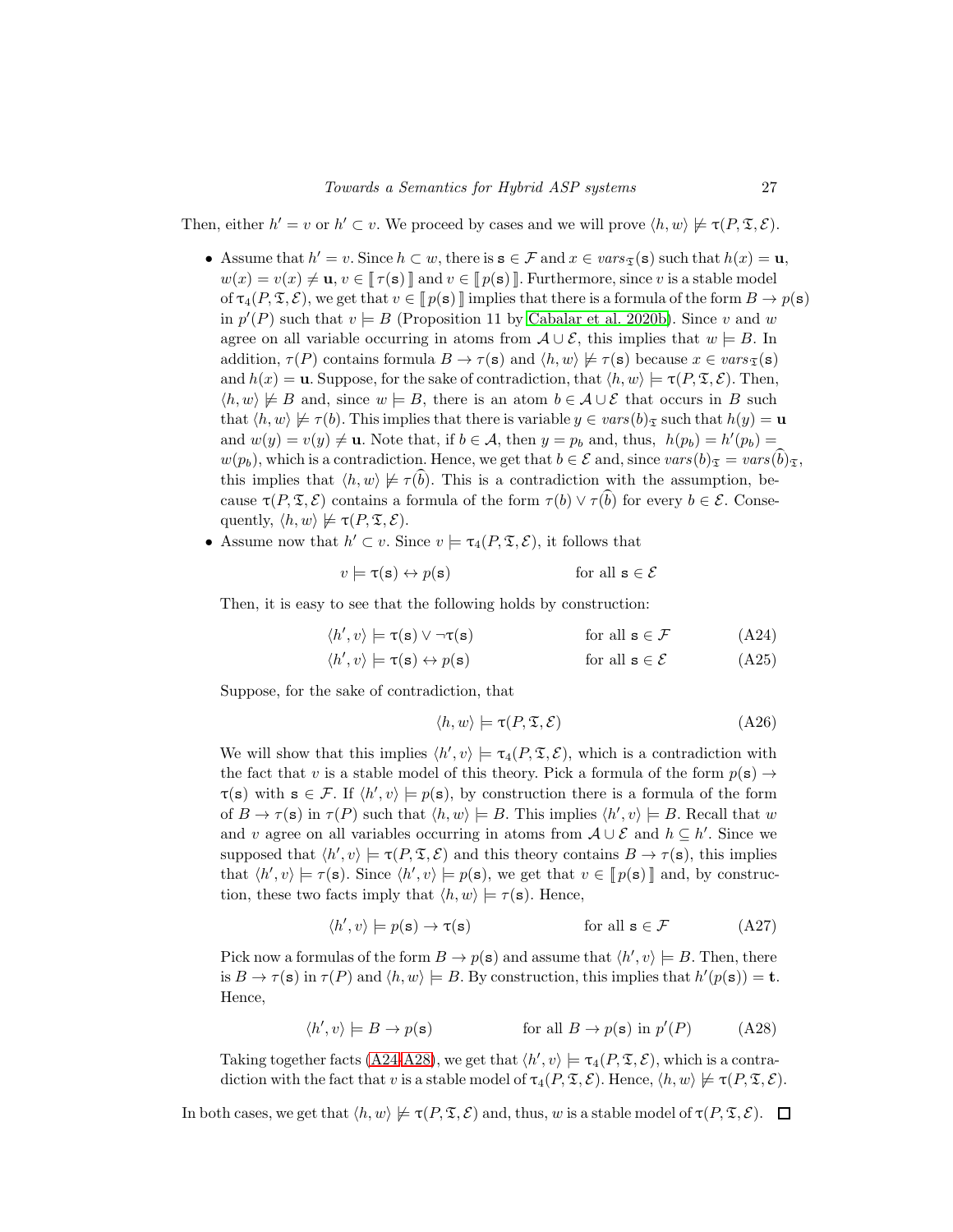Then, either $h' = v$ or $h' \subset v$. We proceed by cases and we will prove $\langle h, w\rangle \not\models \uptau(P, \mathfrak{T}, \mathcal{E})$.

- Assume that $h' = v$. Since $h \subset w$, there is $\mathtt{s} \in \mathcal{F}$ and $x \in vars_{\mathfrak{T}}(\mathtt{s})$ such that $h(x) = \mathbf{u}$, $w(x) = v(x) \neq \mathbf{u}$, $v \in [\![\, \tau(\mathtt{s}) \,]\!]$ and $v \in [\![\, p(\mathtt{s}) \,]\!]$. Furthermore, since $v$ is a stable model of $\uptau_4(P, \mathfrak{T}, \mathcal{E})$, we get that $v \in [\![\, p(\mathtt{s}) \,]\!]$ implies that there is a formula of the form $B \to p(\mathtt{s})$ in $p'(P)$ such that $v \models B$ (Proposition 11 by Cabalar et al. 2020b). Since $v$ and $w$ agree on all variable occurring in atoms from $\mathcal{A} \cup \mathcal{E}$, this implies that $w \models B$. In addition, $\tau(P)$ contains formula $B \to \tau(\mathtt{s})$ and $\langle h, w\rangle \not\models \tau(\mathtt{s})$ because $x \in vars_{\mathfrak{T}}(\mathtt{s})$ and $h(x) = \mathbf{u}$. Suppose, for the sake of contradiction, that $\langle h, w\rangle \models \uptau(P, \mathfrak{T}, \mathcal{E})$. Then, $\langle h, w\rangle \not\models B$ and, since $w \models B$, there is an atom $b \in \mathcal{A} \cup \mathcal{E}$ that occurs in $B$ such that $\langle h, w\rangle \not\models \tau(b)$. This implies that there is variable $y \in vars(b)_{\mathfrak{T}}$ such that $h(y) = \mathbf{u}$ and $w(y) = v(y) \neq \mathbf{u}$. Note that, if $b \in \mathcal{A}$, then $y = p_b$ and, thus, $h(p_b) = h'(p_b) = w(p_b)$, which is a contradiction. Hence, we get that $b \in \mathcal{E}$ and, since $vars(b)_{\mathfrak{T}} = vars(\widehat{b})_{\mathfrak{T}}$, this implies that $\langle h, w\rangle \not\models \tau(\widehat{b})$. This is a contradiction with the assumption, because $\uptau(P, \mathfrak{T}, \mathcal{E})$ contains a formula of the form $\tau(b) \vee \tau(\widehat{b})$ for every $b \in \mathcal{E}$. Consequently, $\langle h, w\rangle \not\models \uptau(P, \mathfrak{T}, \mathcal{E})$.
- Assume now that $h' \subset v$. Since $v \models \uptau_4(P, \mathfrak{T}, \mathcal{E})$, it follows that

$$v \models \uptau(\mathtt{s}) \leftrightarrow p(\mathtt{s}) \qquad\qquad \text{for all } \mathtt{s} \in \mathcal{E}$$

Then, it is easy to see that the following holds by construction:

$$\langle h', v\rangle \models \uptau(\mathtt{s}) \vee \neg\uptau(\mathtt{s}) \qquad\qquad \text{for all } \mathtt{s} \in \mathcal{F} \tag{A24}$$

$$\langle h', v\rangle \models \uptau(\mathtt{s}) \leftrightarrow p(\mathtt{s}) \qquad\qquad \text{for all } \mathtt{s} \in \mathcal{E} \tag{A25}$$

Suppose, for the sake of contradiction, that

$$\langle h, w\rangle \models \uptau(P, \mathfrak{T}, \mathcal{E}) \tag{A26}$$

We will show that this implies $\langle h', v\rangle \models \uptau_4(P, \mathfrak{T}, \mathcal{E})$, which is a contradiction with the fact that $v$ is a stable model of this theory. Pick a formula of the form $p(\mathtt{s}) \to \uptau(\mathtt{s})$ with $\mathtt{s} \in \mathcal{F}$. If $\langle h', v\rangle \models p(\mathtt{s})$, by construction there is a formula of the form of $B \to \tau(\mathtt{s})$ in $\tau(P)$ such that $\langle h, w\rangle \models B$. This implies $\langle h', v\rangle \models B$. Recall that $w$ and $v$ agree on all variables occurring in atoms from $\mathcal{A} \cup \mathcal{E}$ and $h \subseteq h'$. Since we supposed that $\langle h', v\rangle \models \uptau(P, \mathfrak{T}, \mathcal{E})$ and this theory contains $B \to \tau(\mathtt{s})$, this implies that $\langle h', v\rangle \models \tau(\mathtt{s})$. Since $\langle h', v\rangle \models p(\mathtt{s})$, we get that $v \in [\![\, p(\mathtt{s}) \,]\!]$ and, by construction, these two facts imply that $\langle h, w\rangle \models \tau(\mathtt{s})$. Hence,

$$\langle h', v\rangle \models p(\mathtt{s}) \to \uptau(\mathtt{s}) \qquad\qquad \text{for all } \mathtt{s} \in \mathcal{F} \tag{A27}$$

Pick now a formulas of the form $B \to p(\mathtt{s})$ and assume that $\langle h', v\rangle \models B$. Then, there is $B \to \tau(\mathtt{s})$ in $\tau(P)$ and $\langle h, w\rangle \models B$. By construction, this implies that $h'(p(\mathtt{s})) = \mathbf{t}$. Hence,

$$\langle h', v\rangle \models B \to p(\mathtt{s}) \qquad\qquad \text{for all } B \to p(\mathtt{s}) \text{ in } p'(P) \tag{A28}$$

Taking together facts (A24-A28), we get that $\langle h', v\rangle \models \uptau_4(P, \mathfrak{T}, \mathcal{E})$, which is a contradiction with the fact that $v$ is a stable model of $\uptau_4(P, \mathfrak{T}, \mathcal{E})$. Hence, $\langle h, w\rangle \not\models \uptau(P, \mathfrak{T}, \mathcal{E})$.

In both cases, we get that $\langle h, w\rangle \not\models \uptau(P, \mathfrak{T}, \mathcal{E})$ and, thus, $w$ is a stable model of $\uptau(P, \mathfrak{T}, \mathcal{E})$. $\square$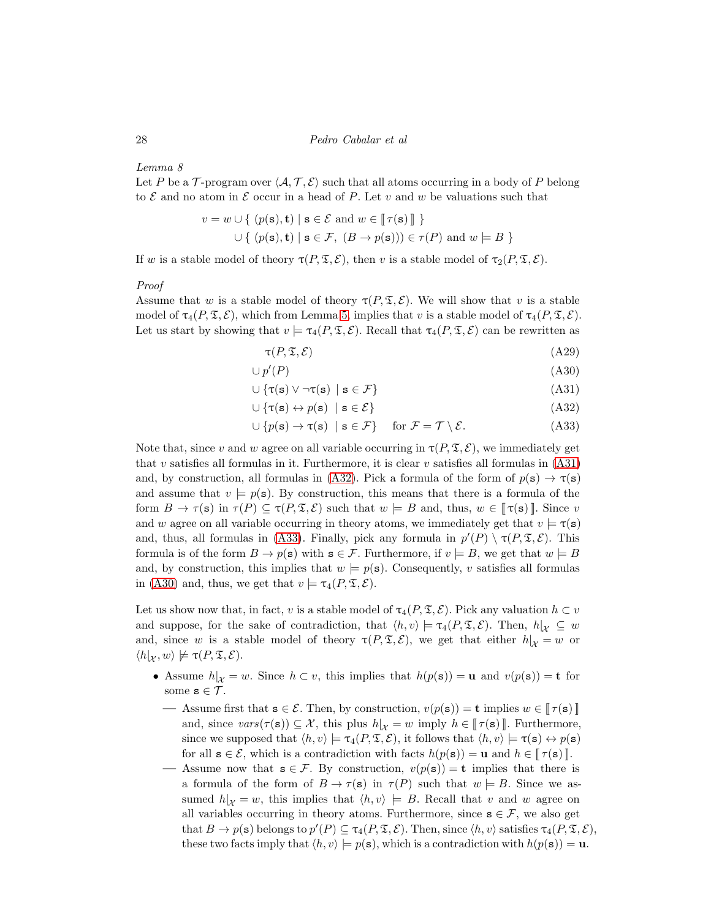*Lemma 8*
Let $P$ be a $\mathcal{T}$-program over $\langle \mathcal{A}, \mathcal{T}, \mathcal{E} \rangle$ such that all atoms occurring in a body of $P$ belong to $\mathcal{E}$ and no atom in $\mathcal{E}$ occur in a head of $P$. Let $v$ and $w$ be valuations such that

$$
\begin{aligned}
v = w \cup \{\ (p(\mathtt{s}), \mathbf{t}) \mid \mathtt{s} \in \mathcal{E} \text{ and } w \in [\![\, \tau(\mathtt{s}) \,]\!]\ \} \\
\cup \{\ (p(\mathtt{s}), \mathbf{t}) \mid \mathtt{s} \in \mathcal{F},\ (B \to p(\mathtt{s}))) \in \tau(P) \text{ and } w \models B\ \}
\end{aligned}
$$

If $w$ is a stable model of theory $\tau(P, \mathfrak{T}, \mathcal{E})$, then $v$ is a stable model of $\tau_2(P, \mathfrak{T}, \mathcal{E})$.

*Proof*
Assume that $w$ is a stable model of theory $\tau(P, \mathfrak{T}, \mathcal{E})$. We will show that $v$ is a stable model of $\tau_4(P, \mathfrak{T}, \mathcal{E})$, which from Lemma 5, implies that $v$ is a stable model of $\tau_4(P, \mathfrak{T}, \mathcal{E})$. Let us start by showing that $v \models \tau_4(P, \mathfrak{T}, \mathcal{E})$. Recall that $\tau_4(P, \mathfrak{T}, \mathcal{E})$ can be rewritten as

$$\tau(P, \mathfrak{T}, \mathcal{E}) \tag{A29}$$

$$\cup\, p'(P) \tag{A30}$$

$$\cup\, \{\tau(\mathtt{s}) \vee \neg\tau(\mathtt{s}) \ \mid \mathtt{s} \in \mathcal{F}\} \tag{A31}$$

$$\cup\, \{\tau(\mathtt{s}) \leftrightarrow p(\mathtt{s}) \ \mid \mathtt{s} \in \mathcal{E}\} \tag{A32}$$

$$\cup\, \{p(\mathtt{s}) \to \tau(\mathtt{s}) \ \mid \mathtt{s} \in \mathcal{F}\} \quad \text{for } \mathcal{F} = \mathcal{T} \setminus \mathcal{E}. \tag{A33}$$

Note that, since $v$ and $w$ agree on all variable occurring in $\tau(P, \mathfrak{T}, \mathcal{E})$, we immediately get that $v$ satisfies all formulas in it. Furthermore, it is clear $v$ satisfies all formulas in (A31) and, by construction, all formulas in (A32). Pick a formula of the form of $p(\mathtt{s}) \to \tau(\mathtt{s})$ and assume that $v \models p(\mathtt{s})$. By construction, this means that there is a formula of the form $B \to \tau(\mathtt{s})$ in $\tau(P) \subseteq \tau(P, \mathfrak{T}, \mathcal{E})$ such that $w \models B$ and, thus, $w \in [\![\, \tau(\mathtt{s}) \,]\!]$. Since $v$ and $w$ agree on all variable occurring in theory atoms, we immediately get that $v \models \tau(\mathtt{s})$ and, thus, all formulas in (A33). Finally, pick any formula in $p'(P) \setminus \tau(P, \mathfrak{T}, \mathcal{E})$. This formula is of the form $B \to p(\mathtt{s})$ with $\mathtt{s} \in \mathcal{F}$. Furthermore, if $v \models B$, we get that $w \models B$ and, by construction, this implies that $w \models p(\mathtt{s})$. Consequently, $v$ satisfies all formulas in (A30) and, thus, we get that $v \models \tau_4(P, \mathfrak{T}, \mathcal{E})$.

Let us show now that, in fact, $v$ is a stable model of $\tau_4(P, \mathfrak{T}, \mathcal{E})$. Pick any valuation $h \subset v$ and suppose, for the sake of contradiction, that $\langle h, v \rangle \models \tau_4(P, \mathfrak{T}, \mathcal{E})$. Then, $h|_{\mathcal{X}} \subseteq w$ and, since $w$ is a stable model of theory $\tau(P, \mathfrak{T}, \mathcal{E})$, we get that either $h|_{\mathcal{X}} = w$ or $\langle h|_{\mathcal{X}}, w \rangle \not\models \tau(P, \mathfrak{T}, \mathcal{E})$.

- Assume $h|_{\mathcal{X}} = w$. Since $h \subset v$, this implies that $h(p(\mathtt{s})) = \mathbf{u}$ and $v(p(\mathtt{s})) = \mathbf{t}$ for some $\mathtt{s} \in \mathcal{T}$.
  - Assume first that $\mathtt{s} \in \mathcal{E}$. Then, by construction, $v(p(\mathtt{s})) = \mathbf{t}$ implies $w \in [\![\, \tau(\mathtt{s}) \,]\!]$ and, since $vars(\tau(\mathtt{s})) \subseteq \mathcal{X}$, this plus $h|_{\mathcal{X}} = w$ imply $h \in [\![\, \tau(\mathtt{s}) \,]\!]$. Furthermore, since we supposed that $\langle h, v \rangle \models \tau_4(P, \mathfrak{T}, \mathcal{E})$, it follows that $\langle h, v \rangle \models \tau(\mathtt{s}) \leftrightarrow p(\mathtt{s})$ for all $\mathtt{s} \in \mathcal{E}$, which is a contradiction with facts $h(p(\mathtt{s})) = \mathbf{u}$ and $h \in [\![\, \tau(\mathtt{s}) \,]\!]$.
  - Assume now that $\mathtt{s} \in \mathcal{F}$. By construction, $v(p(\mathtt{s})) = \mathbf{t}$ implies that there is a formula of the form of $B \to \tau(\mathtt{s})$ in $\tau(P)$ such that $w \models B$. Since we assumed $h|_{\mathcal{X}} = w$, this implies that $\langle h, v \rangle \models B$. Recall that $v$ and $w$ agree on all variables occurring in theory atoms. Furthermore, since $\mathtt{s} \in \mathcal{F}$, we also get that $B \to p(\mathtt{s})$ belongs to $p'(P) \subseteq \tau_4(P, \mathfrak{T}, \mathcal{E})$. Then, since $\langle h, v \rangle$ satisfies $\tau_4(P, \mathfrak{T}, \mathcal{E})$, these two facts imply that $\langle h, v \rangle \models p(\mathtt{s})$, which is a contradiction with $h(p(\mathtt{s})) = \mathbf{u}$.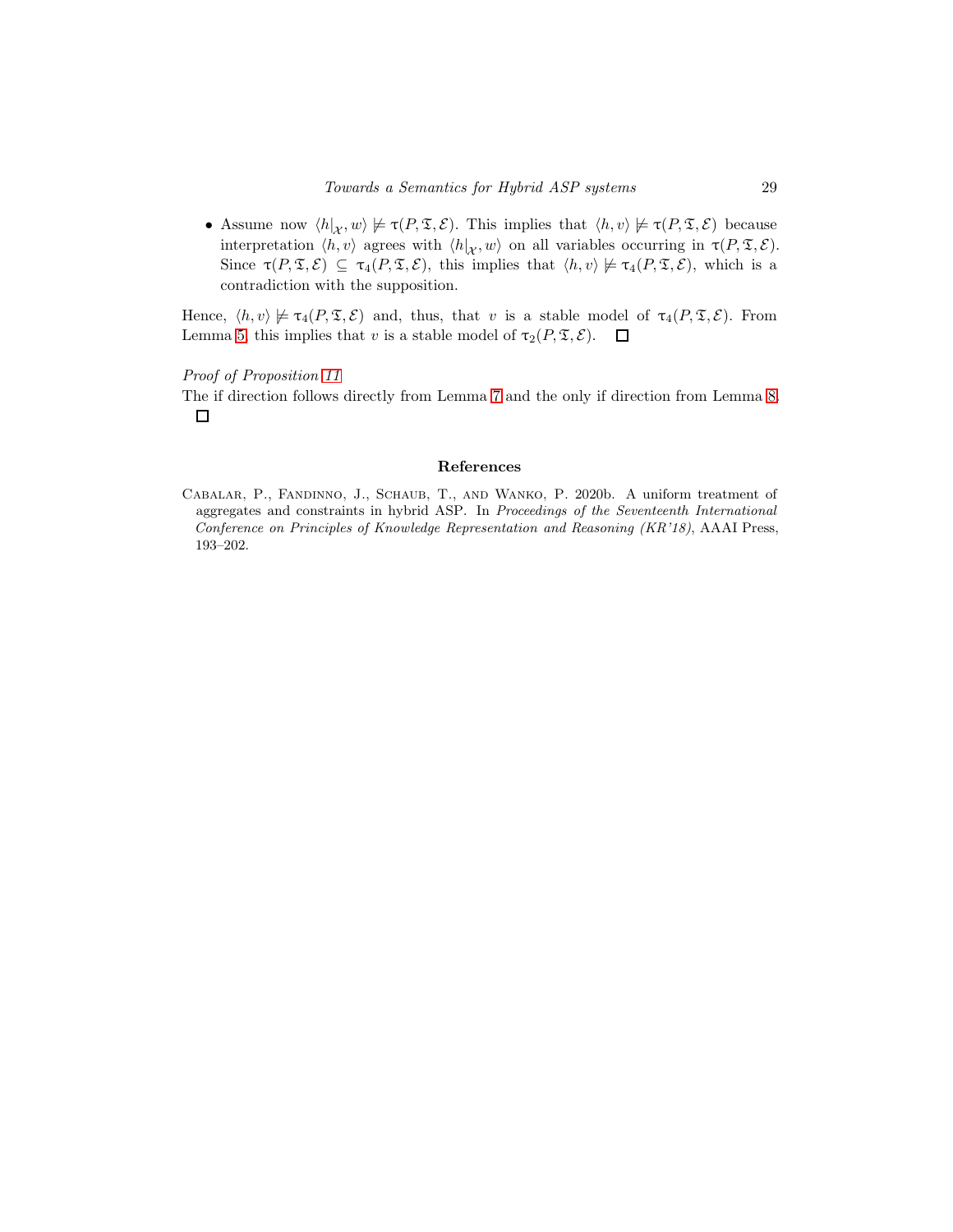- Assume now $\langle h|_{\mathcal{X}}, w\rangle \not\models \tau(P, \mathfrak{T}, \mathcal{E})$. This implies that $\langle h, v\rangle \not\models \tau(P, \mathfrak{T}, \mathcal{E})$ because interpretation $\langle h, v\rangle$ agrees with $\langle h|_{\mathcal{X}}, w\rangle$ on all variables occurring in $\tau(P, \mathfrak{T}, \mathcal{E})$. Since $\tau(P, \mathfrak{T}, \mathcal{E}) \subseteq \tau_4(P, \mathfrak{T}, \mathcal{E})$, this implies that $\langle h, v\rangle \not\models \tau_4(P, \mathfrak{T}, \mathcal{E})$, which is a contradiction with the supposition.

Hence, $\langle h, v\rangle \not\models \tau_4(P, \mathfrak{T}, \mathcal{E})$ and, thus, that $v$ is a stable model of $\tau_4(P, \mathfrak{T}, \mathcal{E})$. From Lemma 5, this implies that $v$ is a stable model of $\tau_2(P, \mathfrak{T}, \mathcal{E})$. □

*Proof of Proposition 11*

The if direction follows directly from Lemma 7 and the only if direction from Lemma 8. □

## References

Cabalar, P., Fandinno, J., Schaub, T., and Wanko, P. 2020b. A uniform treatment of aggregates and constraints in hybrid ASP. In *Proceedings of the Seventeenth International Conference on Principles of Knowledge Representation and Reasoning (KR'18)*, AAAI Press, 193–202.